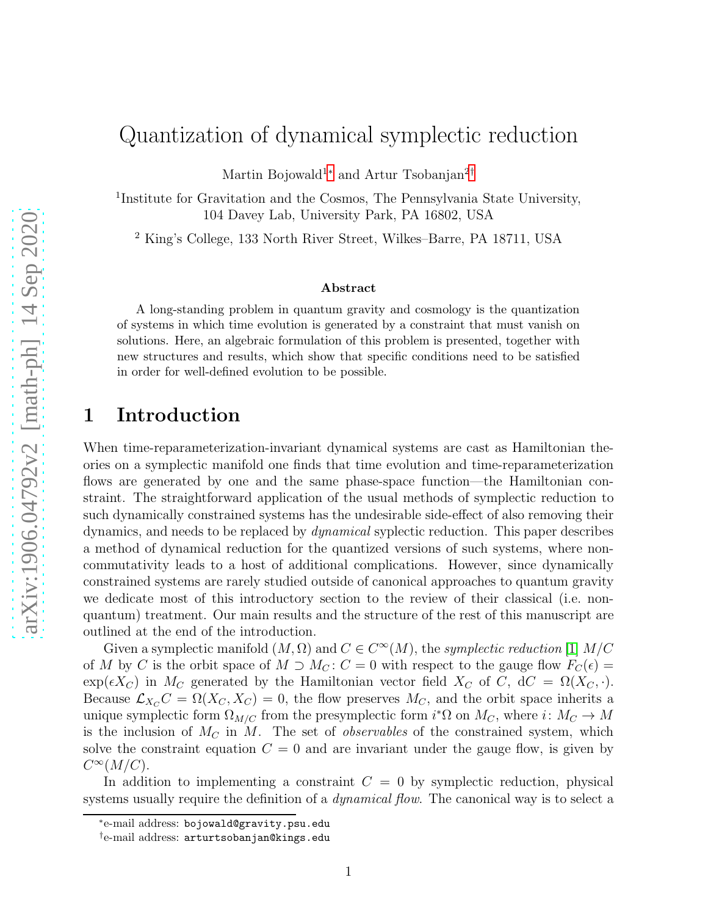# Quantization of dynamical symplectic reduction

Martin Bojowald[1*] and Artur Tsobanjan[2†]

[1]Institute for Gravitation and the Cosmos, The Pennsylvania State University, 104 Davey Lab, University Park, PA 16802, USA

[2] King's College, 133 North River Street, Wilkes–Barre, PA 18711, USA

**Abstract**

A long-standing problem in quantum gravity and cosmology is the quantization of systems in which time evolution is generated by a constraint that must vanish on solutions. Here, an algebraic formulation of this problem is presented, together with new structures and results, which show that specific conditions need to be satisfied in order for well-defined evolution to be possible.

## 1 Introduction

When time-reparameterization-invariant dynamical systems are cast as Hamiltonian theories on a symplectic manifold one finds that time evolution and time-reparameterization flows are generated by one and the same phase-space function—the Hamiltonian constraint. The straightforward application of the usual methods of symplectic reduction to such dynamically constrained systems has the undesirable side-effect of also removing their dynamics, and needs to be replaced by *dynamical* syplectic reduction. This paper describes a method of dynamical reduction for the quantized versions of such systems, where non-commutativity leads to a host of additional complications. However, since dynamically constrained systems are rarely studied outside of canonical approaches to quantum gravity we dedicate most of this introductory section to the review of their classical (i.e. non-quantum) treatment. Our main results and the structure of the rest of this manuscript are outlined at the end of the introduction.

Given a symplectic manifold $(M,\Omega)$ and $C\in C^\infty(M)$, the *symplectic reduction* [1] $M/C$ of $M$ by $C$ is the orbit space of $M\supset M_C\colon C=0$ with respect to the gauge flow $F_C(\epsilon)=\exp(\epsilon X_C)$ in $M_C$ generated by the Hamiltonian vector field $X_C$ of $C$, $\mathrm{d}C=\Omega(X_C,\cdot)$. Because $\mathcal{L}_{X_C}C=\Omega(X_C,X_C)=0$, the flow preserves $M_C$, and the orbit space inherits a unique symplectic form $\Omega_{M/C}$ from the presymplectic form $i^*\Omega$ on $M_C$, where $i\colon M_C\to M$ is the inclusion of $M_C$ in $M$. The set of *observables* of the constrained system, which solve the constraint equation $C=0$ and are invariant under the gauge flow, is given by $C^\infty(M/C)$.

In addition to implementing a constraint $C=0$ by symplectic reduction, physical systems usually require the definition of a *dynamical flow*. The canonical way is to select a

*e-mail address: bojowald@gravity.psu.edu

†e-mail address: arturtsobanjan@kings.edu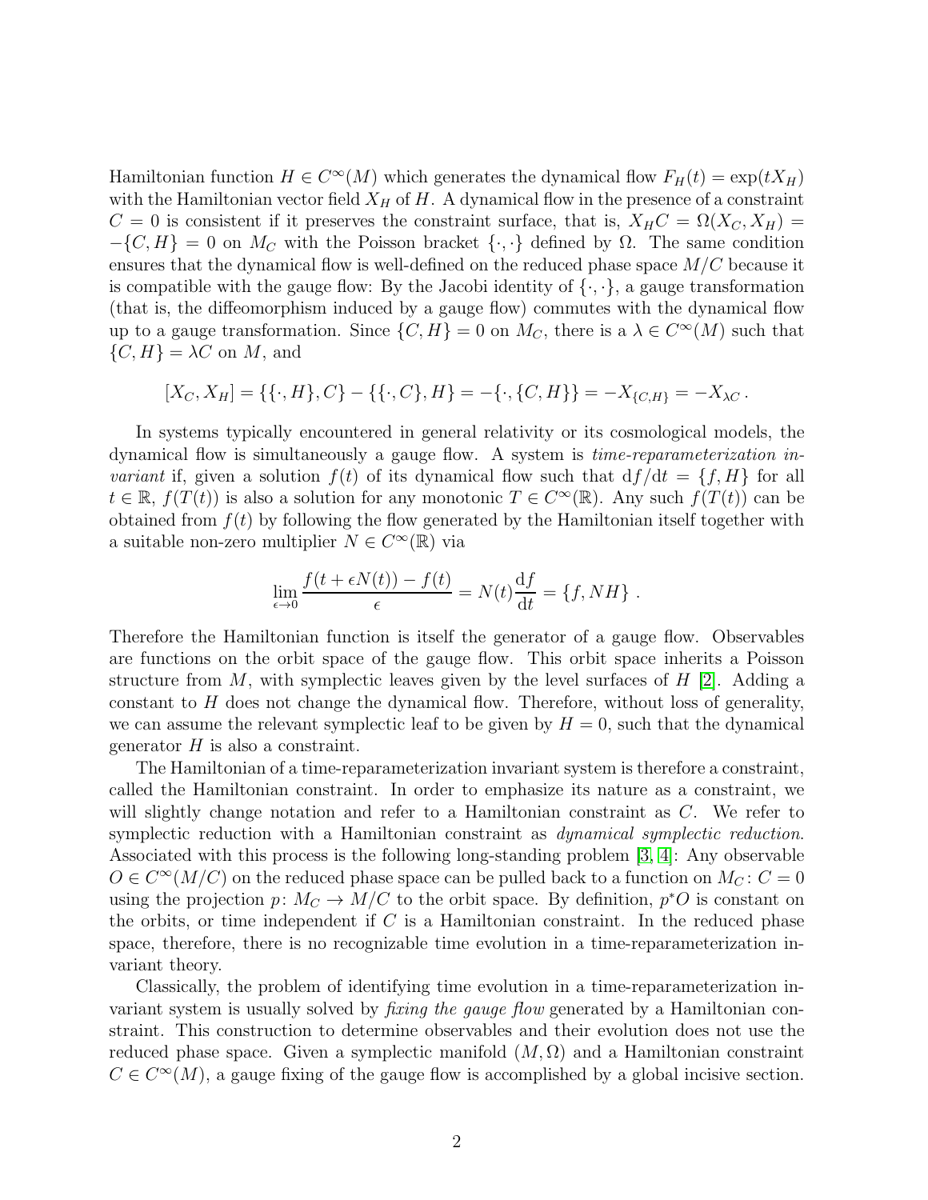Hamiltonian function $H \in C^\infty(M)$ which generates the dynamical flow $F_H(t) = \exp(tX_H)$ with the Hamiltonian vector field $X_H$ of $H$. A dynamical flow in the presence of a constraint $C = 0$ is consistent if it preserves the constraint surface, that is, $X_H C = \Omega(X_C, X_H) = -\{C, H\} = 0$ on $M_C$ with the Poisson bracket $\{\cdot, \cdot\}$ defined by $\Omega$. The same condition ensures that the dynamical flow is well-defined on the reduced phase space $M/C$ because it is compatible with the gauge flow: By the Jacobi identity of $\{\cdot, \cdot\}$, a gauge transformation (that is, the diffeomorphism induced by a gauge flow) commutes with the dynamical flow up to a gauge transformation. Since $\{C, H\} = 0$ on $M_C$, there is a $\lambda \in C^\infty(M)$ such that $\{C, H\} = \lambda C$ on $M$, and

$$[X_C, X_H] = \{\{\cdot, H\}, C\} - \{\{\cdot, C\}, H\} = -\{\cdot, \{C, H\}\} = -X_{\{C,H\}} = -X_{\lambda C}\,.$$

In systems typically encountered in general relativity or its cosmological models, the dynamical flow is simultaneously a gauge flow. A system is *time-reparameterization invariant* if, given a solution $f(t)$ of its dynamical flow such that $\mathrm{d}f/\mathrm{d}t = \{f, H\}$ for all $t \in \mathbb{R}$, $f(T(t))$ is also a solution for any monotonic $T \in C^\infty(\mathbb{R})$. Any such $f(T(t))$ can be obtained from $f(t)$ by following the flow generated by the Hamiltonian itself together with a suitable non-zero multiplier $N \in C^\infty(\mathbb{R})$ via

$$\lim_{\epsilon \to 0} \frac{f(t + \epsilon N(t)) - f(t)}{\epsilon} = N(t)\frac{\mathrm{d}f}{\mathrm{d}t} = \{f, NH\}\,.$$

Therefore the Hamiltonian function is itself the generator of a gauge flow. Observables are functions on the orbit space of the gauge flow. This orbit space inherits a Poisson structure from $M$, with symplectic leaves given by the level surfaces of $H$ [2]. Adding a constant to $H$ does not change the dynamical flow. Therefore, without loss of generality, we can assume the relevant symplectic leaf to be given by $H = 0$, such that the dynamical generator $H$ is also a constraint.

The Hamiltonian of a time-reparameterization invariant system is therefore a constraint, called the Hamiltonian constraint. In order to emphasize its nature as a constraint, we will slightly change notation and refer to a Hamiltonian constraint as $C$. We refer to symplectic reduction with a Hamiltonian constraint as *dynamical symplectic reduction*. Associated with this process is the following long-standing problem [3, 4]: Any observable $O \in C^\infty(M/C)$ on the reduced phase space can be pulled back to a function on $M_C\colon C = 0$ using the projection $p\colon M_C \to M/C$ to the orbit space. By definition, $p^*O$ is constant on the orbits, or time independent if $C$ is a Hamiltonian constraint. In the reduced phase space, therefore, there is no recognizable time evolution in a time-reparameterization invariant theory.

Classically, the problem of identifying time evolution in a time-reparameterization invariant system is usually solved by *fixing the gauge flow* generated by a Hamiltonian constraint. This construction to determine observables and their evolution does not use the reduced phase space. Given a symplectic manifold $(M, \Omega)$ and a Hamiltonian constraint $C \in C^\infty(M)$, a gauge fixing of the gauge flow is accomplished by a global incisive section.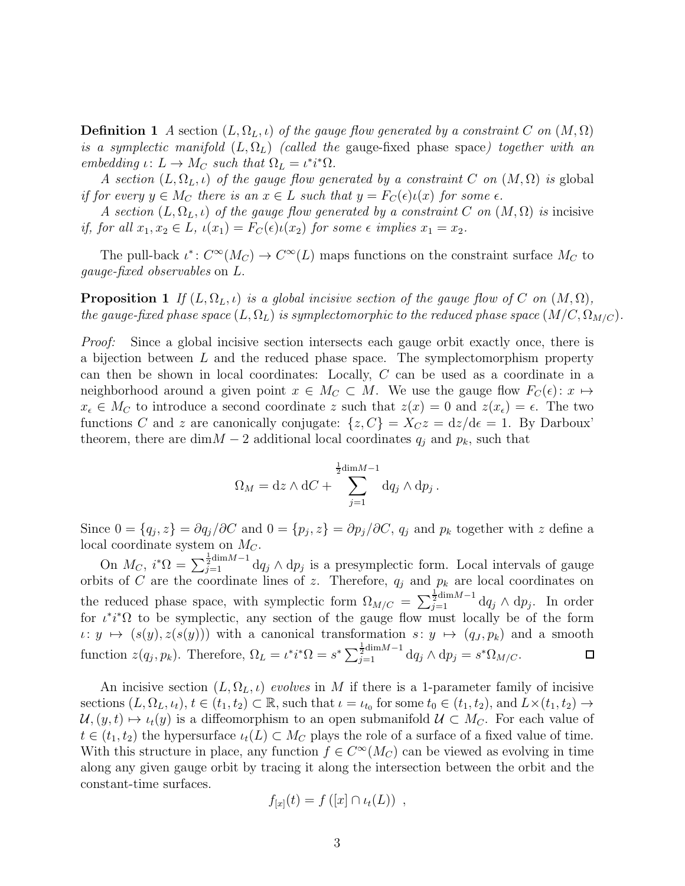**Definition 1** *A section $(L, \Omega_L, \iota)$ of the gauge flow generated by a constraint $C$ on $(M, \Omega)$ is a symplectic manifold $(L, \Omega_L)$ (called the* gauge-fixed phase space*) together with an embedding $\iota\colon L \to M_C$ such that $\Omega_L = \iota^* i^* \Omega$.*

*A section $(L, \Omega_L, \iota)$ of the gauge flow generated by a constraint $C$ on $(M, \Omega)$ is* global *if for every $y \in M_C$ there is an $x \in L$ such that $y = F_C(\epsilon)\iota(x)$ for some $\epsilon$.*

*A section $(L, \Omega_L, \iota)$ of the gauge flow generated by a constraint $C$ on $(M, \Omega)$ is* incisive *if, for all $x_1, x_2 \in L$, $\iota(x_1) = F_C(\epsilon)\iota(x_2)$ for some $\epsilon$ implies $x_1 = x_2$.*

The pull-back $\iota^*\colon C^\infty(M_C) \to C^\infty(L)$ maps functions on the constraint surface $M_C$ to *gauge-fixed observables* on $L$.

**Proposition 1** *If $(L, \Omega_L, \iota)$ is a global incisive section of the gauge flow of $C$ on $(M, \Omega)$, the gauge-fixed phase space $(L, \Omega_L)$ is symplectomorphic to the reduced phase space $(M/C, \Omega_{M/C})$.*

*Proof:* Since a global incisive section intersects each gauge orbit exactly once, there is a bijection between $L$ and the reduced phase space. The symplectomorphism property can then be shown in local coordinates: Locally, $C$ can be used as a coordinate in a neighborhood around a given point $x \in M_C \subset M$. We use the gauge flow $F_C(\epsilon)\colon x \mapsto x_\epsilon \in M_C$ to introduce a second coordinate $z$ such that $z(x) = 0$ and $z(x_\epsilon) = \epsilon$. The two functions $C$ and $z$ are canonically conjugate: $\{z, C\} = X_C z = \mathrm{d}z/\mathrm{d}\epsilon = 1$. By Darboux' theorem, there are $\dim M - 2$ additional local coordinates $q_j$ and $p_k$, such that

$$\Omega_M = \mathrm{d}z \wedge \mathrm{d}C + \sum_{j=1}^{\frac{1}{2}\dim M - 1} \mathrm{d}q_j \wedge \mathrm{d}p_j \,.$$

Since $0 = \{q_j, z\} = \partial q_j/\partial C$ and $0 = \{p_j, z\} = \partial p_j/\partial C$, $q_j$ and $p_k$ together with $z$ define a local coordinate system on $M_C$.

On $M_C$, $i^*\Omega = \sum_{j=1}^{\frac{1}{2}\dim M - 1} \mathrm{d}q_j \wedge \mathrm{d}p_j$ is a presymplectic form. Local intervals of gauge orbits of $C$ are the coordinate lines of $z$. Therefore, $q_j$ and $p_k$ are local coordinates on the reduced phase space, with symplectic form $\Omega_{M/C} = \sum_{j=1}^{\frac{1}{2}\dim M - 1} \mathrm{d}q_j \wedge \mathrm{d}p_j$. In order for $\iota^* i^* \Omega$ to be symplectic, any section of the gauge flow must locally be of the form $\iota\colon y \mapsto (s(y), z(s(y)))$ with a canonical transformation $s\colon y \mapsto (q_J, p_k)$ and a smooth function $z(q_j, p_k)$. Therefore, $\Omega_L = \iota^* i^* \Omega = s^* \sum_{j=1}^{\frac{1}{2}\dim M - 1} \mathrm{d}q_j \wedge \mathrm{d}p_j = s^* \Omega_{M/C}$. $\square$

An incisive section $(L, \Omega_L, \iota)$ *evolves* in $M$ if there is a 1-parameter family of incisive sections $(L, \Omega_L, \iota_t)$, $t \in (t_1, t_2) \subset \mathbb{R}$, such that $\iota = \iota_{t_0}$ for some $t_0 \in (t_1, t_2)$, and $L \times (t_1, t_2) \to \mathcal{U}, (y, t) \mapsto \iota_t(y)$ is a diffeomorphism to an open submanifold $\mathcal{U} \subset M_C$. For each value of $t \in (t_1, t_2)$ the hypersurface $\iota_t(L) \subset M_C$ plays the role of a surface of a fixed value of time. With this structure in place, any function $f \in C^\infty(M_C)$ can be viewed as evolving in time along any given gauge orbit by tracing it along the intersection between the orbit and the constant-time surfaces.

$$f_{[x]}(t) = f\left([x] \cap \iota_t(L)\right) \,,$$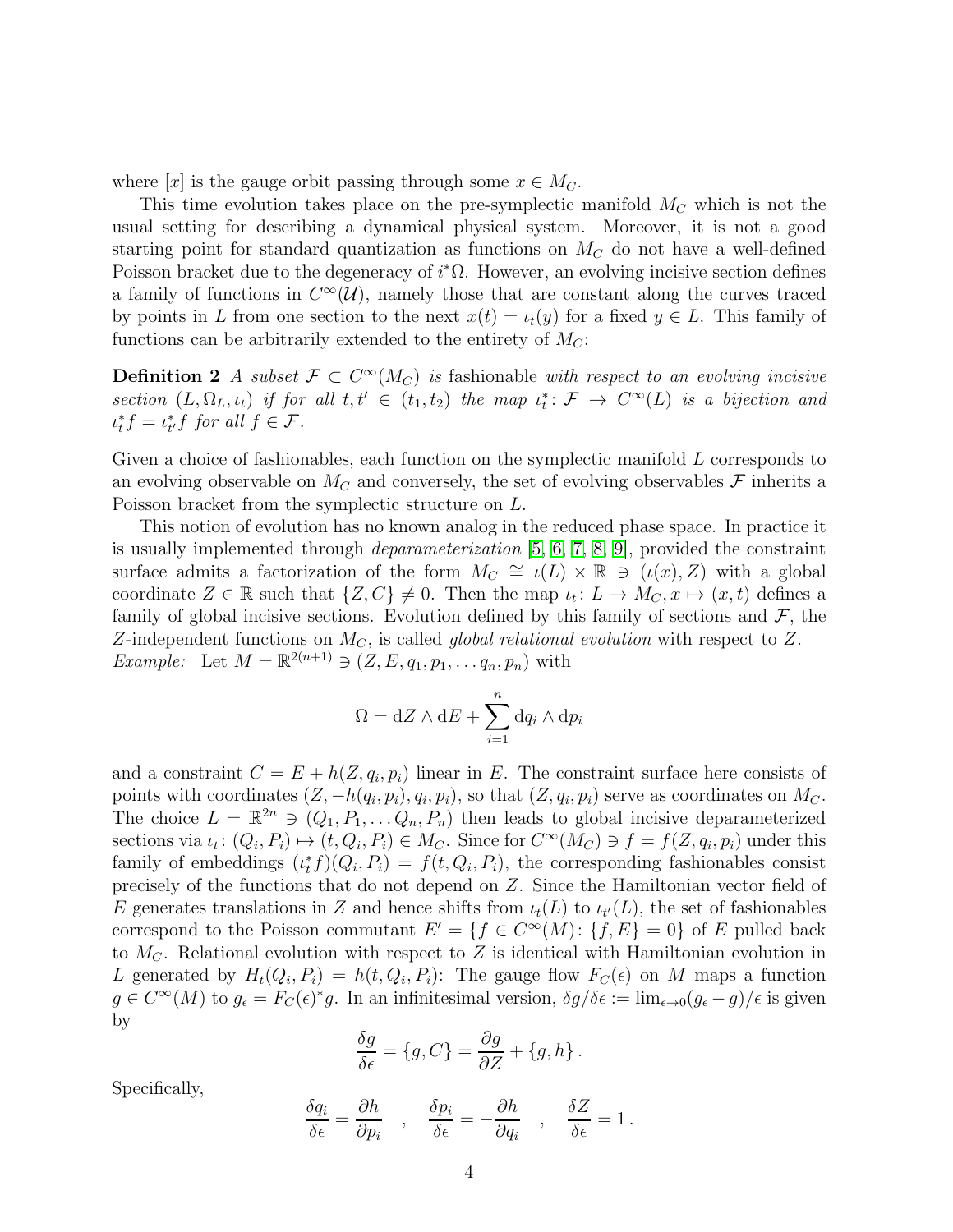where $[x]$ is the gauge orbit passing through some $x \in M_C$.

This time evolution takes place on the pre-symplectic manifold $M_C$ which is not the usual setting for describing a dynamical physical system. Moreover, it is not a good starting point for standard quantization as functions on $M_C$ do not have a well-defined Poisson bracket due to the degeneracy of $i^*\Omega$. However, an evolving incisive section defines a family of functions in $C^\infty(\mathcal{U})$, namely those that are constant along the curves traced by points in $L$ from one section to the next $x(t) = \iota_t(y)$ for a fixed $y \in L$. This family of functions can be arbitrarily extended to the entirety of $M_C$:

**Definition 2** *A subset $\mathcal{F} \subset C^\infty(M_C)$ is* fashionable *with respect to an evolving incisive section $(L, \Omega_L, \iota_t)$ if for all $t, t' \in (t_1, t_2)$ the map $\iota_t^* \colon \mathcal{F} \to C^\infty(L)$ is a bijection and $\iota_t^* f = \iota_{t'}^* f$ for all $f \in \mathcal{F}$.*

Given a choice of fashionables, each function on the symplectic manifold $L$ corresponds to an evolving observable on $M_C$ and conversely, the set of evolving observables $\mathcal{F}$ inherits a Poisson bracket from the symplectic structure on $L$.

This notion of evolution has no known analog in the reduced phase space. In practice it is usually implemented through *deparameterization* [5, 6, 7, 8, 9], provided the constraint surface admits a factorization of the form $M_C \cong \iota(L) \times \mathbb{R} \ni (\iota(x), Z)$ with a global coordinate $Z \in \mathbb{R}$ such that $\{Z, C\} \neq 0$. Then the map $\iota_t \colon L \to M_C, x \mapsto (x, t)$ defines a family of global incisive sections. Evolution defined by this family of sections and $\mathcal{F}$, the $Z$-independent functions on $M_C$, is called *global relational evolution* with respect to $Z$.

*Example:* Let $M = \mathbb{R}^{2(n+1)} \ni (Z, E, q_1, p_1, \dots q_n, p_n)$ with

$$\Omega = \mathrm{d}Z \wedge \mathrm{d}E + \sum_{i=1}^{n} \mathrm{d}q_i \wedge \mathrm{d}p_i$$

and a constraint $C = E + h(Z, q_i, p_i)$ linear in $E$. The constraint surface here consists of points with coordinates $(Z, -h(q_i, p_i), q_i, p_i)$, so that $(Z, q_i, p_i)$ serve as coordinates on $M_C$. The choice $L = \mathbb{R}^{2n} \ni (Q_1, P_1, \dots Q_n, P_n)$ then leads to global incisive deparameterized sections via $\iota_t \colon (Q_i, P_i) \mapsto (t, Q_i, P_i) \in M_C$. Since for $C^\infty(M_C) \ni f = f(Z, q_i, p_i)$ under this family of embeddings $(\iota_t^* f)(Q_i, P_i) = f(t, Q_i, P_i)$, the corresponding fashionables consist precisely of the functions that do not depend on $Z$. Since the Hamiltonian vector field of $E$ generates translations in $Z$ and hence shifts from $\iota_t(L)$ to $\iota_{t'}(L)$, the set of fashionables correspond to the Poisson commutant $E' = \{f \in C^\infty(M) \colon \{f, E\} = 0\}$ of $E$ pulled back to $M_C$. Relational evolution with respect to $Z$ is identical with Hamiltonian evolution in $L$ generated by $H_t(Q_i, P_i) = h(t, Q_i, P_i)$: The gauge flow $F_C(\epsilon)$ on $M$ maps a function $g \in C^\infty(M)$ to $g_\epsilon = F_C(\epsilon)^* g$. In an infinitesimal version, $\delta g / \delta \epsilon := \lim_{\epsilon \to 0} (g_\epsilon - g)/\epsilon$ is given by

$$\frac{\delta g}{\delta \epsilon} = \{g, C\} = \frac{\partial g}{\partial Z} + \{g, h\} \, .$$

Specifically,

$$\frac{\delta q_i}{\delta \epsilon} = \frac{\partial h}{\partial p_i} \quad , \quad \frac{\delta p_i}{\delta \epsilon} = -\frac{\partial h}{\partial q_i} \quad , \quad \frac{\delta Z}{\delta \epsilon} = 1 \, .$$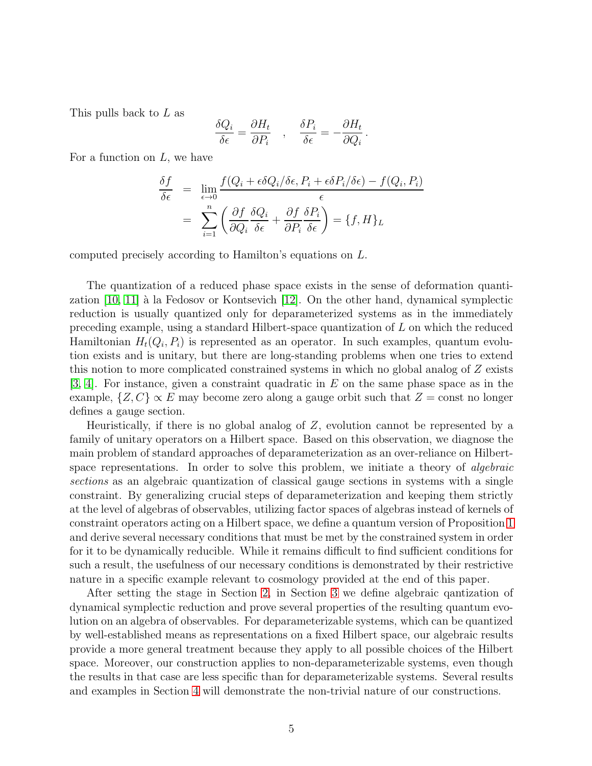This pulls back to $L$ as

$$\frac{\delta Q_i}{\delta \epsilon} = \frac{\partial H_t}{\partial P_i} \quad , \quad \frac{\delta P_i}{\delta \epsilon} = -\frac{\partial H_t}{\partial Q_i}\,.$$

For a function on $L$, we have

$$\begin{aligned}
\frac{\delta f}{\delta \epsilon} &= \lim_{\epsilon\to 0} \frac{f(Q_i + \epsilon \delta Q_i/\delta\epsilon, P_i + \epsilon \delta P_i/\delta\epsilon) - f(Q_i, P_i)}{\epsilon} \\
&= \sum_{i=1}^{n} \left( \frac{\partial f}{\partial Q_i}\frac{\delta Q_i}{\delta \epsilon} + \frac{\partial f}{\partial P_i}\frac{\delta P_i}{\delta \epsilon}\right) = \{f, H\}_L
\end{aligned}$$

computed precisely according to Hamilton's equations on $L$.

The quantization of a reduced phase space exists in the sense of deformation quantization [10, 11] à la Fedosov or Kontsevich [12]. On the other hand, dynamical symplectic reduction is usually quantized only for deparameterized systems as in the immediately preceding example, using a standard Hilbert-space quantization of $L$ on which the reduced Hamiltonian $H_t(Q_i, P_i)$ is represented as an operator. In such examples, quantum evolution exists and is unitary, but there are long-standing problems when one tries to extend this notion to more complicated constrained systems in which no global analog of $Z$ exists [3, 4]. For instance, given a constraint quadratic in $E$ on the same phase space as in the example, $\{Z, C\} \propto E$ may become zero along a gauge orbit such that $Z = \mathrm{const}$ no longer defines a gauge section.

Heuristically, if there is no global analog of $Z$, evolution cannot be represented by a family of unitary operators on a Hilbert space. Based on this observation, we diagnose the main problem of standard approaches of deparameterization as an over-reliance on Hilbert-space representations. In order to solve this problem, we initiate a theory of *algebraic sections* as an algebraic quantization of classical gauge sections in systems with a single constraint. By generalizing crucial steps of deparameterization and keeping them strictly at the level of algebras of observables, utilizing factor spaces of algebras instead of kernels of constraint operators acting on a Hilbert space, we define a quantum version of Proposition 1 and derive several necessary conditions that must be met by the constrained system in order for it to be dynamically reducible. While it remains difficult to find sufficient conditions for such a result, the usefulness of our necessary conditions is demonstrated by their restrictive nature in a specific example relevant to cosmology provided at the end of this paper.

After setting the stage in Section 2, in Section 3 we define algebraic qantization of dynamical symplectic reduction and prove several properties of the resulting quantum evolution on an algebra of observables. For deparameterizable systems, which can be quantized by well-established means as representations on a fixed Hilbert space, our algebraic results provide a more general treatment because they apply to all possible choices of the Hilbert space. Moreover, our construction applies to non-deparameterizable systems, even though the results in that case are less specific than for deparameterizable systems. Several results and examples in Section 4 will demonstrate the non-trivial nature of our constructions.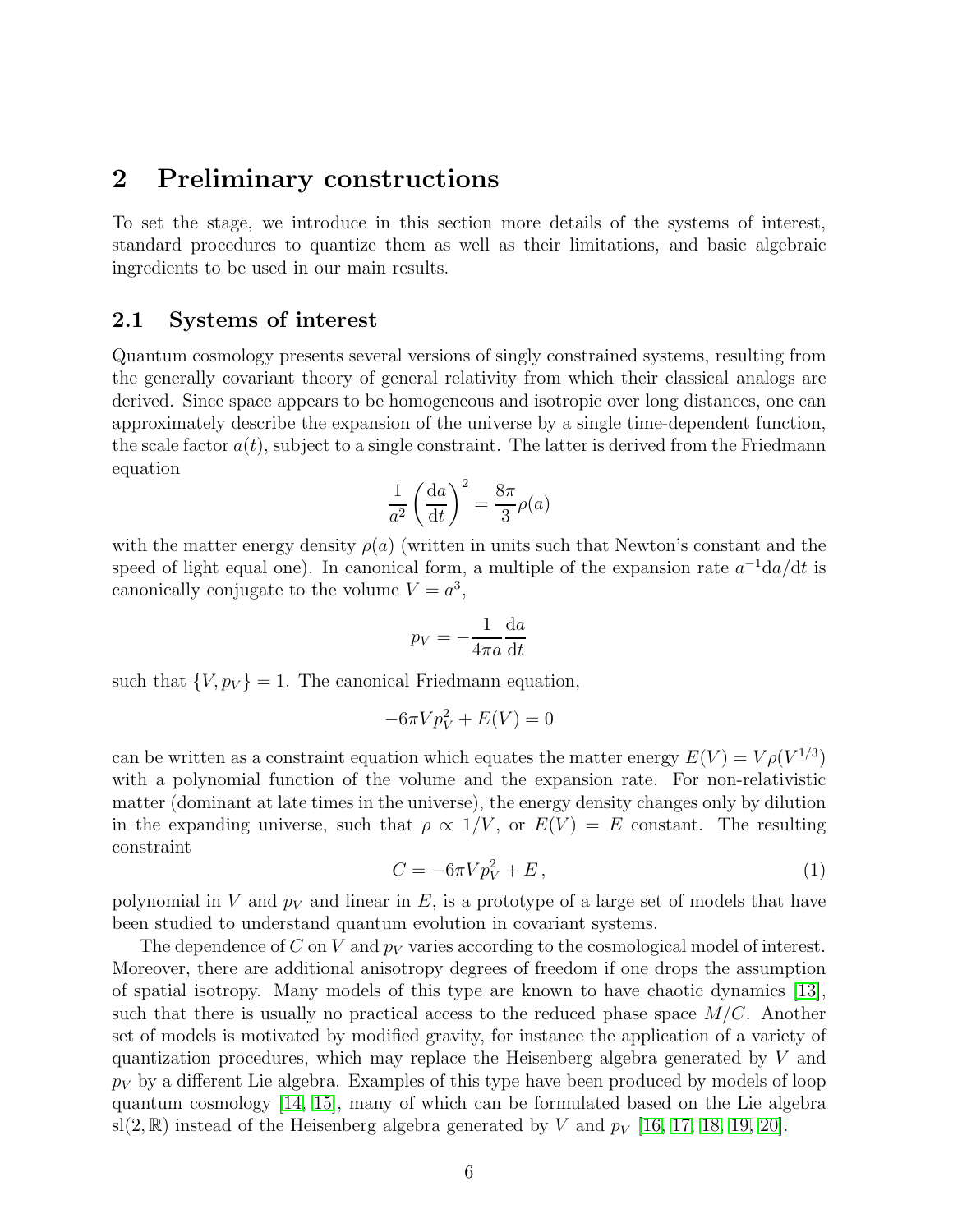## 2 Preliminary constructions

To set the stage, we introduce in this section more details of the systems of interest, standard procedures to quantize them as well as their limitations, and basic algebraic ingredients to be used in our main results.

### 2.1 Systems of interest

Quantum cosmology presents several versions of singly constrained systems, resulting from the generally covariant theory of general relativity from which their classical analogs are derived. Since space appears to be homogeneous and isotropic over long distances, one can approximately describe the expansion of the universe by a single time-dependent function, the scale factor $a(t)$, subject to a single constraint. The latter is derived from the Friedmann equation

$$\frac{1}{a^2}\left(\frac{\mathrm{d}a}{\mathrm{d}t}\right)^2 = \frac{8\pi}{3}\rho(a)$$

with the matter energy density $\rho(a)$ (written in units such that Newton's constant and the speed of light equal one). In canonical form, a multiple of the expansion rate $a^{-1}\mathrm{d}a/\mathrm{d}t$ is canonically conjugate to the volume $V = a^3$,

$$p_V = -\frac{1}{4\pi a}\frac{\mathrm{d}a}{\mathrm{d}t}$$

such that $\{V, p_V\} = 1$. The canonical Friedmann equation,

$$-6\pi V p_V^2 + E(V) = 0$$

can be written as a constraint equation which equates the matter energy $E(V) = V\rho(V^{1/3})$ with a polynomial function of the volume and the expansion rate. For non-relativistic matter (dominant at late times in the universe), the energy density changes only by dilution in the expanding universe, such that $\rho \propto 1/V$, or $E(V) = E$ constant. The resulting constraint

$$C = -6\pi V p_V^2 + E\,, \tag{1}$$

polynomial in $V$ and $p_V$ and linear in $E$, is a prototype of a large set of models that have been studied to understand quantum evolution in covariant systems.

The dependence of $C$ on $V$ and $p_V$ varies according to the cosmological model of interest. Moreover, there are additional anisotropy degrees of freedom if one drops the assumption of spatial isotropy. Many models of this type are known to have chaotic dynamics [13], such that there is usually no practical access to the reduced phase space $M/C$. Another set of models is motivated by modified gravity, for instance the application of a variety of quantization procedures, which may replace the Heisenberg algebra generated by $V$ and $p_V$ by a different Lie algebra. Examples of this type have been produced by models of loop quantum cosmology [14, 15], many of which can be formulated based on the Lie algebra $\mathrm{sl}(2,\mathbb{R})$ instead of the Heisenberg algebra generated by $V$ and $p_V$ [16, 17, 18, 19, 20].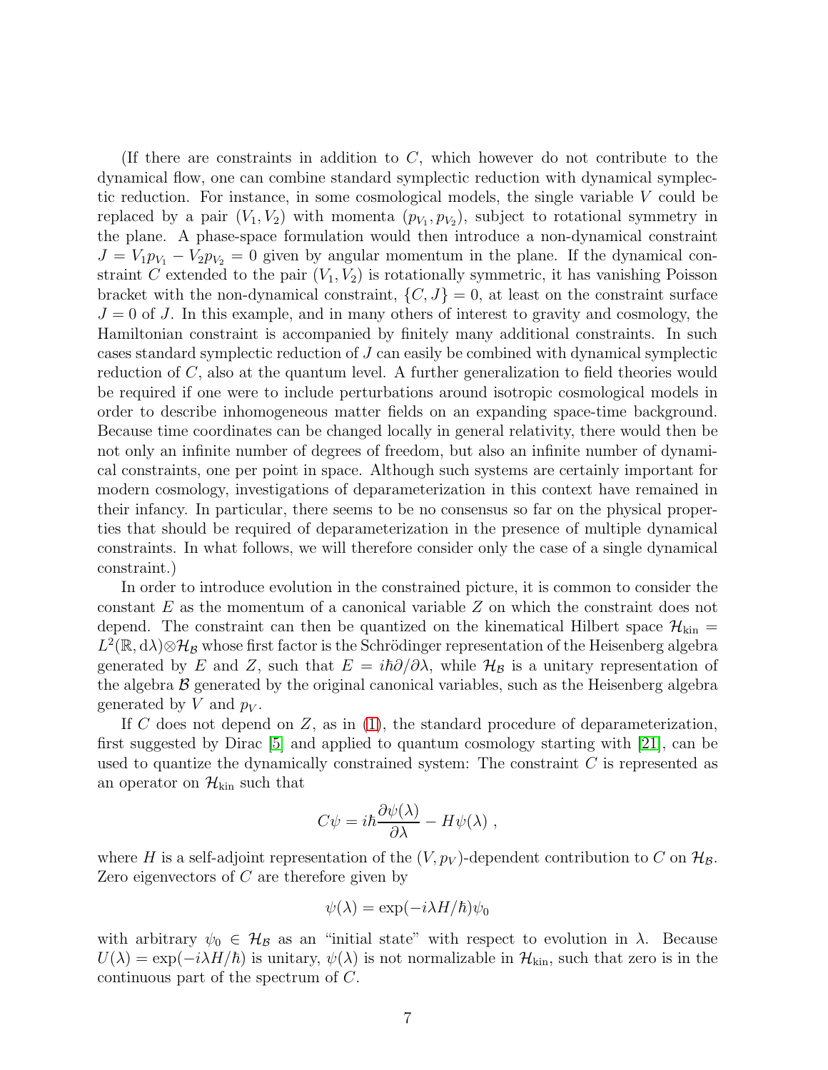(If there are constraints in addition to $C$, which however do not contribute to the dynamical flow, one can combine standard symplectic reduction with dynamical symplectic reduction. For instance, in some cosmological models, the single variable $V$ could be replaced by a pair $(V_1, V_2)$ with momenta $(p_{V_1}, p_{V_2})$, subject to rotational symmetry in the plane. A phase-space formulation would then introduce a non-dynamical constraint $J = V_1 p_{V_1} - V_2 p_{V_2} = 0$ given by angular momentum in the plane. If the dynamical constraint $C$ extended to the pair $(V_1, V_2)$ is rotationally symmetric, it has vanishing Poisson bracket with the non-dynamical constraint, $\{C, J\} = 0$, at least on the constraint surface $J = 0$ of $J$. In this example, and in many others of interest to gravity and cosmology, the Hamiltonian constraint is accompanied by finitely many additional constraints. In such cases standard symplectic reduction of $J$ can easily be combined with dynamical symplectic reduction of $C$, also at the quantum level. A further generalization to field theories would be required if one were to include perturbations around isotropic cosmological models in order to describe inhomogeneous matter fields on an expanding space-time background. Because time coordinates can be changed locally in general relativity, there would then be not only an infinite number of degrees of freedom, but also an infinite number of dynamical constraints, one per point in space. Although such systems are certainly important for modern cosmology, investigations of deparameterization in this context have remained in their infancy. In particular, there seems to be no consensus so far on the physical properties that should be required of deparameterization in the presence of multiple dynamical constraints. In what follows, we will therefore consider only the case of a single dynamical constraint.)

In order to introduce evolution in the constrained picture, it is common to consider the constant $E$ as the momentum of a canonical variable $Z$ on which the constraint does not depend. The constraint can then be quantized on the kinematical Hilbert space $\mathcal{H}_{\rm kin} = L^2(\mathbb{R}, {\rm d}\lambda) \otimes \mathcal{H}_{\mathcal{B}}$ whose first factor is the Schrödinger representation of the Heisenberg algebra generated by $E$ and $Z$, such that $E = i\hbar\partial/\partial\lambda$, while $\mathcal{H}_{\mathcal{B}}$ is a unitary representation of the algebra $\mathcal{B}$ generated by the original canonical variables, such as the Heisenberg algebra generated by $V$ and $p_V$.

If $C$ does not depend on $Z$, as in (1), the standard procedure of deparameterization, first suggested by Dirac [5] and applied to quantum cosmology starting with [21], can be used to quantize the dynamically constrained system: The constraint $C$ is represented as an operator on $\mathcal{H}_{\rm kin}$ such that

$$C\psi = i\hbar \frac{\partial \psi(\lambda)}{\partial \lambda} - H\psi(\lambda) \,,$$

where $H$ is a self-adjoint representation of the $(V, p_V)$-dependent contribution to $C$ on $\mathcal{H}_{\mathcal{B}}$. Zero eigenvectors of $C$ are therefore given by

$$\psi(\lambda) = \exp(-i\lambda H/\hbar)\psi_0$$

with arbitrary $\psi_0 \in \mathcal{H}_{\mathcal{B}}$ as an "initial state" with respect to evolution in $\lambda$. Because $U(\lambda) = \exp(-i\lambda H/\hbar)$ is unitary, $\psi(\lambda)$ is not normalizable in $\mathcal{H}_{\rm kin}$, such that zero is in the continuous part of the spectrum of $C$.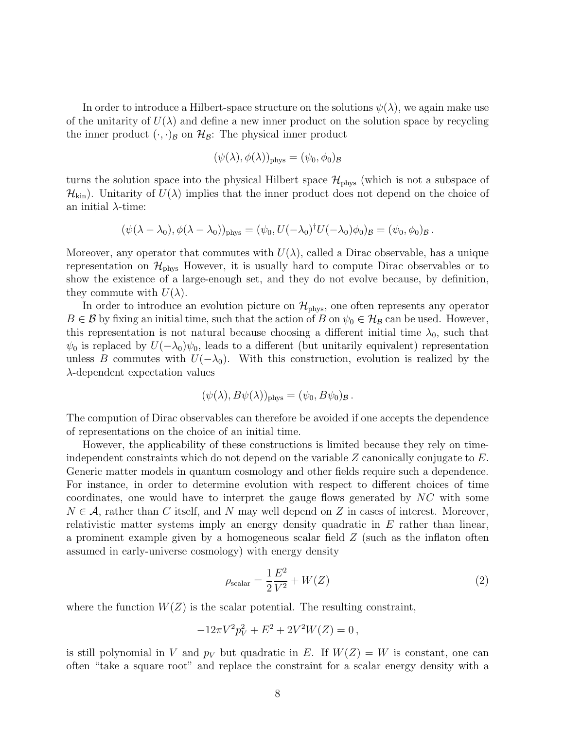In order to introduce a Hilbert-space structure on the solutions $\psi(\lambda)$, we again make use of the unitarity of $U(\lambda)$ and define a new inner product on the solution space by recycling the inner product $(\cdot,\cdot)_{\mathcal{B}}$ on $\mathcal{H}_{\mathcal{B}}$: The physical inner product

$$(\psi(\lambda),\phi(\lambda))_{\rm phys} = (\psi_0,\phi_0)_{\mathcal{B}}$$

turns the solution space into the physical Hilbert space $\mathcal{H}_{\rm phys}$ (which is not a subspace of $\mathcal{H}_{\rm kin}$). Unitarity of $U(\lambda)$ implies that the inner product does not depend on the choice of an initial $\lambda$-time:

$$(\psi(\lambda-\lambda_0),\phi(\lambda-\lambda_0))_{\rm phys} = (\psi_0, U(-\lambda_0)^\dagger U(-\lambda_0)\phi_0)_{\mathcal{B}} = (\psi_0,\phi_0)_{\mathcal{B}}\,.$$

Moreover, any operator that commutes with $U(\lambda)$, called a Dirac observable, has a unique representation on $\mathcal{H}_{\rm phys}$ However, it is usually hard to compute Dirac observables or to show the existence of a large-enough set, and they do not evolve because, by definition, they commute with $U(\lambda)$.

In order to introduce an evolution picture on $\mathcal{H}_{\rm phys}$, one often represents any operator $B\in\mathcal{B}$ by fixing an initial time, such that the action of $B$ on $\psi_0\in\mathcal{H}_{\mathcal{B}}$ can be used. However, this representation is not natural because choosing a different initial time $\lambda_0$, such that $\psi_0$ is replaced by $U(-\lambda_0)\psi_0$, leads to a different (but unitarily equivalent) representation unless $B$ commutes with $U(-\lambda_0)$. With this construction, evolution is realized by the $\lambda$-dependent expectation values

$$(\psi(\lambda),B\psi(\lambda))_{\rm phys} = (\psi_0,B\psi_0)_{\mathcal{B}}\,.$$

The compution of Dirac observables can therefore be avoided if one accepts the dependence of representations on the choice of an initial time.

However, the applicability of these constructions is limited because they rely on time-independent constraints which do not depend on the variable $Z$ canonically conjugate to $E$. Generic matter models in quantum cosmology and other fields require such a dependence. For instance, in order to determine evolution with respect to different choices of time coordinates, one would have to interpret the gauge flows generated by $NC$ with some $N\in\mathcal{A}$, rather than $C$ itself, and $N$ may well depend on $Z$ in cases of interest. Moreover, relativistic matter systems imply an energy density quadratic in $E$ rather than linear, a prominent example given by a homogeneous scalar field $Z$ (such as the inflaton often assumed in early-universe cosmology) with energy density

$$\rho_{\rm scalar} = \frac{1}{2}\frac{E^2}{V^2} + W(Z) \tag{2}$$

where the function $W(Z)$ is the scalar potential. The resulting constraint,

$$-12\pi V^2 p_V^2 + E^2 + 2V^2 W(Z) = 0\,,$$

is still polynomial in $V$ and $p_V$ but quadratic in $E$. If $W(Z)=W$ is constant, one can often "take a square root" and replace the constraint for a scalar energy density with a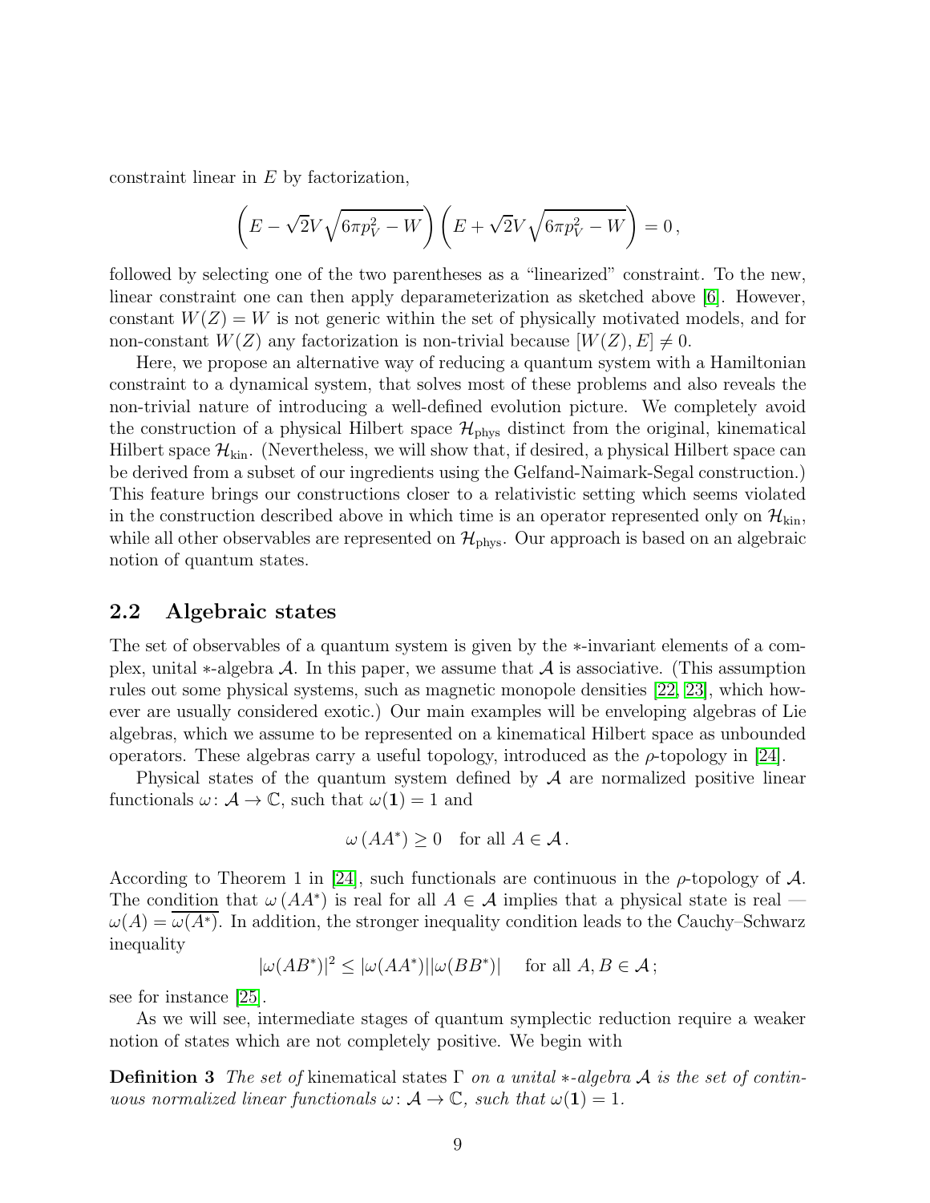constraint linear in $E$ by factorization,

$$\left(E - \sqrt{2}V\sqrt{6\pi p_V^2 - W}\right)\left(E + \sqrt{2}V\sqrt{6\pi p_V^2 - W}\right) = 0\,,$$

followed by selecting one of the two parentheses as a "linearized" constraint. To the new, linear constraint one can then apply deparameterization as sketched above [6]. However, constant $W(Z) = W$ is not generic within the set of physically motivated models, and for non-constant $W(Z)$ any factorization is non-trivial because $[W(Z), E] \neq 0$.

Here, we propose an alternative way of reducing a quantum system with a Hamiltonian constraint to a dynamical system, that solves most of these problems and also reveals the non-trivial nature of introducing a well-defined evolution picture. We completely avoid the construction of a physical Hilbert space $\mathcal{H}_{\rm phys}$ distinct from the original, kinematical Hilbert space $\mathcal{H}_{\rm kin}$. (Nevertheless, we will show that, if desired, a physical Hilbert space can be derived from a subset of our ingredients using the Gelfand-Naimark-Segal construction.) This feature brings our constructions closer to a relativistic setting which seems violated in the construction described above in which time is an operator represented only on $\mathcal{H}_{\rm kin}$, while all other observables are represented on $\mathcal{H}_{\rm phys}$. Our approach is based on an algebraic notion of quantum states.

## 2.2 Algebraic states

The set of observables of a quantum system is given by the $*$-invariant elements of a complex, unital $*$-algebra $\mathcal{A}$. In this paper, we assume that $\mathcal{A}$ is associative. (This assumption rules out some physical systems, such as magnetic monopole densities [22, 23], which however are usually considered exotic.) Our main examples will be enveloping algebras of Lie algebras, which we assume to be represented on a kinematical Hilbert space as unbounded operators. These algebras carry a useful topology, introduced as the $\rho$-topology in [24].

Physical states of the quantum system defined by $\mathcal{A}$ are normalized positive linear functionals $\omega\colon \mathcal{A} \to \mathbb{C}$, such that $\omega(\mathbf{1}) = 1$ and

$$\omega\left(AA^*\right) \geq 0 \quad \text{for all } A \in \mathcal{A}\,.$$

According to Theorem 1 in [24], such functionals are continuous in the $\rho$-topology of $\mathcal{A}$. The condition that $\omega\left(AA^*\right)$ is real for all $A \in \mathcal{A}$ implies that a physical state is real — $\omega(A) = \overline{\omega(A^*)}$. In addition, the stronger inequality condition leads to the Cauchy–Schwarz inequality

$$|\omega(AB^*)|^2 \leq |\omega(AA^*)||\omega(BB^*)| \quad \text{ for all } A, B \in \mathcal{A}\,;$$

see for instance [25].

As we will see, intermediate stages of quantum symplectic reduction require a weaker notion of states which are not completely positive. We begin with

**Definition 3** *The set of* kinematical states $\Gamma$ *on a unital $*$-algebra $\mathcal{A}$ is the set of continuous normalized linear functionals $\omega\colon \mathcal{A} \to \mathbb{C}$, such that $\omega(\mathbf{1}) = 1$.*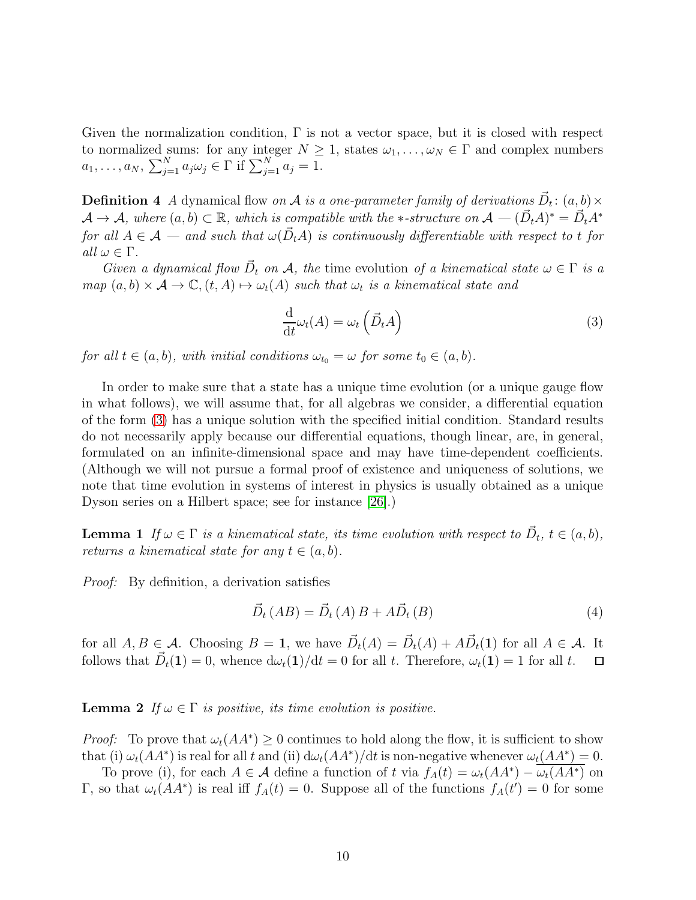Given the normalization condition, $\Gamma$ is not a vector space, but it is closed with respect to normalized sums: for any integer $N \geq 1$, states $\omega_1, \ldots, \omega_N \in \Gamma$ and complex numbers $a_1, \ldots, a_N$, $\sum_{j=1}^{N} a_j \omega_j \in \Gamma$ if $\sum_{j=1}^{N} a_j = 1$.

**Definition 4** *A* dynamical flow *on $\mathcal{A}$ is a one-parameter family of derivations $\vec{D}_t \colon (a,b) \times \mathcal{A} \to \mathcal{A}$, where $(a,b) \subset \mathbb{R}$, which is compatible with the $*$-structure on $\mathcal{A}$ — $(\vec{D}_t A)^* = \vec{D}_t A^*$ for all $A \in \mathcal{A}$ — and such that $\omega(\vec{D}_t A)$ is continuously differentiable with respect to $t$ for all $\omega \in \Gamma$.*

*Given a dynamical flow $\vec{D}_t$ on $\mathcal{A}$, the* time evolution *of a kinematical state $\omega \in \Gamma$ is a map $(a,b) \times \mathcal{A} \to \mathbb{C}, (t, A) \mapsto \omega_t(A)$ such that $\omega_t$ is a kinematical state and*

$$\frac{\mathrm{d}}{\mathrm{d}t} \omega_t(A) = \omega_t\left(\vec{D}_t A\right) \tag{3}$$

*for all $t \in (a,b)$, with initial conditions $\omega_{t_0} = \omega$ for some $t_0 \in (a,b)$.*

In order to make sure that a state has a unique time evolution (or a unique gauge flow in what follows), we will assume that, for all algebras we consider, a differential equation of the form (3) has a unique solution with the specified initial condition. Standard results do not necessarily apply because our differential equations, though linear, are, in general, formulated on an infinite-dimensional space and may have time-dependent coefficients. (Although we will not pursue a formal proof of existence and uniqueness of solutions, we note that time evolution in systems of interest in physics is usually obtained as a unique Dyson series on a Hilbert space; see for instance [26].)

**Lemma 1** *If $\omega \in \Gamma$ is a kinematical state, its time evolution with respect to $\vec{D}_t$, $t \in (a,b)$, returns a kinematical state for any $t \in (a,b)$.*

*Proof:* By definition, a derivation satisfies

$$\vec{D}_t (AB) = \vec{D}_t (A) B + A \vec{D}_t (B) \tag{4}$$

for all $A, B \in \mathcal{A}$. Choosing $B = \mathbf{1}$, we have $\vec{D}_t(A) = \vec{D}_t(A) + A\vec{D}_t(\mathbf{1})$ for all $A \in \mathcal{A}$. It follows that $\vec{D}_t(\mathbf{1}) = 0$, whence $\mathrm{d}\omega_t(\mathbf{1})/\mathrm{d}t = 0$ for all $t$. Therefore, $\omega_t(\mathbf{1}) = 1$ for all $t$. $\square$

**Lemma 2** *If $\omega \in \Gamma$ is positive, its time evolution is positive.*

*Proof:* To prove that $\omega_t(AA^*) \geq 0$ continues to hold along the flow, it is sufficient to show that (i) $\omega_t(AA^*)$ is real for all $t$ and (ii) $\mathrm{d}\omega_t(AA^*)/\mathrm{d}t$ is non-negative whenever $\omega_t(AA^*) = 0$.

To prove (i), for each $A \in \mathcal{A}$ define a function of $t$ via $f_A(t) = \omega_t(AA^*) - \overline{\omega_t(AA^*)}$ on $\Gamma$, so that $\omega_t(AA^*)$ is real iff $f_A(t) = 0$. Suppose all of the functions $f_A(t') = 0$ for some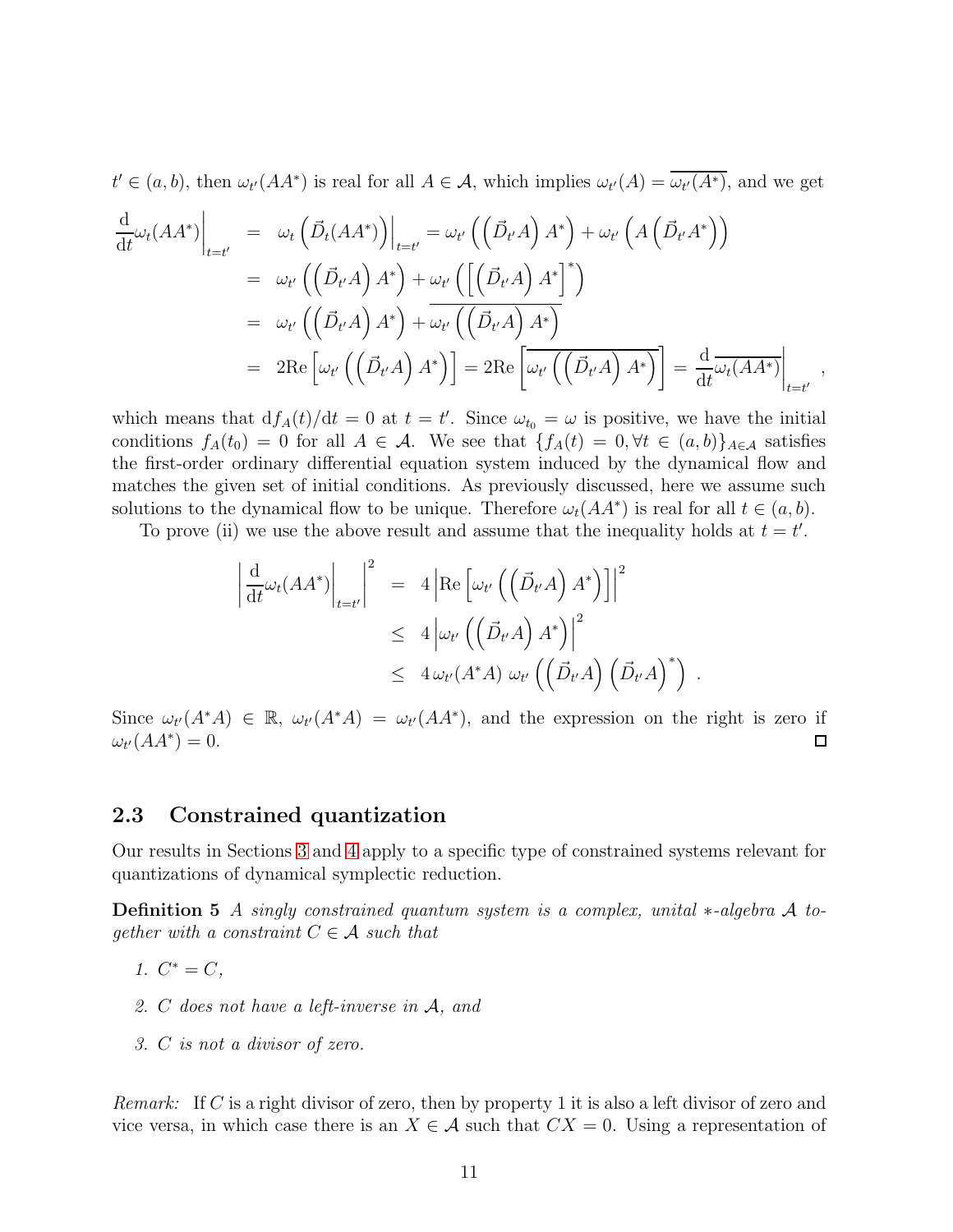$t' \in (a,b)$, then $\omega_{t'}(AA^*)$ is real for all $A \in \mathcal{A}$, which implies $\omega_{t'}(A) = \overline{\omega_{t'}(A^*)}$, and we get

$$
\begin{aligned}
\left.\frac{\mathrm{d}}{\mathrm{d}t}\omega_t(AA^*)\right|_{t=t'} &= \left.\omega_t\left(\vec{D}_t(AA^*)\right)\right|_{t=t'} = \omega_{t'}\left(\left(\vec{D}_{t'}A\right)A^*\right) + \omega_{t'}\left(A\left(\vec{D}_{t'}A^*\right)\right) \\
&= \omega_{t'}\left(\left(\vec{D}_{t'}A\right)A^*\right) + \omega_{t'}\left(\left[\left(\vec{D}_{t'}A\right)A^*\right]^*\right) \\
&= \omega_{t'}\left(\left(\vec{D}_{t'}A\right)A^*\right) + \overline{\omega_{t'}\left(\left(\vec{D}_{t'}A\right)A^*\right)} \\
&= 2\mathrm{Re}\left[\omega_{t'}\left(\left(\vec{D}_{t'}A\right)A^*\right)\right] = 2\mathrm{Re}\left[\overline{\omega_{t'}\left(\left(\vec{D}_{t'}A\right)A^*\right)}\right] = \left.\frac{\mathrm{d}}{\mathrm{d}t}\overline{\omega_t(AA^*)}\right|_{t=t'} ,
\end{aligned}
$$

which means that $\mathrm{d}f_A(t)/\mathrm{d}t = 0$ at $t = t'$. Since $\omega_{t_0} = \omega$ is positive, we have the initial conditions $f_A(t_0) = 0$ for all $A \in \mathcal{A}$. We see that $\{f_A(t) = 0, \forall t \in (a,b)\}_{A \in \mathcal{A}}$ satisfies the first-order ordinary differential equation system induced by the dynamical flow and matches the given set of initial conditions. As previously discussed, here we assume such solutions to the dynamical flow to be unique. Therefore $\omega_t(AA^*)$ is real for all $t \in (a,b)$.

To prove (ii) we use the above result and assume that the inequality holds at $t = t'$.

$$
\begin{aligned}
\left|\left.\frac{\mathrm{d}}{\mathrm{d}t}\omega_t(AA^*)\right|_{t=t'}\right|^2 &= 4\left|\mathrm{Re}\left[\omega_{t'}\left(\left(\vec{D}_{t'}A\right)A^*\right)\right]\right|^2 \\
&\leq 4\left|\omega_{t'}\left(\left(\vec{D}_{t'}A\right)A^*\right)\right|^2 \\
&\leq 4\,\omega_{t'}(A^*A)\;\omega_{t'}\left(\left(\vec{D}_{t'}A\right)\left(\vec{D}_{t'}A\right)^*\right) .
\end{aligned}
$$

Since $\omega_{t'}(A^*A) \in \mathbb{R}$, $\omega_{t'}(A^*A) = \omega_{t'}(AA^*)$, and the expression on the right is zero if $\omega_{t'}(AA^*) = 0$. ☐

### 2.3 Constrained quantization

Our results in Sections 3 and 4 apply to a specific type of constrained systems relevant for quantizations of dynamical symplectic reduction.

**Definition 5** *A singly constrained quantum system is a complex, unital $*$-algebra $\mathcal{A}$ together with a constraint $C \in \mathcal{A}$ such that*

1. *$C^* = C$,*
2. *$C$ does not have a left-inverse in $\mathcal{A}$, and*
3. *$C$ is not a divisor of zero.*

*Remark:* If $C$ is a right divisor of zero, then by property 1 it is also a left divisor of zero and vice versa, in which case there is an $X \in \mathcal{A}$ such that $CX = 0$. Using a representation of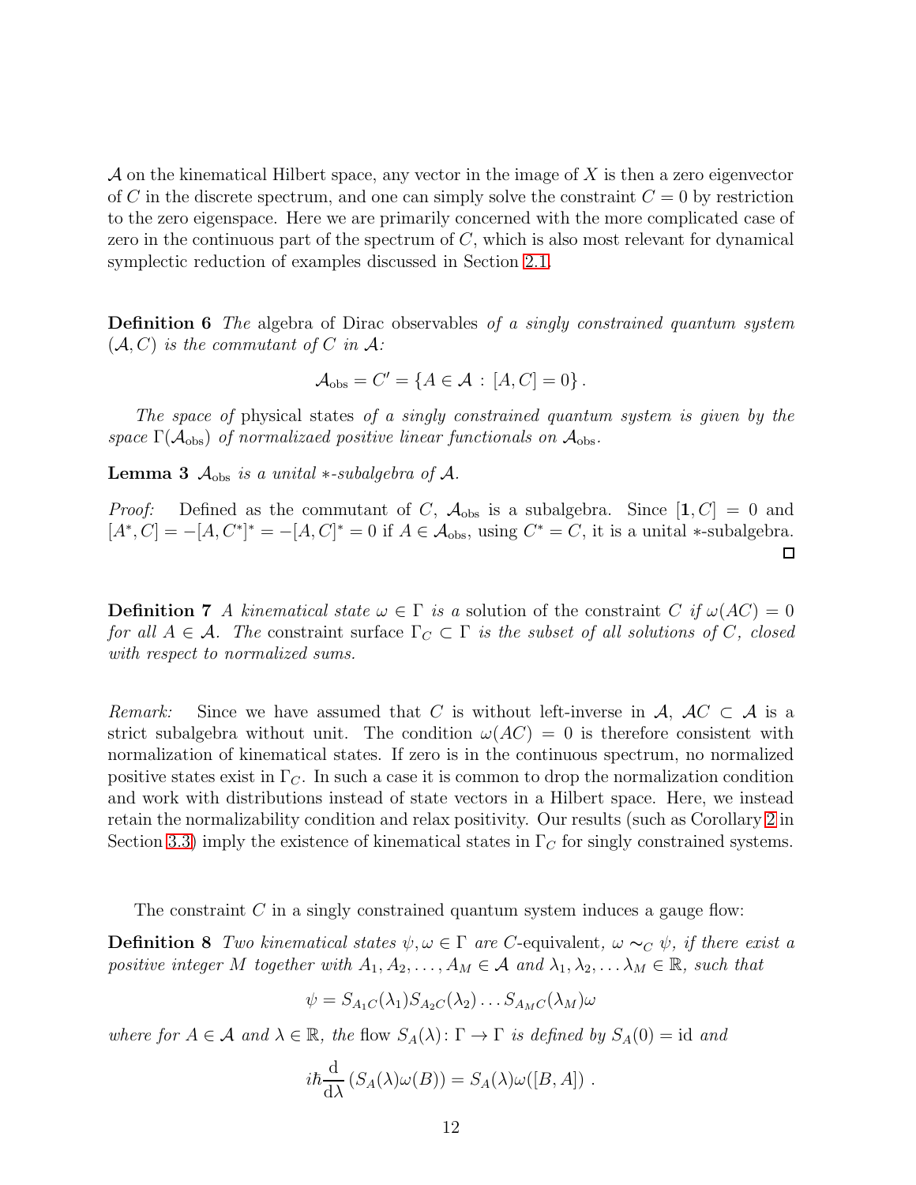$\mathcal{A}$ on the kinematical Hilbert space, any vector in the image of $X$ is then a zero eigenvector of $C$ in the discrete spectrum, and one can simply solve the constraint $C = 0$ by restriction to the zero eigenspace. Here we are primarily concerned with the more complicated case of zero in the continuous part of the spectrum of $C$, which is also most relevant for dynamical symplectic reduction of examples discussed in Section 2.1.

**Definition 6** *The* algebra of Dirac observables *of a singly constrained quantum system* $(\mathcal{A}, C)$ *is the commutant of* $C$ *in* $\mathcal{A}$*:*

$$\mathcal{A}_{\rm obs} = C' = \{A \in \mathcal{A} : [A, C] = 0\} .$$

*The space of* physical states *of a singly constrained quantum system is given by the space* $\Gamma(\mathcal{A}_{\rm obs})$ *of normalizaed positive linear functionals on* $\mathcal{A}_{\rm obs}$*.*

**Lemma 3** $\mathcal{A}_{\rm obs}$ *is a unital* $*$*-subalgebra of* $\mathcal{A}$*.*

*Proof:* Defined as the commutant of $C$, $\mathcal{A}_{\rm obs}$ is a subalgebra. Since $[\mathbf{1}, C] = 0$ and $[A^*, C] = -[A, C^*]^* = -[A, C]^* = 0$ if $A \in \mathcal{A}_{\rm obs}$, using $C^* = C$, it is a unital $*$-subalgebra. $\square$

**Definition 7** *A kinematical state* $\omega \in \Gamma$ *is a* solution of the constraint $C$ *if* $\omega(AC) = 0$ *for all* $A \in \mathcal{A}$*. The* constraint surface $\Gamma_C \subset \Gamma$ *is the subset of all solutions of* $C$*, closed with respect to normalized sums.*

*Remark:* Since we have assumed that $C$ is without left-inverse in $\mathcal{A}$, $\mathcal{A}C \subset \mathcal{A}$ is a strict subalgebra without unit. The condition $\omega(AC) = 0$ is therefore consistent with normalization of kinematical states. If zero is in the continuous spectrum, no normalized positive states exist in $\Gamma_C$. In such a case it is common to drop the normalization condition and work with distributions instead of state vectors in a Hilbert space. Here, we instead retain the normalizability condition and relax positivity. Our results (such as Corollary 2 in Section 3.3) imply the existence of kinematical states in $\Gamma_C$ for singly constrained systems.

The constraint $C$ in a singly constrained quantum system induces a gauge flow:

**Definition 8** *Two kinematical states* $\psi, \omega \in \Gamma$ *are* $C$-equivalent*,* $\omega \sim_C \psi$*, if there exist a positive integer* $M$ *together with* $A_1, A_2, \ldots, A_M \in \mathcal{A}$ *and* $\lambda_1, \lambda_2, \ldots \lambda_M \in \mathbb{R}$*, such that*

$$\psi = S_{A_1C}(\lambda_1) S_{A_2C}(\lambda_2) \ldots S_{A_MC}(\lambda_M)\omega$$

*where for* $A \in \mathcal{A}$ *and* $\lambda \in \mathbb{R}$*, the* flow $S_A(\lambda) \colon \Gamma \to \Gamma$ *is defined by* $S_A(0) = \mathrm{id}$ *and*

$$i\hbar \frac{\mathrm{d}}{\mathrm{d}\lambda} \left( S_A(\lambda)\omega(B) \right) = S_A(\lambda)\omega([B, A]) \; .$$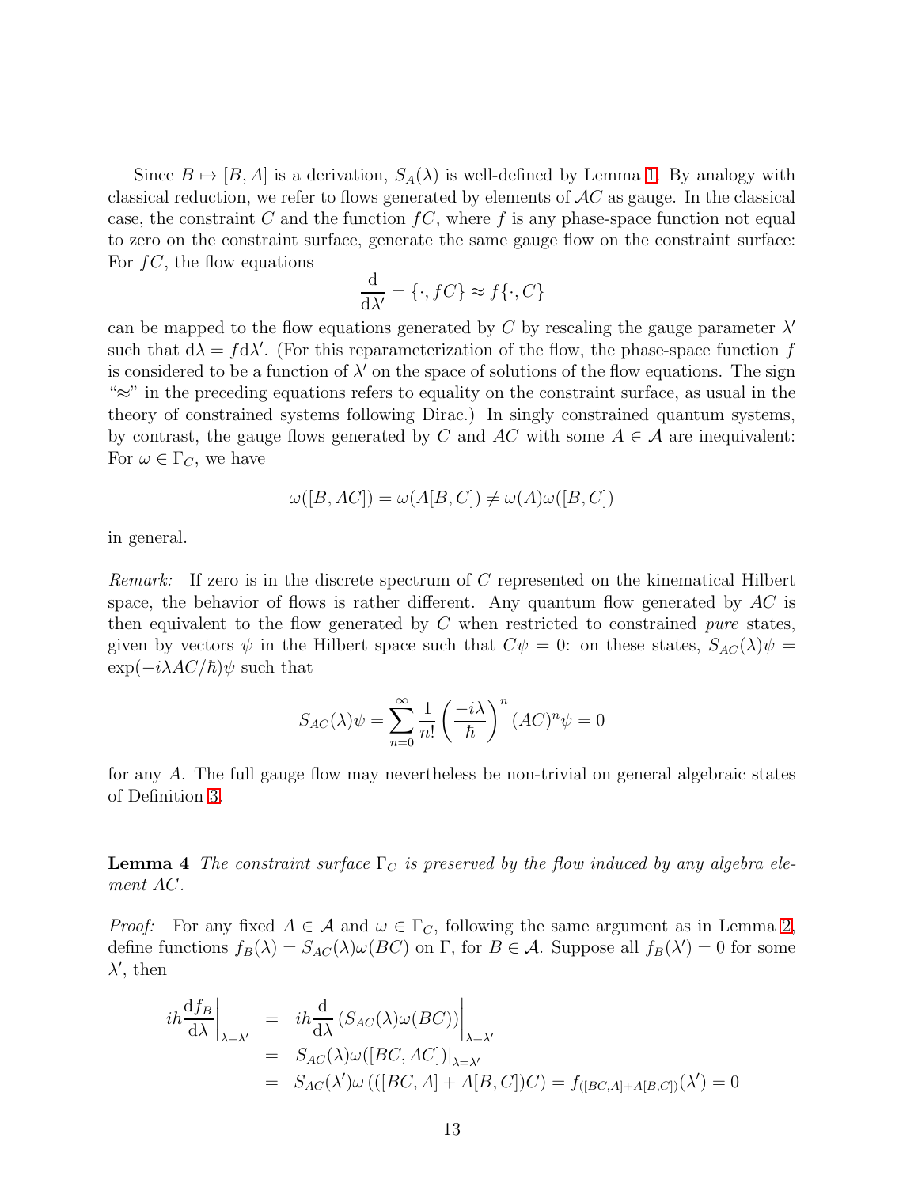Since $B \mapsto [B, A]$ is a derivation, $S_A(\lambda)$ is well-defined by Lemma 1. By analogy with classical reduction, we refer to flows generated by elements of $\mathcal{A}C$ as gauge. In the classical case, the constraint $C$ and the function $fC$, where $f$ is any phase-space function not equal to zero on the constraint surface, generate the same gauge flow on the constraint surface: For $fC$, the flow equations

$$\frac{\mathrm{d}}{\mathrm{d}\lambda'} = \{\cdot, fC\} \approx f\{\cdot, C\}$$

can be mapped to the flow equations generated by $C$ by rescaling the gauge parameter $\lambda'$ such that $\mathrm{d}\lambda = f\mathrm{d}\lambda'$. (For this reparameterization of the flow, the phase-space function $f$ is considered to be a function of $\lambda'$ on the space of solutions of the flow equations. The sign "$\approx$" in the preceding equations refers to equality on the constraint surface, as usual in the theory of constrained systems following Dirac.) In singly constrained quantum systems, by contrast, the gauge flows generated by $C$ and $AC$ with some $A \in \mathcal{A}$ are inequivalent: For $\omega \in \Gamma_C$, we have

$$\omega([B, AC]) = \omega(A[B, C]) \neq \omega(A)\omega([B, C])$$

in general.

*Remark:* If zero is in the discrete spectrum of $C$ represented on the kinematical Hilbert space, the behavior of flows is rather different. Any quantum flow generated by $AC$ is then equivalent to the flow generated by $C$ when restricted to constrained *pure* states, given by vectors $\psi$ in the Hilbert space such that $C\psi = 0$: on these states, $S_{AC}(\lambda)\psi = \exp(-i\lambda AC/\hbar)\psi$ such that

$$S_{AC}(\lambda)\psi = \sum_{n=0}^{\infty} \frac{1}{n!} \left(\frac{-i\lambda}{\hbar}\right)^n (AC)^n \psi = 0$$

for any $A$. The full gauge flow may nevertheless be non-trivial on general algebraic states of Definition 3.

**Lemma 4** *The constraint surface $\Gamma_C$ is preserved by the flow induced by any algebra element $AC$.*

*Proof:* For any fixed $A \in \mathcal{A}$ and $\omega \in \Gamma_C$, following the same argument as in Lemma 2, define functions $f_B(\lambda) = S_{AC}(\lambda)\omega(BC)$ on $\Gamma$, for $B \in \mathcal{A}$. Suppose all $f_B(\lambda') = 0$ for some $\lambda'$, then

$$\begin{aligned}
i\hbar \frac{\mathrm{d}f_B}{\mathrm{d}\lambda}\bigg|_{\lambda=\lambda'} &= i\hbar \frac{\mathrm{d}}{\mathrm{d}\lambda}\left(S_{AC}(\lambda)\omega(BC)\right)\bigg|_{\lambda=\lambda'} \\
&= S_{AC}(\lambda)\omega([BC, AC])|_{\lambda=\lambda'} \\
&= S_{AC}(\lambda')\omega\left(([BC, A] + A[B, C])C\right) = f_{([BC,A]+A[B,C])}(\lambda') = 0
\end{aligned}$$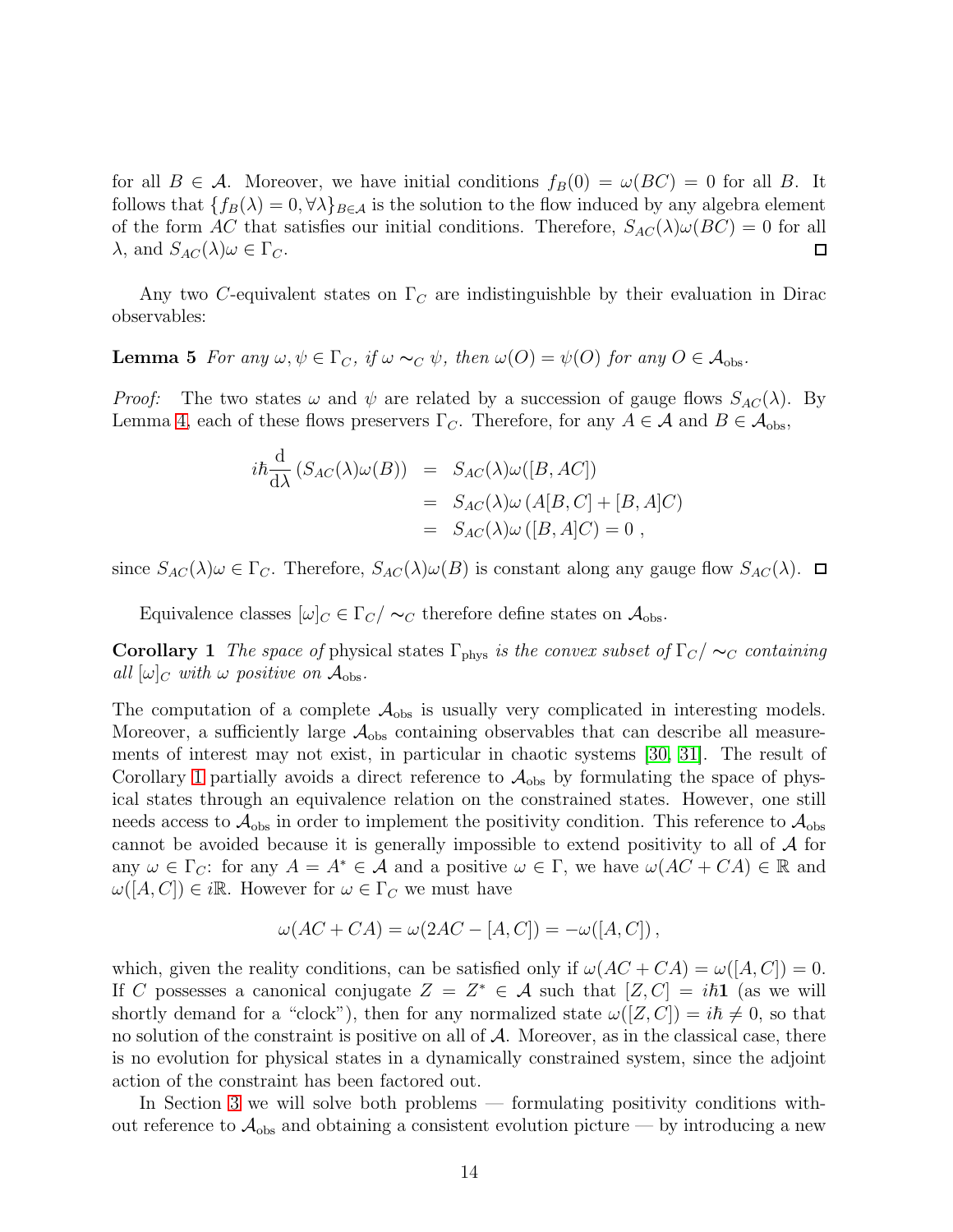for all $B \in \mathcal{A}$. Moreover, we have initial conditions $f_B(0) = \omega(BC) = 0$ for all $B$. It follows that $\{f_B(\lambda) = 0, \forall \lambda\}_{B \in \mathcal{A}}$ is the solution to the flow induced by any algebra element of the form $AC$ that satisfies our initial conditions. Therefore, $S_{AC}(\lambda)\omega(BC) = 0$ for all $\lambda$, and $S_{AC}(\lambda)\omega \in \Gamma_C$. □

Any two $C$-equivalent states on $\Gamma_C$ are indistinguishble by their evaluation in Dirac observables:

**Lemma 5** *For any $\omega, \psi \in \Gamma_C$, if $\omega \sim_C \psi$, then $\omega(O) = \psi(O)$ for any $O \in \mathcal{A}_{\rm obs}$.*

*Proof:* The two states $\omega$ and $\psi$ are related by a succession of gauge flows $S_{AC}(\lambda)$. By Lemma 4, each of these flows preservers $\Gamma_C$. Therefore, for any $A \in \mathcal{A}$ and $B \in \mathcal{A}_{\rm obs}$,

$$
\begin{aligned}
i\hbar \frac{\mathrm{d}}{\mathrm{d}\lambda} \left( S_{AC}(\lambda)\omega(B) \right) &= S_{AC}(\lambda)\omega([B, AC]) \\
&= S_{AC}(\lambda)\omega \left( A[B, C] + [B, A]C \right) \\
&= S_{AC}(\lambda)\omega \left( [B, A]C \right) = 0 \,,
\end{aligned}
$$

since $S_{AC}(\lambda)\omega \in \Gamma_C$. Therefore, $S_{AC}(\lambda)\omega(B)$ is constant along any gauge flow $S_{AC}(\lambda)$. □

Equivalence classes $[\omega]_C \in \Gamma_C/\sim_C$ therefore define states on $\mathcal{A}_{\rm obs}$.

**Corollary 1** *The space of* physical states $\Gamma_{\rm phys}$ *is the convex subset of $\Gamma_C/\sim_C$ containing all $[\omega]_C$ with $\omega$ positive on $\mathcal{A}_{\rm obs}$.*

The computation of a complete $\mathcal{A}_{\rm obs}$ is usually very complicated in interesting models. Moreover, a sufficiently large $\mathcal{A}_{\rm obs}$ containing observables that can describe all measurements of interest may not exist, in particular in chaotic systems [30, 31]. The result of Corollary 1 partially avoids a direct reference to $\mathcal{A}_{\rm obs}$ by formulating the space of physical states through an equivalence relation on the constrained states. However, one still needs access to $\mathcal{A}_{\rm obs}$ in order to implement the positivity condition. This reference to $\mathcal{A}_{\rm obs}$ cannot be avoided because it is generally impossible to extend positivity to all of $\mathcal{A}$ for any $\omega \in \Gamma_C$: for any $A = A^* \in \mathcal{A}$ and a positive $\omega \in \Gamma$, we have $\omega(AC + CA) \in \mathbb{R}$ and $\omega([A, C]) \in i\mathbb{R}$. However for $\omega \in \Gamma_C$ we must have

$$
\omega(AC + CA) = \omega(2AC - [A, C]) = -\omega([A, C]) \,,
$$

which, given the reality conditions, can be satisfied only if $\omega(AC + CA) = \omega([A, C]) = 0$. If $C$ possesses a canonical conjugate $Z = Z^* \in \mathcal{A}$ such that $[Z, C] = i\hbar\mathbf{1}$ (as we will shortly demand for a "clock"), then for any normalized state $\omega([Z, C]) = i\hbar \neq 0$, so that no solution of the constraint is positive on all of $\mathcal{A}$. Moreover, as in the classical case, there is no evolution for physical states in a dynamically constrained system, since the adjoint action of the constraint has been factored out.

In Section 3 we will solve both problems — formulating positivity conditions without reference to $\mathcal{A}_{\rm obs}$ and obtaining a consistent evolution picture — by introducing a new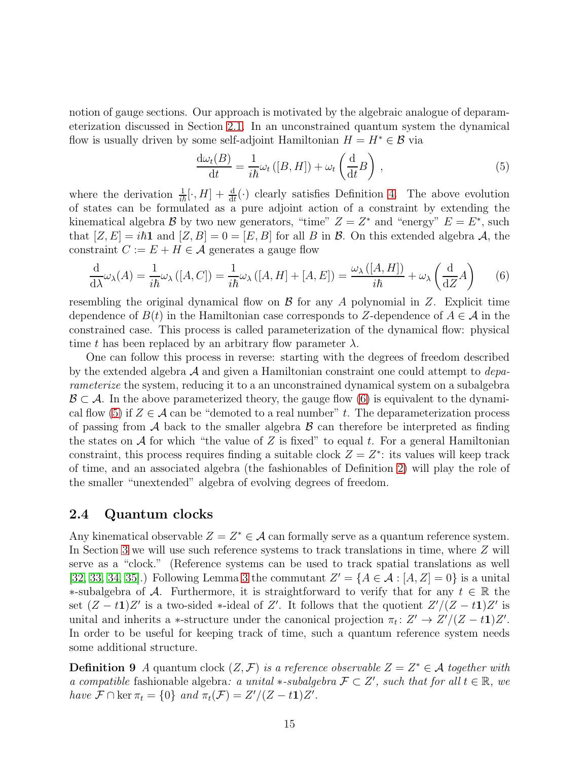notion of gauge sections. Our approach is motivated by the algebraic analogue of deparameterization discussed in Section 2.1. In an unconstrained quantum system the dynamical flow is usually driven by some self-adjoint Hamiltonian $H = H^* \in \mathcal{B}$ via

$$\frac{\mathrm{d}\omega_t(B)}{\mathrm{d}t} = \frac{1}{i\hbar}\omega_t\left([B, H]\right) + \omega_t\left(\frac{\mathrm{d}}{\mathrm{d}t}B\right), \tag{5}$$

where the derivation $\frac{1}{i\hbar}[\cdot, H] + \frac{\mathrm{d}}{\mathrm{d}t}(\cdot)$ clearly satisfies Definition 4. The above evolution of states can be formulated as a pure adjoint action of a constraint by extending the kinematical algebra $\mathcal{B}$ by two new generators, "time" $Z = Z^*$ and "energy" $E = E^*$, such that $[Z, E] = i\hbar\mathbf{1}$ and $[Z, B] = 0 = [E, B]$ for all $B$ in $\mathcal{B}$. On this extended algebra $\mathcal{A}$, the constraint $C := E + H \in \mathcal{A}$ generates a gauge flow

$$\frac{\mathrm{d}}{\mathrm{d}\lambda}\omega_\lambda(A) = \frac{1}{i\hbar}\omega_\lambda\left([A, C]\right) = \frac{1}{i\hbar}\omega_\lambda\left([A, H] + [A, E]\right) = \frac{\omega_\lambda\left([A, H]\right)}{i\hbar} + \omega_\lambda\left(\frac{\mathrm{d}}{\mathrm{d}Z}A\right) \tag{6}$$

resembling the original dynamical flow on $\mathcal{B}$ for any $A$ polynomial in $Z$. Explicit time dependence of $B(t)$ in the Hamiltonian case corresponds to $Z$-dependence of $A \in \mathcal{A}$ in the constrained case. This process is called parameterization of the dynamical flow: physical time $t$ has been replaced by an arbitrary flow parameter $\lambda$.

One can follow this process in reverse: starting with the degrees of freedom described by the extended algebra $\mathcal{A}$ and given a Hamiltonian constraint one could attempt to *deparameterize* the system, reducing it to a an unconstrained dynamical system on a subalgebra $\mathcal{B} \subset \mathcal{A}$. In the above parameterized theory, the gauge flow (6) is equivalent to the dynamical flow (5) if $Z \in \mathcal{A}$ can be "demoted to a real number" $t$. The deparameterization process of passing from $\mathcal{A}$ back to the smaller algebra $\mathcal{B}$ can therefore be interpreted as finding the states on $\mathcal{A}$ for which "the value of $Z$ is fixed" to equal $t$. For a general Hamiltonian constraint, this process requires finding a suitable clock $Z = Z^*$: its values will keep track of time, and an associated algebra (the fashionables of Definition 2) will play the role of the smaller "unextended" algebra of evolving degrees of freedom.

### 2.4 Quantum clocks

Any kinematical observable $Z = Z^* \in \mathcal{A}$ can formally serve as a quantum reference system. In Section 3 we will use such reference systems to track translations in time, where $Z$ will serve as a "clock." (Reference systems can be used to track spatial translations as well [32, 33, 34, 35].) Following Lemma 3 the commutant $Z' = \{A \in \mathcal{A} : [A, Z] = 0\}$ is a unital $*$-subalgebra of $\mathcal{A}$. Furthermore, it is straightforward to verify that for any $t \in \mathbb{R}$ the set $(Z - t\mathbf{1})Z'$ is a two-sided $*$-ideal of $Z'$. It follows that the quotient $Z'/(Z - t\mathbf{1})Z'$ is unital and inherits a $*$-structure under the canonical projection $\pi_t \colon Z' \to Z'/(Z - t\mathbf{1})Z'$. In order to be useful for keeping track of time, such a quantum reference system needs some additional structure.

**Definition 9** *A quantum clock $(Z, \mathcal{F})$ is a reference observable $Z = Z^* \in \mathcal{A}$ together with a compatible* fashionable algebra*: a unital $*$-subalgebra $\mathcal{F} \subset Z'$, such that for all $t \in \mathbb{R}$, we have $\mathcal{F} \cap \ker \pi_t = \{0\}$ and $\pi_t(\mathcal{F}) = Z'/(Z - t\mathbf{1})Z'$.*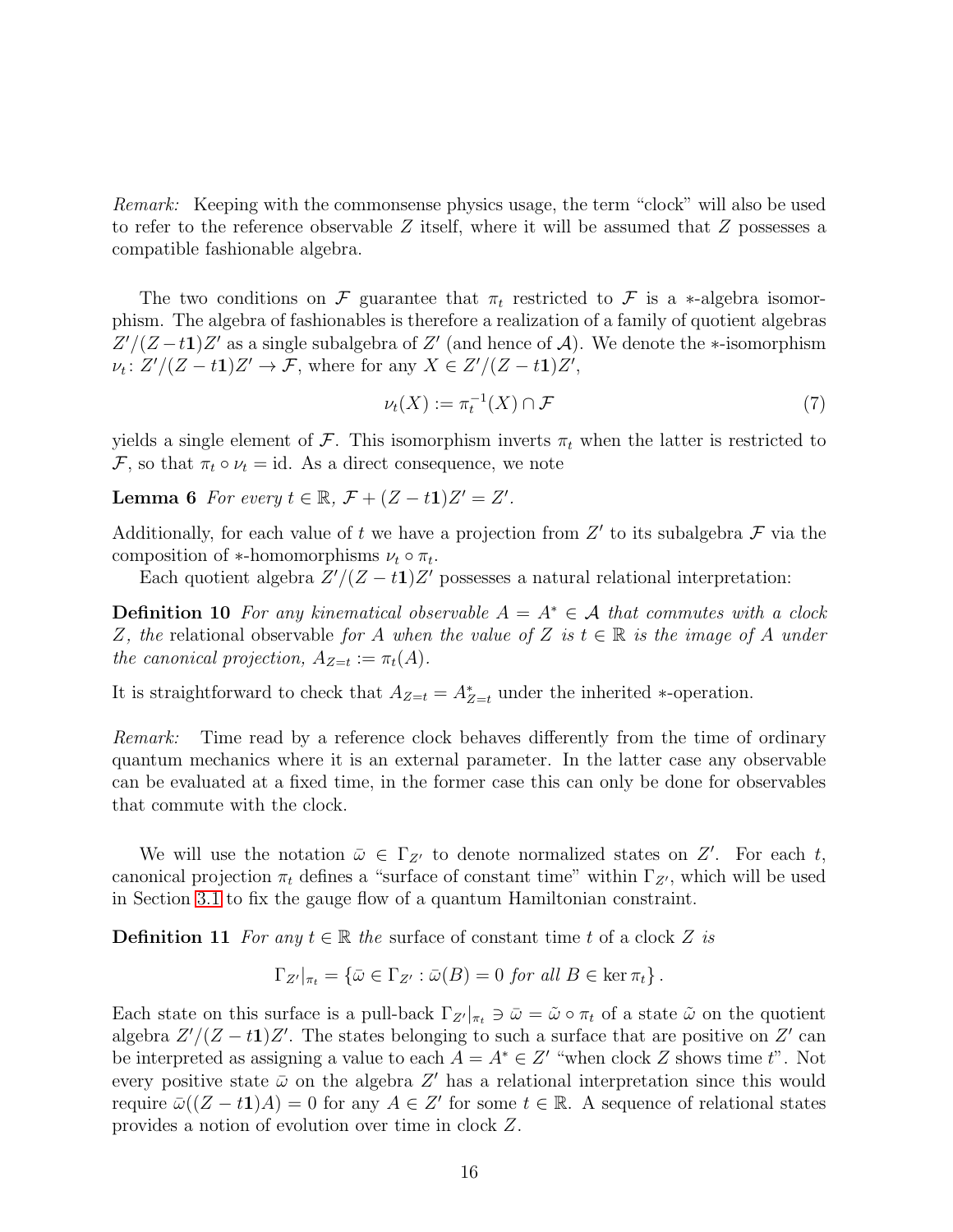*Remark:* Keeping with the commonsense physics usage, the term "clock" will also be used to refer to the reference observable $Z$ itself, where it will be assumed that $Z$ possesses a compatible fashionable algebra.

The two conditions on $\mathcal{F}$ guarantee that $\pi_t$ restricted to $\mathcal{F}$ is a $*$-algebra isomorphism. The algebra of fashionables is therefore a realization of a family of quotient algebras $Z'/(Z-t\mathbf{1})Z'$ as a single subalgebra of $Z'$ (and hence of $\mathcal{A}$). We denote the $*$-isomorphism $\nu_t \colon Z'/(Z-t\mathbf{1})Z' \to \mathcal{F}$, where for any $X \in Z'/(Z-t\mathbf{1})Z'$,

$$\nu_t(X) := \pi_t^{-1}(X) \cap \mathcal{F} \tag{7}$$

yields a single element of $\mathcal{F}$. This isomorphism inverts $\pi_t$ when the latter is restricted to $\mathcal{F}$, so that $\pi_t \circ \nu_t = \mathrm{id}$. As a direct consequence, we note

**Lemma 6** *For every $t \in \mathbb{R}$, $\mathcal{F} + (Z-t\mathbf{1})Z' = Z'$.*

Additionally, for each value of $t$ we have a projection from $Z'$ to its subalgebra $\mathcal{F}$ via the composition of $*$-homomorphisms $\nu_t \circ \pi_t$.

Each quotient algebra $Z'/(Z-t\mathbf{1})Z'$ possesses a natural relational interpretation:

**Definition 10** *For any kinematical observable $A = A^* \in \mathcal{A}$ that commutes with a clock $Z$, the* relational observable *for $A$ when the value of $Z$ is $t \in \mathbb{R}$ is the image of $A$ under the canonical projection, $A_{Z=t} := \pi_t(A)$.*

It is straightforward to check that $A_{Z=t} = A^*_{Z=t}$ under the inherited $*$-operation.

*Remark:* Time read by a reference clock behaves differently from the time of ordinary quantum mechanics where it is an external parameter. In the latter case any observable can be evaluated at a fixed time, in the former case this can only be done for observables that commute with the clock.

We will use the notation $\bar{\omega} \in \Gamma_{Z'}$ to denote normalized states on $Z'$. For each $t$, canonical projection $\pi_t$ defines a "surface of constant time" within $\Gamma_{Z'}$, which will be used in Section 3.1 to fix the gauge flow of a quantum Hamiltonian constraint.

**Definition 11** *For any $t \in \mathbb{R}$ the* surface of constant time $t$ of a clock $Z$ *is*

$$\Gamma_{Z'}|_{\pi_t} = \left\{ \bar{\omega} \in \Gamma_{Z'} : \bar{\omega}(B) = 0 \text{ for all } B \in \ker \pi_t \right\}.$$

Each state on this surface is a pull-back $\Gamma_{Z'}|_{\pi_t} \ni \bar{\omega} = \tilde{\omega} \circ \pi_t$ of a state $\tilde{\omega}$ on the quotient algebra $Z'/(Z-t\mathbf{1})Z'$. The states belonging to such a surface that are positive on $Z'$ can be interpreted as assigning a value to each $A = A^* \in Z'$ "when clock $Z$ shows time $t$". Not every positive state $\bar{\omega}$ on the algebra $Z'$ has a relational interpretation since this would require $\bar{\omega}((Z-t\mathbf{1})A) = 0$ for any $A \in Z'$ for some $t \in \mathbb{R}$. A sequence of relational states provides a notion of evolution over time in clock $Z$.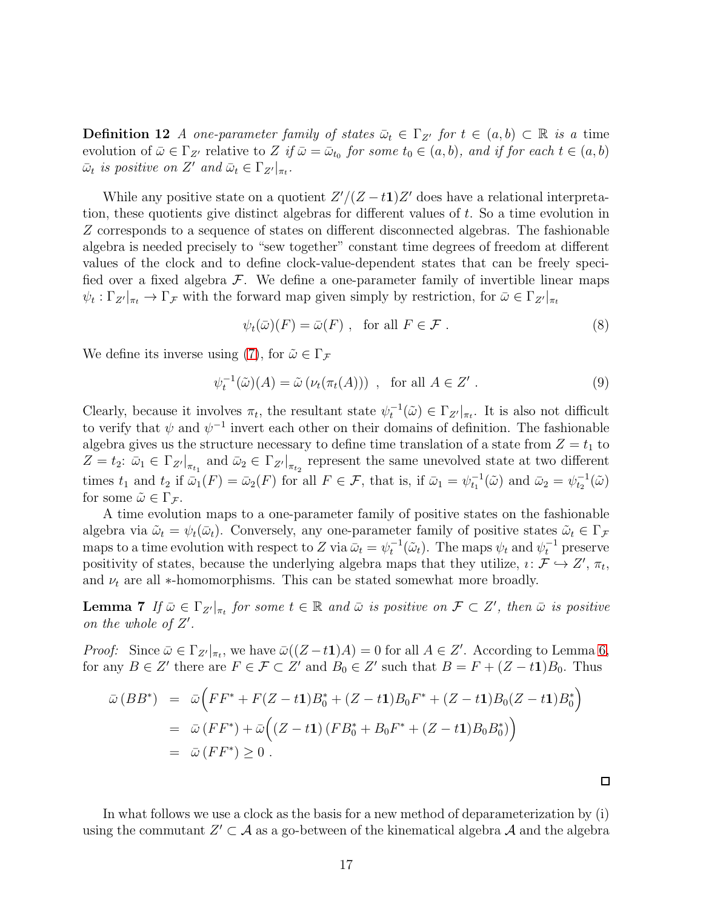**Definition 12** *A one-parameter family of states $\bar{\omega}_t \in \Gamma_{Z'}$ for $t \in (a,b) \subset \mathbb{R}$ is a* time evolution of $\bar{\omega} \in \Gamma_{Z'}$ relative to $Z$ *if $\bar{\omega} = \bar{\omega}_{t_0}$ for some $t_0 \in (a,b)$, and if for each $t \in (a,b)$ $\bar{\omega}_t$ is positive on $Z'$ and $\bar{\omega}_t \in \Gamma_{Z'}|_{\pi_t}$.*

While any positive state on a quotient $Z'/(Z - t\mathbf{1})Z'$ does have a relational interpretation, these quotients give distinct algebras for different values of $t$. So a time evolution in $Z$ corresponds to a sequence of states on different disconnected algebras. The fashionable algebra is needed precisely to "sew together" constant time degrees of freedom at different values of the clock and to define clock-value-dependent states that can be freely specified over a fixed algebra $\mathcal{F}$. We define a one-parameter family of invertible linear maps $\psi_t : \Gamma_{Z'}|_{\pi_t} \to \Gamma_{\mathcal{F}}$ with the forward map given simply by restriction, for $\bar{\omega} \in \Gamma_{Z'}|_{\pi_t}$

$$\psi_t(\bar{\omega})(F) = \bar{\omega}(F) \ , \quad \text{for all } F \in \mathcal{F} \ . \tag{8}$$

We define its inverse using (7), for $\tilde{\omega} \in \Gamma_{\mathcal{F}}$

$$\psi_t^{-1}(\tilde{\omega})(A) = \tilde{\omega}\left(\nu_t(\pi_t(A))\right) \ , \quad \text{for all } A \in Z' \ . \tag{9}$$

Clearly, because it involves $\pi_t$, the resultant state $\psi_t^{-1}(\tilde{\omega}) \in \Gamma_{Z'}|_{\pi_t}$. It is also not difficult to verify that $\psi$ and $\psi^{-1}$ invert each other on their domains of definition. The fashionable algebra gives us the structure necessary to define time translation of a state from $Z = t_1$ to $Z = t_2$: $\bar{\omega}_1 \in \Gamma_{Z'}|_{\pi_{t_1}}$ and $\bar{\omega}_2 \in \Gamma_{Z'}|_{\pi_{t_2}}$ represent the same unevolved state at two different times $t_1$ and $t_2$ if $\bar{\omega}_1(F) = \bar{\omega}_2(F)$ for all $F \in \mathcal{F}$, that is, if $\bar{\omega}_1 = \psi_{t_1}^{-1}(\tilde{\omega})$ and $\bar{\omega}_2 = \psi_{t_2}^{-1}(\tilde{\omega})$ for some $\tilde{\omega} \in \Gamma_{\mathcal{F}}$.

A time evolution maps to a one-parameter family of positive states on the fashionable algebra via $\tilde{\omega}_t = \psi_t(\bar{\omega}_t)$. Conversely, any one-parameter family of positive states $\tilde{\omega}_t \in \Gamma_{\mathcal{F}}$ maps to a time evolution with respect to $Z$ via $\bar{\omega}_t = \psi_t^{-1}(\tilde{\omega}_t)$. The maps $\psi_t$ and $\psi_t^{-1}$ preserve positivity of states, because the underlying algebra maps that they utilize, $\imath : \mathcal{F} \hookrightarrow Z'$, $\pi_t$, and $\nu_t$ are all $*$-homomorphisms. This can be stated somewhat more broadly.

**Lemma 7** *If $\bar{\omega} \in \Gamma_{Z'}|_{\pi_t}$ for some $t \in \mathbb{R}$ and $\bar{\omega}$ is positive on $\mathcal{F} \subset Z'$, then $\bar{\omega}$ is positive on the whole of $Z'$.*

*Proof:* Since $\bar{\omega} \in \Gamma_{Z'}|_{\pi_t}$, we have $\bar{\omega}((Z - t\mathbf{1})A) = 0$ for all $A \in Z'$. According to Lemma 6, for any $B \in Z'$ there are $F \in \mathcal{F} \subset Z'$ and $B_0 \in Z'$ such that $B = F + (Z - t\mathbf{1})B_0$. Thus

$$\begin{aligned}
\bar{\omega}\left(BB^*\right) &= \bar{\omega}\Big(FF^* + F(Z-t\mathbf{1})B_0^* + (Z-t\mathbf{1})B_0F^* + (Z-t\mathbf{1})B_0(Z-t\mathbf{1})B_0^*\Big) \\
&= \bar{\omega}\left(FF^*\right) + \bar{\omega}\Big((Z-t\mathbf{1})\left(FB_0^* + B_0F^* + (Z-t\mathbf{1})B_0B_0^*\right)\Big) \\
&= \bar{\omega}\left(FF^*\right) \geq 0 \ .
\end{aligned}$$

□

In what follows we use a clock as the basis for a new method of deparameterization by (i) using the commutant $Z' \subset \mathcal{A}$ as a go-between of the kinematical algebra $\mathcal{A}$ and the algebra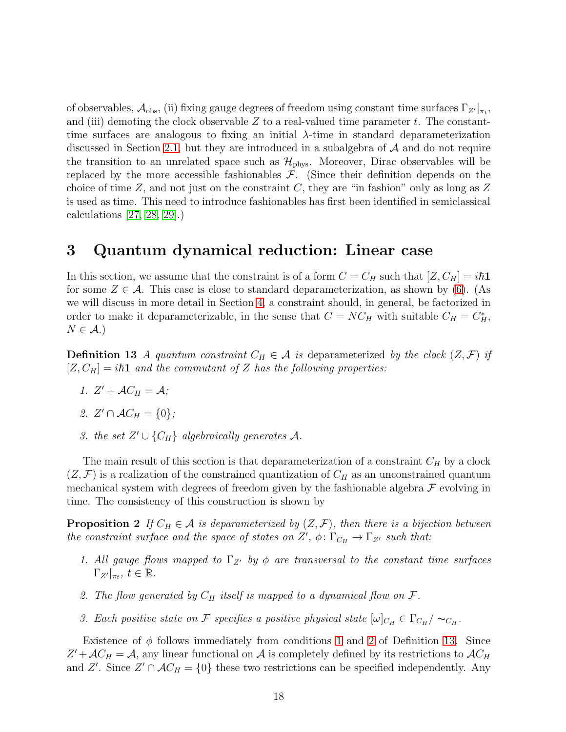of observables, $\mathcal{A}_{\rm obs}$, (ii) fixing gauge degrees of freedom using constant time surfaces $\Gamma_{Z'}|_{\pi_t}$, and (iii) demoting the clock observable $Z$ to a real-valued time parameter $t$. The constant-time surfaces are analogous to fixing an initial $\lambda$-time in standard deparameterization discussed in Section 2.1, but they are introduced in a subalgebra of $\mathcal{A}$ and do not require the transition to an unrelated space such as $\mathcal{H}_{\rm phys}$. Moreover, Dirac observables will be replaced by the more accessible fashionables $\mathcal{F}$. (Since their definition depends on the choice of time $Z$, and not just on the constraint $C$, they are "in fashion" only as long as $Z$ is used as time. This need to introduce fashionables has first been identified in semiclassical calculations [27, 28, 29].)

# 3 Quantum dynamical reduction: Linear case

In this section, we assume that the constraint is of a form $C = C_H$ such that $[Z, C_H] = i\hbar\mathbf{1}$ for some $Z \in \mathcal{A}$. This case is close to standard deparameterization, as shown by (6). (As we will discuss in more detail in Section 4, a constraint should, in general, be factorized in order to make it deparameterizable, in the sense that $C = NC_H$ with suitable $C_H = C_H^*$, $N \in \mathcal{A}$.)

**Definition 13** *A quantum constraint $C_H \in \mathcal{A}$ is* deparameterized *by the clock $(Z, \mathcal{F})$ if $[Z, C_H] = i\hbar\mathbf{1}$ and the commutant of $Z$ has the following properties:*

1. *$Z' + \mathcal{A}C_H = \mathcal{A}$;*
2. *$Z' \cap \mathcal{A}C_H = \{0\}$;*
3. *the set $Z' \cup \{C_H\}$ algebraically generates $\mathcal{A}$.*

The main result of this section is that deparameterization of a constraint $C_H$ by a clock $(Z, \mathcal{F})$ is a realization of the constrained quantization of $C_H$ as an unconstrained quantum mechanical system with degrees of freedom given by the fashionable algebra $\mathcal{F}$ evolving in time. The consistency of this construction is shown by

**Proposition 2** *If $C_H \in \mathcal{A}$ is deparameterized by $(Z, \mathcal{F})$, then there is a bijection between the constraint surface and the space of states on $Z'$, $\phi\colon \Gamma_{C_H} \to \Gamma_{Z'}$ such that:*

1. *All gauge flows mapped to $\Gamma_{Z'}$ by $\phi$ are transversal to the constant time surfaces $\Gamma_{Z'}|_{\pi_t}$, $t \in \mathbb{R}$.*
2. *The flow generated by $C_H$ itself is mapped to a dynamical flow on $\mathcal{F}$.*
3. *Each positive state on $\mathcal{F}$ specifies a positive physical state $[\omega]_{C_H} \in \Gamma_{C_H}/\sim_{C_H}$.*

Existence of $\phi$ follows immediately from conditions 1 and 2 of Definition 13. Since $Z' + \mathcal{A}C_H = \mathcal{A}$, any linear functional on $\mathcal{A}$ is completely defined by its restrictions to $\mathcal{A}C_H$ and $Z'$. Since $Z' \cap \mathcal{A}C_H = \{0\}$ these two restrictions can be specified independently. Any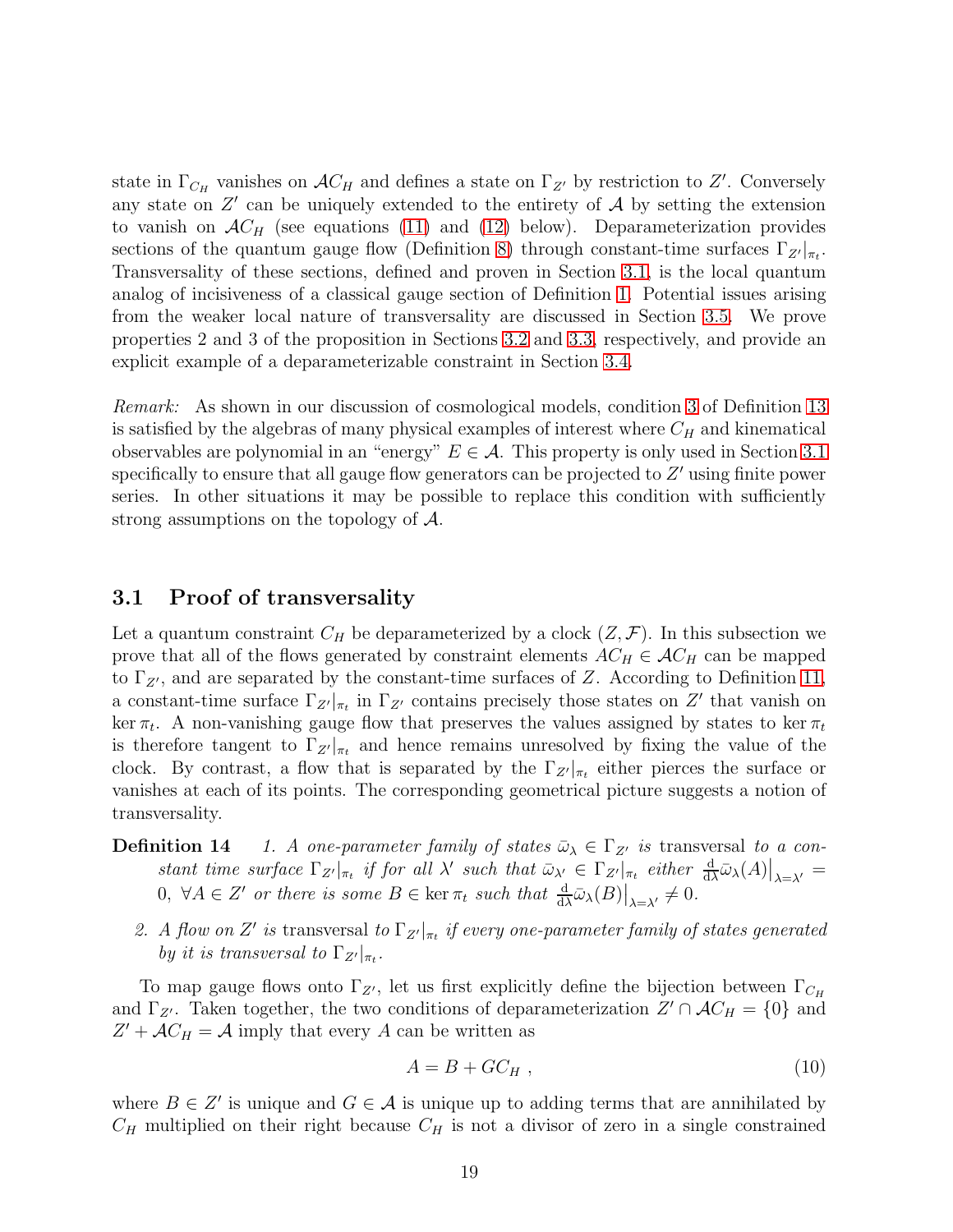state in $\Gamma_{C_H}$ vanishes on $\mathcal{A}C_H$ and defines a state on $\Gamma_{Z'}$ by restriction to $Z'$. Conversely any state on $Z'$ can be uniquely extended to the entirety of $\mathcal{A}$ by setting the extension to vanish on $\mathcal{A}C_H$ (see equations (11) and (12) below). Deparameterization provides sections of the quantum gauge flow (Definition 8) through constant-time surfaces $\Gamma_{Z'}|_{\pi_t}$. Transversality of these sections, defined and proven in Section 3.1, is the local quantum analog of incisiveness of a classical gauge section of Definition 1. Potential issues arising from the weaker local nature of transversality are discussed in Section 3.5. We prove properties 2 and 3 of the proposition in Sections 3.2 and 3.3, respectively, and provide an explicit example of a deparameterizable constraint in Section 3.4.

*Remark:* As shown in our discussion of cosmological models, condition 3 of Definition 13 is satisfied by the algebras of many physical examples of interest where $C_H$ and kinematical observables are polynomial in an "energy" $E \in \mathcal{A}$. This property is only used in Section 3.1 specifically to ensure that all gauge flow generators can be projected to $Z'$ using finite power series. In other situations it may be possible to replace this condition with sufficiently strong assumptions on the topology of $\mathcal{A}$.

### 3.1 Proof of transversality

Let a quantum constraint $C_H$ be deparameterized by a clock $(Z, \mathcal{F})$. In this subsection we prove that all of the flows generated by constraint elements $AC_H \in \mathcal{A}C_H$ can be mapped to $\Gamma_{Z'}$, and are separated by the constant-time surfaces of $Z$. According to Definition 11, a constant-time surface $\Gamma_{Z'}|_{\pi_t}$ in $\Gamma_{Z'}$ contains precisely those states on $Z'$ that vanish on $\ker \pi_t$. A non-vanishing gauge flow that preserves the values assigned by states to $\ker \pi_t$ is therefore tangent to $\Gamma_{Z'}|_{\pi_t}$ and hence remains unresolved by fixing the value of the clock. By contrast, a flow that is separated by the $\Gamma_{Z'}|_{\pi_t}$ either pierces the surface or vanishes at each of its points. The corresponding geometrical picture suggests a notion of transversality.

**Definition 14** *1. A one-parameter family of states $\bar{\omega}_\lambda \in \Gamma_{Z'}$ is* transversal *to a constant time surface $\Gamma_{Z'}|_{\pi_t}$ if for all $\lambda'$ such that $\bar{\omega}_{\lambda'} \in \Gamma_{Z'}|_{\pi_t}$ either $\frac{\mathrm{d}}{\mathrm{d}\lambda}\bar{\omega}_\lambda(A)\big|_{\lambda=\lambda'} = 0,\ \forall A \in Z'$ or there is some $B \in \ker \pi_t$ such that $\frac{\mathrm{d}}{\mathrm{d}\lambda}\bar{\omega}_\lambda(B)\big|_{\lambda=\lambda'} \neq 0$.*

*2. A flow on $Z'$ is* transversal *to $\Gamma_{Z'}|_{\pi_t}$ if every one-parameter family of states generated by it is transversal to $\Gamma_{Z'}|_{\pi_t}$.*

To map gauge flows onto $\Gamma_{Z'}$, let us first explicitly define the bijection between $\Gamma_{C_H}$ and $\Gamma_{Z'}$. Taken together, the two conditions of deparameterization $Z' \cap \mathcal{A}C_H = \{0\}$ and $Z' + \mathcal{A}C_H = \mathcal{A}$ imply that every $A$ can be written as

$$A = B + GC_H \ , \tag{10}$$

where $B \in Z'$ is unique and $G \in \mathcal{A}$ is unique up to adding terms that are annihilated by $C_H$ multiplied on their right because $C_H$ is not a divisor of zero in a single constrained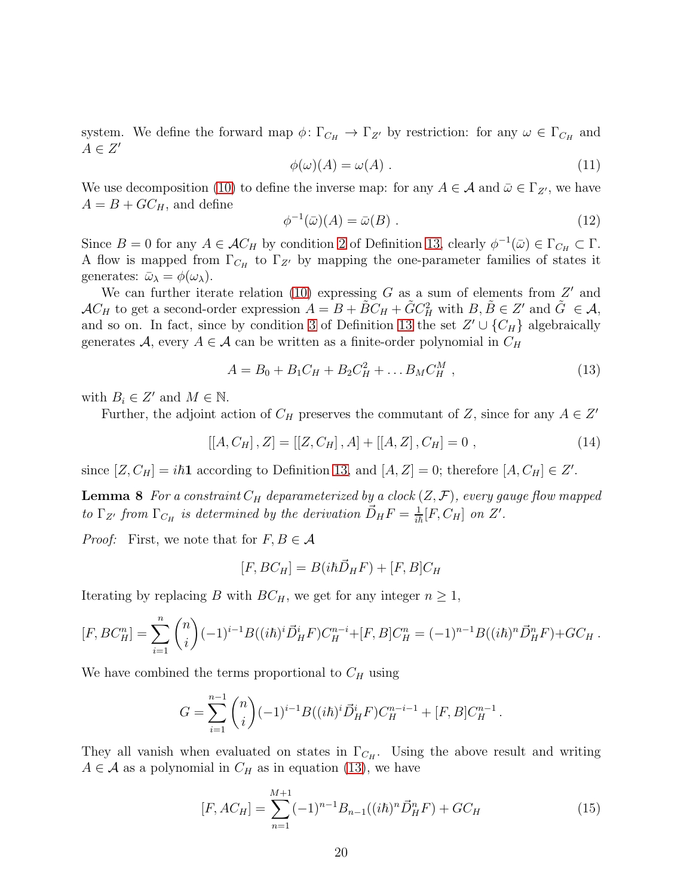system. We define the forward map $\phi\colon \Gamma_{C_H} \to \Gamma_{Z'}$ by restriction: for any $\omega \in \Gamma_{C_H}$ and $A \in Z'$

$$\phi(\omega)(A) = \omega(A) \ . \tag{11}$$

We use decomposition (10) to define the inverse map: for any $A \in \mathcal{A}$ and $\bar{\omega} \in \Gamma_{Z'}$, we have $A = B + GC_H$, and define

$$\phi^{-1}(\bar{\omega})(A) = \bar{\omega}(B) \ . \tag{12}$$

Since $B = 0$ for any $A \in \mathcal{A}C_H$ by condition 2 of Definition 13, clearly $\phi^{-1}(\bar{\omega}) \in \Gamma_{C_H} \subset \Gamma$. A flow is mapped from $\Gamma_{C_H}$ to $\Gamma_{Z'}$ by mapping the one-parameter families of states it generates: $\bar{\omega}_\lambda = \phi(\omega_\lambda)$.

We can further iterate relation (10) expressing $G$ as a sum of elements from $Z'$ and $\mathcal{A}C_H$ to get a second-order expression $A = B + \tilde{B}C_H + \tilde{G}C_H^2$ with $B, \tilde{B} \in Z'$ and $\tilde{G} \in \mathcal{A}$, and so on. In fact, since by condition 3 of Definition 13 the set $Z' \cup \{C_H\}$ algebraically generates $\mathcal{A}$, every $A \in \mathcal{A}$ can be written as a finite-order polynomial in $C_H$

$$A = B_0 + B_1 C_H + B_2 C_H^2 + \ldots B_M C_H^M \ , \tag{13}$$

with $B_i \in Z'$ and $M \in \mathbb{N}$.

Further, the adjoint action of $C_H$ preserves the commutant of $Z$, since for any $A \in Z'$

$$[[A, C_H], Z] = [[Z, C_H], A] + [[A, Z], C_H] = 0 \ , \tag{14}$$

since $[Z, C_H] = i\hbar\mathbf{1}$ according to Definition 13, and $[A, Z] = 0$; therefore $[A, C_H] \in Z'$.

**Lemma 8** *For a constraint $C_H$ deparameterized by a clock $(Z, \mathcal{F})$, every gauge flow mapped to $\Gamma_{Z'}$ from $\Gamma_{C_H}$ is determined by the derivation $\vec{D}_H F = \frac{1}{i\hbar}[F, C_H]$ on $Z'$.*

*Proof:* First, we note that for $F, B \in \mathcal{A}$

$$[F, BC_H] = B(i\hbar\vec{D}_H F) + [F, B]C_H$$

Iterating by replacing $B$ with $BC_H$, we get for any integer $n \geq 1$,

$$[F, BC_H^n] = \sum_{i=1}^{n} \binom{n}{i} (-1)^{i-1} B((i\hbar)^i \vec{D}_H^i F) C_H^{n-i} + [F, B]C_H^n = (-1)^{n-1} B((i\hbar)^n \vec{D}_H^n F) + GC_H \ .$$

We have combined the terms proportional to $C_H$ using

$$G = \sum_{i=1}^{n-1} \binom{n}{i} (-1)^{i-1} B((i\hbar)^i \vec{D}_H^i F) C_H^{n-i-1} + [F, B]C_H^{n-1} \, .$$

They all vanish when evaluated on states in $\Gamma_{C_H}$. Using the above result and writing $A \in \mathcal{A}$ as a polynomial in $C_H$ as in equation (13), we have

$$[F, AC_H] = \sum_{n=1}^{M+1} (-1)^{n-1} B_{n-1}((i\hbar)^n \vec{D}_H^n F) + GC_H \tag{15}$$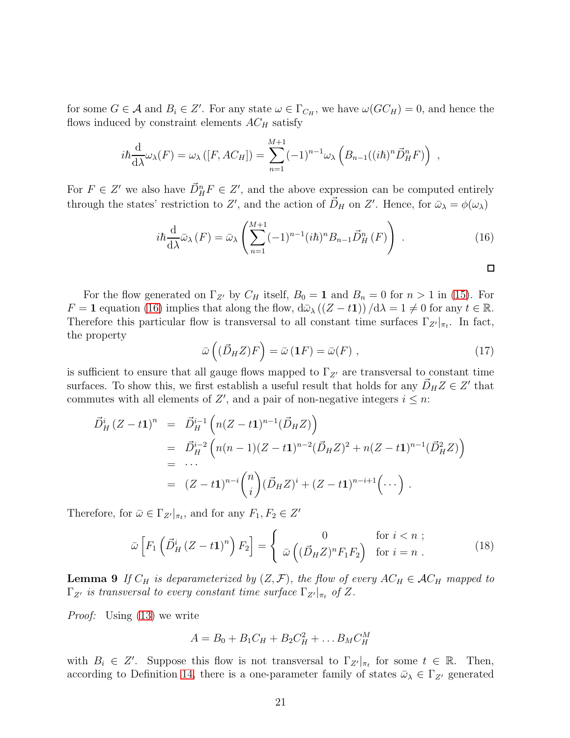for some $G \in \mathcal{A}$ and $B_i \in Z'$. For any state $\omega \in \Gamma_{C_H}$, we have $\omega(GC_H) = 0$, and hence the flows induced by constraint elements $AC_H$ satisfy

$$
i\hbar \frac{\mathrm{d}}{\mathrm{d}\lambda}\omega_\lambda(F) = \omega_\lambda\left([F, AC_H]\right) = \sum_{n=1}^{M+1} (-1)^{n-1} \omega_\lambda\left(B_{n-1}((i\hbar)^n \vec{D}_H^n F)\right) \ ,
$$

For $F \in Z'$ we also have $\vec{D}_H^n F \in Z'$, and the above expression can be computed entirely through the states' restriction to $Z'$, and the action of $\vec{D}_H$ on $Z'$. Hence, for $\bar{\omega}_\lambda = \phi(\omega_\lambda)$

$$
i\hbar \frac{\mathrm{d}}{\mathrm{d}\lambda}\bar{\omega}_\lambda\left(F\right) = \bar{\omega}_\lambda\left(\sum_{n=1}^{M+1}(-1)^{n-1}(i\hbar)^n B_{n-1}\vec{D}_H^n\left(F\right)\right) \ . \tag{16}
$$

□

For the flow generated on $\Gamma_{Z'}$ by $C_H$ itself, $B_0 = \mathbf{1}$ and $B_n = 0$ for $n > 1$ in (15). For $F = \mathbf{1}$ equation (16) implies that along the flow, $\mathrm{d}\bar{\omega}_\lambda\left((Z - t\mathbf{1})\right)/\mathrm{d}\lambda = 1 \neq 0$ for any $t \in \mathbb{R}$. Therefore this particular flow is transversal to all constant time surfaces $\Gamma_{Z'}|_{\pi_t}$. In fact, the property

$$
\bar{\omega}\left((\vec{D}_H Z)F\right) = \bar{\omega}\left(\mathbf{1}F\right) = \bar{\omega}(F) \ , \tag{17}
$$

is sufficient to ensure that all gauge flows mapped to $\Gamma_{Z'}$ are transversal to constant time surfaces. To show this, we first establish a useful result that holds for any $\vec{D}_H Z \in Z'$ that commutes with all elements of $Z'$, and a pair of non-negative integers $i \leq n$:

$$
\begin{aligned}
\vec{D}_H^i \left(Z - t\mathbf{1}\right)^n &= \vec{D}_H^{i-1}\left(n(Z - t\mathbf{1})^{n-1}(\vec{D}_H Z)\right) \\
&= \vec{D}_H^{i-2}\left(n(n-1)(Z - t\mathbf{1})^{n-2}(\vec{D}_H Z)^2 + n(Z - t\mathbf{1})^{n-1}(\vec{D}_H^2 Z)\right) \\
&= \cdots \\
&= (Z - t\mathbf{1})^{n-i}\binom{n}{i}(\vec{D}_H Z)^i + (Z - t\mathbf{1})^{n-i+1}\Big(\cdots\Big) \ .
\end{aligned}
$$

Therefore, for $\bar{\omega} \in \Gamma_{Z'}|_{\pi_t}$, and for any $F_1, F_2 \in Z'$

$$
\bar{\omega}\left[F_1\left(\vec{D}_H^i \left(Z - t\mathbf{1}\right)^n\right)F_2\right] = \left\{ \begin{array}{cl} 0 & \text{for } i < n \ ; \\ \bar{\omega}\left((\vec{D}_H Z)^n F_1 F_2\right) & \text{for } i = n \ . \end{array} \right. \tag{18}
$$

**Lemma 9** *If $C_H$ is deparameterized by $(Z, \mathcal{F})$, the flow of every $AC_H \in \mathcal{A}C_H$ mapped to $\Gamma_{Z'}$ is transversal to every constant time surface $\Gamma_{Z'}|_{\pi_t}$ of $Z$.*

*Proof:* Using (13) we write

$$
A = B_0 + B_1 C_H + B_2 C_H^2 + \ldots B_M C_H^M
$$

with $B_i \in Z'$. Suppose this flow is not transversal to $\Gamma_{Z'}|_{\pi_t}$ for some $t \in \mathbb{R}$. Then, according to Definition 14, there is a one-parameter family of states $\bar{\omega}_\lambda \in \Gamma_{Z'}$ generated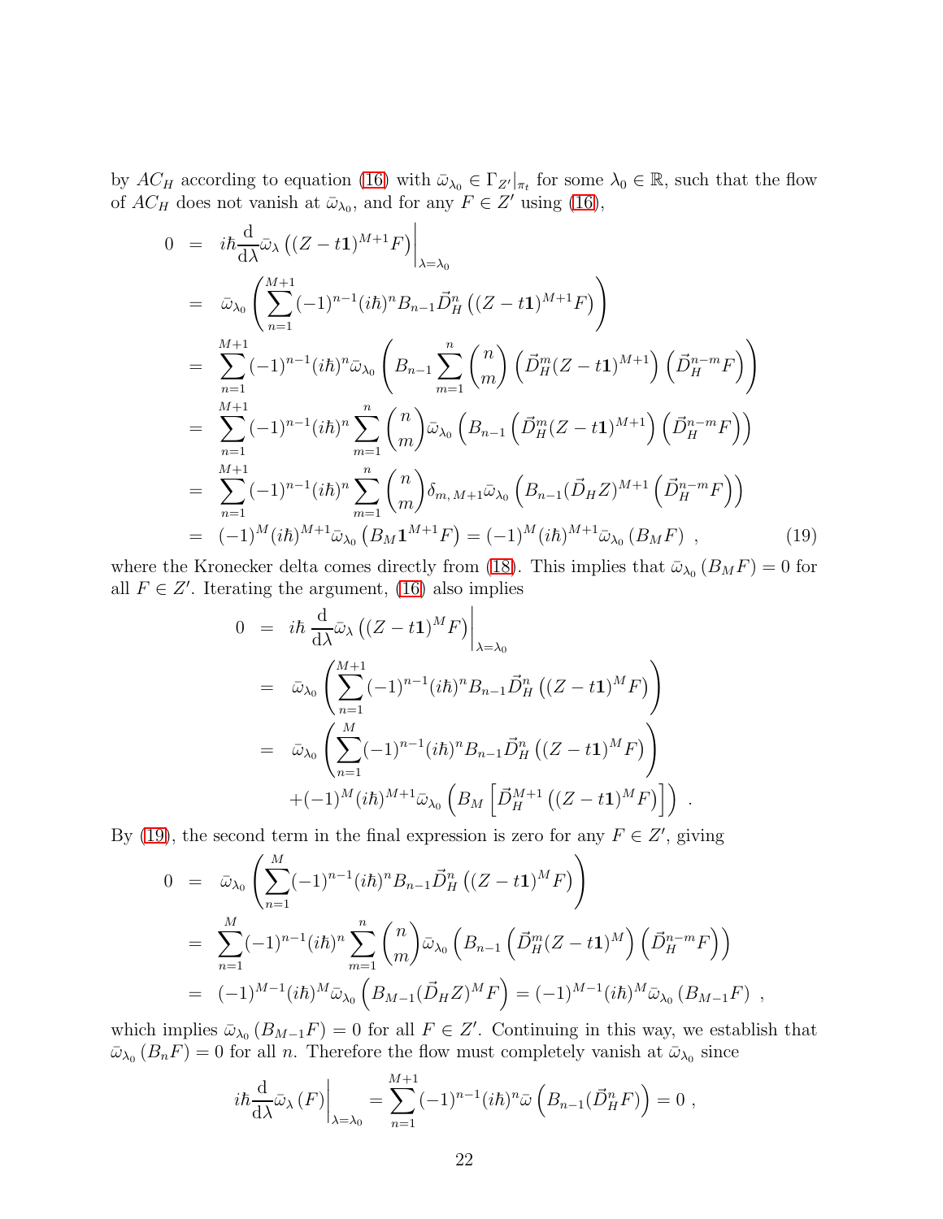by $AC_H$ according to equation (16) with $\bar{\omega}_{\lambda_0} \in \Gamma_{Z'}|_{\pi_t}$ for some $\lambda_0 \in \mathbb{R}$, such that the flow of $AC_H$ does not vanish at $\bar{\omega}_{\lambda_0}$, and for any $F \in Z'$ using (16),

$$
\begin{aligned}
0 &= i\hbar \frac{\mathrm{d}}{\mathrm{d}\lambda} \bar{\omega}_\lambda \left( (Z - t\mathbf{1})^{M+1} F \right) \Big|_{\lambda=\lambda_0} \\
&= \bar{\omega}_{\lambda_0} \left( \sum_{n=1}^{M+1} (-1)^{n-1} (i\hbar)^n B_{n-1} \vec{D}_H^n \left( (Z - t\mathbf{1})^{M+1} F \right) \right) \\
&= \sum_{n=1}^{M+1} (-1)^{n-1} (i\hbar)^n \bar{\omega}_{\lambda_0} \left( B_{n-1} \sum_{m=1}^{n} \binom{n}{m} \left( \vec{D}_H^m (Z - t\mathbf{1})^{M+1} \right) \left( \vec{D}_H^{n-m} F \right) \right) \\
&= \sum_{n=1}^{M+1} (-1)^{n-1} (i\hbar)^n \sum_{m=1}^{n} \binom{n}{m} \bar{\omega}_{\lambda_0} \left( B_{n-1} \left( \vec{D}_H^m (Z - t\mathbf{1})^{M+1} \right) \left( \vec{D}_H^{n-m} F \right) \right) \\
&= \sum_{n=1}^{M+1} (-1)^{n-1} (i\hbar)^n \sum_{m=1}^{n} \binom{n}{m} \delta_{m,\, M+1} \bar{\omega}_{\lambda_0} \left( B_{n-1} (\vec{D}_H Z)^{M+1} \left( \vec{D}_H^{n-m} F \right) \right) \\
&= (-1)^M (i\hbar)^{M+1} \bar{\omega}_{\lambda_0} \left( B_M \mathbf{1}^{M+1} F \right) = (-1)^M (i\hbar)^{M+1} \bar{\omega}_{\lambda_0} \left( B_M F \right) \ ,
\end{aligned}
\tag{19}
$$

where the Kronecker delta comes directly from (18). This implies that $\bar{\omega}_{\lambda_0}(B_M F) = 0$ for all $F \in Z'$. Iterating the argument, (16) also implies

$$
\begin{aligned}
0 &= i\hbar \frac{\mathrm{d}}{\mathrm{d}\lambda} \bar{\omega}_\lambda \left( (Z - t\mathbf{1})^{M} F \right) \Big|_{\lambda=\lambda_0} \\
&= \bar{\omega}_{\lambda_0} \left( \sum_{n=1}^{M+1} (-1)^{n-1} (i\hbar)^n B_{n-1} \vec{D}_H^n \left( (Z - t\mathbf{1})^{M} F \right) \right) \\
&= \bar{\omega}_{\lambda_0} \left( \sum_{n=1}^{M} (-1)^{n-1} (i\hbar)^n B_{n-1} \vec{D}_H^n \left( (Z - t\mathbf{1})^{M} F \right) \right) \\
&\quad + (-1)^M (i\hbar)^{M+1} \bar{\omega}_{\lambda_0} \left( B_M \left[ \vec{D}_H^{M+1} \left( (Z - t\mathbf{1})^M F \right) \right] \right) \ .
\end{aligned}
$$

By (19), the second term in the final expression is zero for any $F \in Z'$, giving

$$
\begin{aligned}
0 &= \bar{\omega}_{\lambda_0} \left( \sum_{n=1}^{M} (-1)^{n-1} (i\hbar)^n B_{n-1} \vec{D}_H^n \left( (Z - t\mathbf{1})^{M} F \right) \right) \\
&= \sum_{n=1}^{M} (-1)^{n-1} (i\hbar)^n \sum_{m=1}^{n} \binom{n}{m} \bar{\omega}_{\lambda_0} \left( B_{n-1} \left( \vec{D}_H^m (Z - t\mathbf{1})^{M} \right) \left( \vec{D}_H^{n-m} F \right) \right) \\
&= (-1)^{M-1} (i\hbar)^M \bar{\omega}_{\lambda_0} \left( B_{M-1} (\vec{D}_H Z)^M F \right) = (-1)^{M-1} (i\hbar)^M \bar{\omega}_{\lambda_0} \left( B_{M-1} F \right) \ ,
\end{aligned}
$$

which implies $\bar{\omega}_{\lambda_0}(B_{M-1} F) = 0$ for all $F \in Z'$. Continuing in this way, we establish that $\bar{\omega}_{\lambda_0}(B_n F) = 0$ for all $n$. Therefore the flow must completely vanish at $\bar{\omega}_{\lambda_0}$ since

$$
i\hbar \frac{\mathrm{d}}{\mathrm{d}\lambda} \bar{\omega}_\lambda (F) \Big|_{\lambda=\lambda_0} = \sum_{n=1}^{M+1} (-1)^{n-1} (i\hbar)^n \bar{\omega} \left( B_{n-1} (\vec{D}_H^n F) \right) = 0 \ ,
$$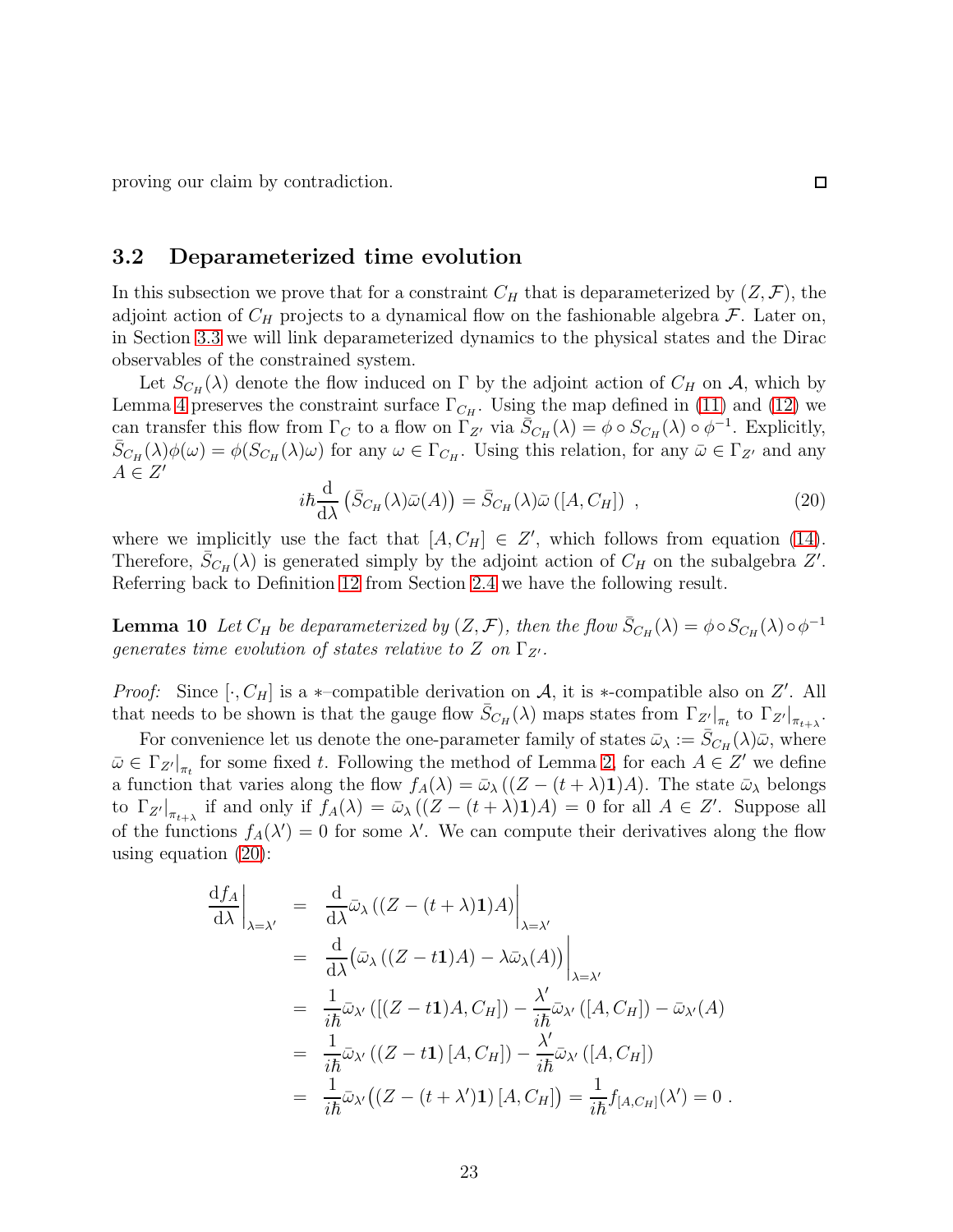proving our claim by contradiction. □

## 3.2 Deparameterized time evolution

In this subsection we prove that for a constraint $C_H$ that is deparameterized by $(Z, \mathcal{F})$, the adjoint action of $C_H$ projects to a dynamical flow on the fashionable algebra $\mathcal{F}$. Later on, in Section 3.3 we will link deparameterized dynamics to the physical states and the Dirac observables of the constrained system.

Let $S_{C_H}(\lambda)$ denote the flow induced on $\Gamma$ by the adjoint action of $C_H$ on $\mathcal{A}$, which by Lemma 4 preserves the constraint surface $\Gamma_{C_H}$. Using the map defined in (11) and (12) we can transfer this flow from $\Gamma_C$ to a flow on $\Gamma_{Z'}$ via $\bar{S}_{C_H}(\lambda) = \phi \circ S_{C_H}(\lambda) \circ \phi^{-1}$. Explicitly, $\bar{S}_{C_H}(\lambda)\phi(\omega) = \phi(S_{C_H}(\lambda)\omega)$ for any $\omega \in \Gamma_{C_H}$. Using this relation, for any $\bar{\omega} \in \Gamma_{Z'}$ and any $A \in Z'$

$$i\hbar \frac{\mathrm{d}}{\mathrm{d}\lambda}\left(\bar{S}_{C_H}(\lambda)\bar{\omega}(A)\right) = \bar{S}_{C_H}(\lambda)\bar{\omega}\left([A, C_H]\right) \ , \tag{20}$$

where we implicitly use the fact that $[A, C_H] \in Z'$, which follows from equation (14). Therefore, $\bar{S}_{C_H}(\lambda)$ is generated simply by the adjoint action of $C_H$ on the subalgebra $Z'$. Referring back to Definition 12 from Section 2.4 we have the following result.

**Lemma 10** *Let $C_H$ be deparameterized by $(Z, \mathcal{F})$, then the flow $\bar{S}_{C_H}(\lambda) = \phi \circ S_{C_H}(\lambda) \circ \phi^{-1}$ generates time evolution of states relative to $Z$ on $\Gamma_{Z'}$.*

*Proof:* Since $[\cdot, C_H]$ is a $*$–compatible derivation on $\mathcal{A}$, it is $*$-compatible also on $Z'$. All that needs to be shown is that the gauge flow $\bar{S}_{C_H}(\lambda)$ maps states from $\Gamma_{Z'}|_{\pi_t}$ to $\Gamma_{Z'}|_{\pi_{t+\lambda}}$.

For convenience let us denote the one-parameter family of states $\bar{\omega}_\lambda := \bar{S}_{C_H}(\lambda)\bar{\omega}$, where $\bar{\omega} \in \Gamma_{Z'}|_{\pi_t}$ for some fixed $t$. Following the method of Lemma 2, for each $A \in Z'$ we define a function that varies along the flow $f_A(\lambda) = \bar{\omega}_\lambda\left((Z - (t+\lambda)\mathbf{1})A\right)$. The state $\bar{\omega}_\lambda$ belongs to $\Gamma_{Z'}|_{\pi_{t+\lambda}}$ if and only if $f_A(\lambda) = \bar{\omega}_\lambda\left((Z - (t+\lambda)\mathbf{1})A\right) = 0$ for all $A \in Z'$. Suppose all of the functions $f_A(\lambda') = 0$ for some $\lambda'$. We can compute their derivatives along the flow using equation (20):

$$\begin{aligned}
\left.\frac{\mathrm{d}f_A}{\mathrm{d}\lambda}\right|_{\lambda=\lambda'} &= \left.\frac{\mathrm{d}}{\mathrm{d}\lambda}\bar{\omega}_\lambda\left((Z - (t+\lambda)\mathbf{1})A\right)\right|_{\lambda=\lambda'} \\
&= \left.\frac{\mathrm{d}}{\mathrm{d}\lambda}\Big(\bar{\omega}_\lambda\left((Z - t\mathbf{1})A\right) - \lambda\bar{\omega}_\lambda(A)\Big)\right|_{\lambda=\lambda'} \\
&= \frac{1}{i\hbar}\bar{\omega}_{\lambda'}\left([(Z - t\mathbf{1})A, C_H]\right) - \frac{\lambda'}{i\hbar}\bar{\omega}_{\lambda'}\left([A, C_H]\right) - \bar{\omega}_{\lambda'}(A) \\
&= \frac{1}{i\hbar}\bar{\omega}_{\lambda'}\left((Z - t\mathbf{1})\,[A, C_H]\right) - \frac{\lambda'}{i\hbar}\bar{\omega}_{\lambda'}\left([A, C_H]\right) \\
&= \frac{1}{i\hbar}\bar{\omega}_{\lambda'}\big((Z - (t+\lambda')\mathbf{1})\,[A, C_H]\big) = \frac{1}{i\hbar}f_{[A,C_H]}(\lambda') = 0 \ .
\end{aligned}$$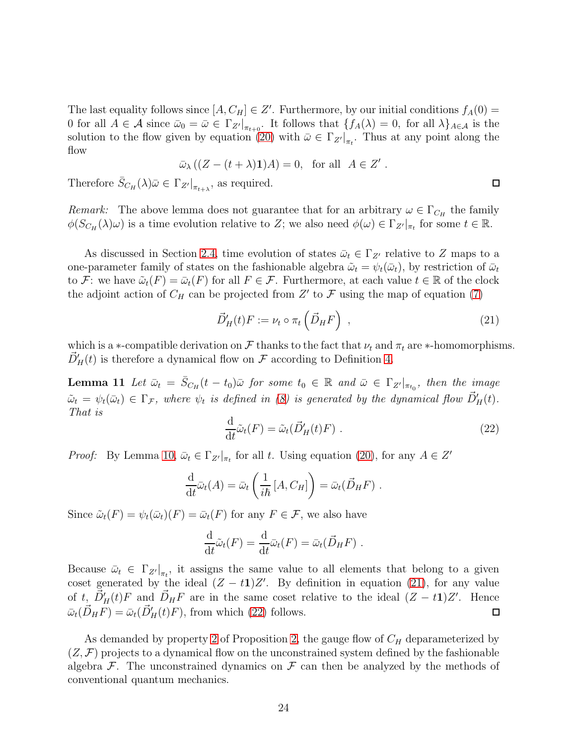The last equality follows since $[A, C_H] \in Z'$. Furthermore, by our initial conditions $f_A(0) = 0$ for all $A \in \mathcal{A}$ since $\bar{\omega}_0 = \bar{\omega} \in \Gamma_{Z'}|_{\pi_{t+0}}$. It follows that $\{f_A(\lambda) = 0, \text{ for all } \lambda\}_{A \in \mathcal{A}}$ is the solution to the flow given by equation (20) with $\bar{\omega} \in \Gamma_{Z'}|_{\pi_t}$. Thus at any point along the flow

$$\bar{\omega}_\lambda \left( (Z - (t+\lambda)\mathbf{1})A \right) = 0, \quad \text{for all} \quad A \in Z' \ .$$

Therefore $\bar{S}_{C_H}(\lambda)\bar{\omega} \in \Gamma_{Z'}|_{\pi_{t+\lambda}}$, as required. □

*Remark:* The above lemma does not guarantee that for an arbitrary $\omega \in \Gamma_{C_H}$ the family $\phi(S_{C_H}(\lambda)\omega)$ is a time evolution relative to $Z$; we also need $\phi(\omega) \in \Gamma_{Z'}|_{\pi_t}$ for some $t \in \mathbb{R}$.

As discussed in Section 2.4, time evolution of states $\bar{\omega}_t \in \Gamma_{Z'}$ relative to $Z$ maps to a one-parameter family of states on the fashionable algebra $\tilde{\omega}_t = \psi_t(\bar{\omega}_t)$, by restriction of $\bar{\omega}_t$ to $\mathcal{F}$: we have $\tilde{\omega}_t(F) = \bar{\omega}_t(F)$ for all $F \in \mathcal{F}$. Furthermore, at each value $t \in \mathbb{R}$ of the clock the adjoint action of $C_H$ can be projected from $Z'$ to $\mathcal{F}$ using the map of equation (7)

$$\vec{D}'_H(t)F := \nu_t \circ \pi_t \left( \vec{D}_H F \right) \ , \tag{21}$$

which is a $*$-compatible derivation on $\mathcal{F}$ thanks to the fact that $\nu_t$ and $\pi_t$ are $*$-homomorphisms. $\vec{D}'_H(t)$ is therefore a dynamical flow on $\mathcal{F}$ according to Definition 4.

**Lemma 11** *Let $\bar{\omega}_t = \bar{S}_{C_H}(t - t_0)\bar{\omega}$ for some $t_0 \in \mathbb{R}$ and $\bar{\omega} \in \Gamma_{Z'}|_{\pi_{t_0}}$, then the image $\tilde{\omega}_t = \psi_t(\bar{\omega}_t) \in \Gamma_{\mathcal{F}}$, where $\psi_t$ is defined in (8) is generated by the dynamical flow $\vec{D}'_H(t)$. That is*

$$\frac{\mathrm{d}}{\mathrm{dt}}\tilde{\omega}_t(F) = \tilde{\omega}_t(\vec{D}'_H(t)F) \ . \tag{22}$$

*Proof:* By Lemma 10, $\bar{\omega}_t \in \Gamma_{Z'}|_{\pi_t}$ for all $t$. Using equation (20), for any $A \in Z'$

$$\frac{\mathrm{d}}{\mathrm{dt}}\bar{\omega}_t(A) = \bar{\omega}_t \left( \frac{1}{i\hbar} [A, C_H] \right) = \bar{\omega}_t(\vec{D}_H F) \ .$$

Since $\tilde{\omega}_t(F) = \psi_t(\bar{\omega}_t)(F) = \bar{\omega}_t(F)$ for any $F \in \mathcal{F}$, we also have

$$\frac{\mathrm{d}}{\mathrm{dt}}\tilde{\omega}_t(F) = \frac{\mathrm{d}}{\mathrm{dt}}\bar{\omega}_t(F) = \bar{\omega}_t(\vec{D}_H F) \ .$$

Because $\bar{\omega}_t \in \Gamma_{Z'}|_{\pi_t}$, it assigns the same value to all elements that belong to a given coset generated by the ideal $(Z - t\mathbf{1})Z'$. By definition in equation (21), for any value of $t$, $\vec{D}'_H(t)F$ and $\vec{D}_H F$ are in the same coset relative to the ideal $(Z - t\mathbf{1})Z'$. Hence $\bar{\omega}_t(\vec{D}_H F) = \bar{\omega}_t(\vec{D}'_H(t)F)$, from which (22) follows. □

As demanded by property 2 of Proposition 2, the gauge flow of $C_H$ deparameterized by $(Z, \mathcal{F})$ projects to a dynamical flow on the unconstrained system defined by the fashionable algebra $\mathcal{F}$. The unconstrained dynamics on $\mathcal{F}$ can then be analyzed by the methods of conventional quantum mechanics.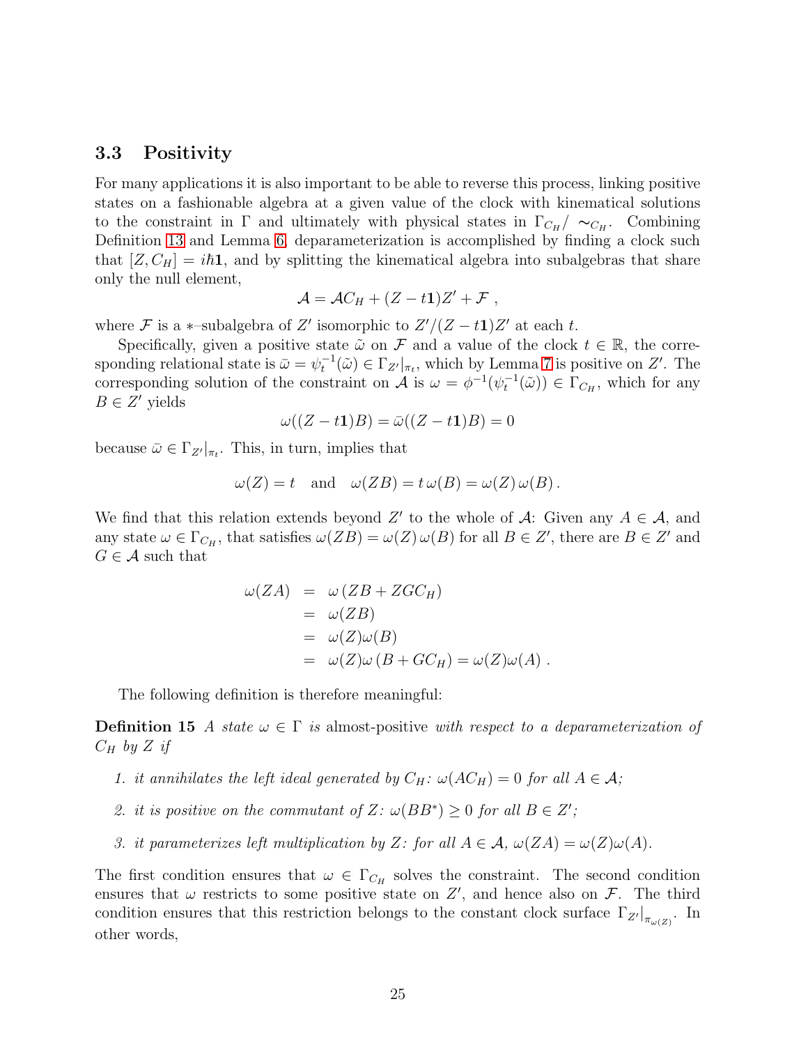### 3.3 Positivity

For many applications it is also important to be able to reverse this process, linking positive states on a fashionable algebra at a given value of the clock with kinematical solutions to the constraint in $\Gamma$ and ultimately with physical states in $\Gamma_{C_H}/\sim_{C_H}$. Combining Definition 13 and Lemma 6, deparameterization is accomplished by finding a clock such that $[Z, C_H] = i\hbar\mathbf{1}$, and by splitting the kinematical algebra into subalgebras that share only the null element,

$$\mathcal{A} = \mathcal{A}C_H + (Z - t\mathbf{1})Z' + \mathcal{F} \,,$$

where $\mathcal{F}$ is a $*$–subalgebra of $Z'$ isomorphic to $Z'/(Z - t\mathbf{1})Z'$ at each $t$.

Specifically, given a positive state $\tilde{\omega}$ on $\mathcal{F}$ and a value of the clock $t \in \mathbb{R}$, the corresponding relational state is $\bar{\omega} = \psi_t^{-1}(\tilde{\omega}) \in \Gamma_{Z'}|_{\pi_t}$, which by Lemma 7 is positive on $Z'$. The corresponding solution of the constraint on $\mathcal{A}$ is $\omega = \phi^{-1}(\psi_t^{-1}(\tilde{\omega})) \in \Gamma_{C_H}$, which for any $B \in Z'$ yields

$$\omega((Z - t\mathbf{1})B) = \bar{\omega}((Z - t\mathbf{1})B) = 0$$

because $\bar{\omega} \in \Gamma_{Z'}|_{\pi_t}$. This, in turn, implies that

$$\omega(Z) = t \quad \text{and} \quad \omega(ZB) = t\,\omega(B) = \omega(Z)\,\omega(B)\,.$$

We find that this relation extends beyond $Z'$ to the whole of $\mathcal{A}$: Given any $A \in \mathcal{A}$, and any state $\omega \in \Gamma_{C_H}$, that satisfies $\omega(ZB) = \omega(Z)\,\omega(B)$ for all $B \in Z'$, there are $B \in Z'$ and $G \in \mathcal{A}$ such that

$$\begin{aligned}
\omega(ZA) &= \omega\left(ZB + ZGC_H\right) \\
&= \omega(ZB) \\
&= \omega(Z)\omega(B) \\
&= \omega(Z)\omega\left(B + GC_H\right) = \omega(Z)\omega(A)\,.
\end{aligned}$$

The following definition is therefore meaningful:

**Definition 15** *A state $\omega \in \Gamma$ is* almost-positive *with respect to a deparameterization of $C_H$ by $Z$ if*

1. *it annihilates the left ideal generated by $C_H$: $\omega(AC_H) = 0$ for all $A \in \mathcal{A}$;*
2. *it is positive on the commutant of $Z$: $\omega(BB^*) \geq 0$ for all $B \in Z'$;*
3. *it parameterizes left multiplication by $Z$: for all $A \in \mathcal{A}$, $\omega(ZA) = \omega(Z)\omega(A)$.*

The first condition ensures that $\omega \in \Gamma_{C_H}$ solves the constraint. The second condition ensures that $\omega$ restricts to some positive state on $Z'$, and hence also on $\mathcal{F}$. The third condition ensures that this restriction belongs to the constant clock surface $\Gamma_{Z'}|_{\pi_{\omega(Z)}}$. In other words,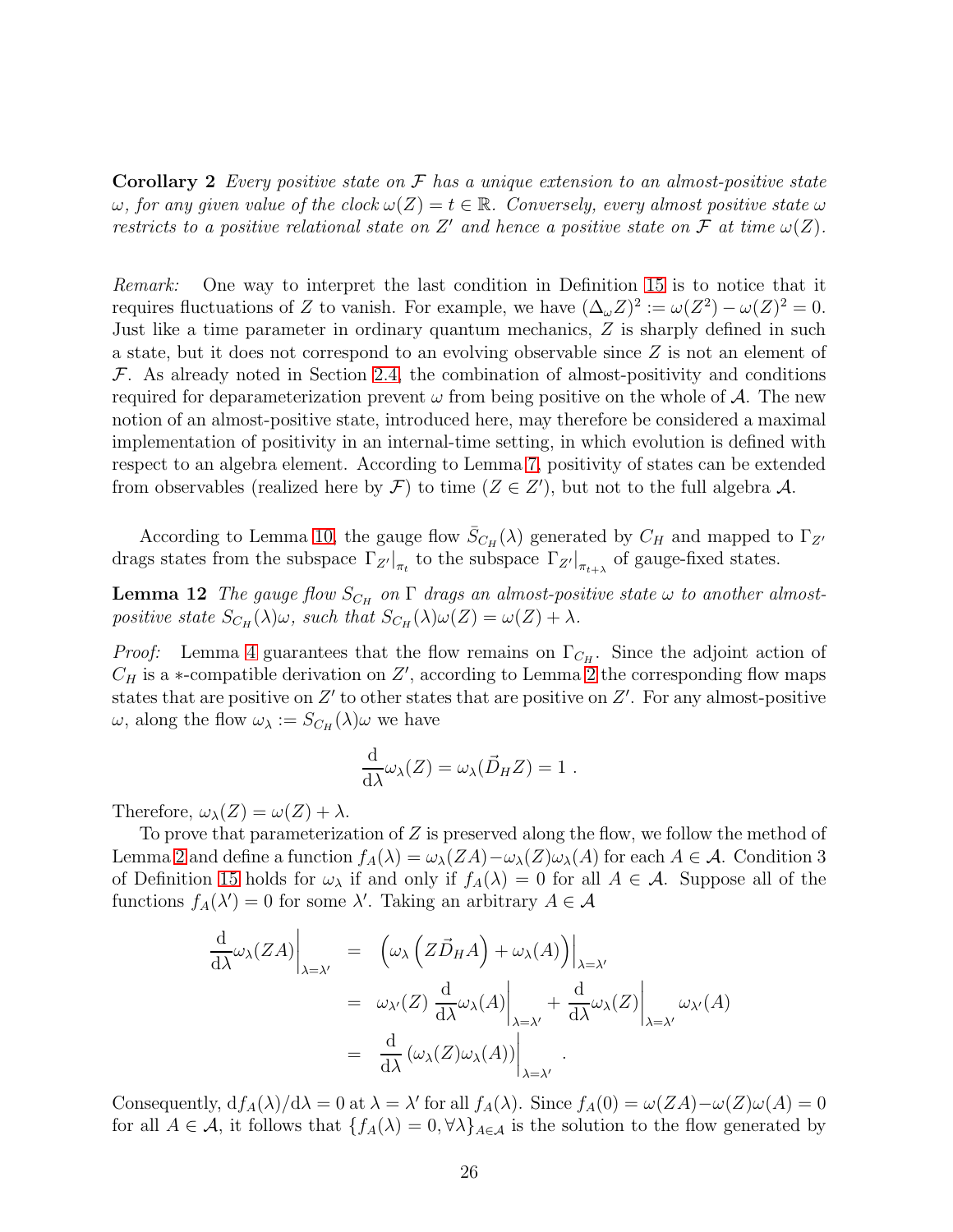**Corollary 2** *Every positive state on $\mathcal{F}$ has a unique extension to an almost-positive state $\omega$, for any given value of the clock $\omega(Z) = t \in \mathbb{R}$. Conversely, every almost positive state $\omega$ restricts to a positive relational state on $Z'$ and hence a positive state on $\mathcal{F}$ at time $\omega(Z)$.*

*Remark:* One way to interpret the last condition in Definition 15 is to notice that it requires fluctuations of $Z$ to vanish. For example, we have $(\Delta_\omega Z)^2 := \omega(Z^2) - \omega(Z)^2 = 0$. Just like a time parameter in ordinary quantum mechanics, $Z$ is sharply defined in such a state, but it does not correspond to an evolving observable since $Z$ is not an element of $\mathcal{F}$. As already noted in Section 2.4, the combination of almost-positivity and conditions required for deparameterization prevent $\omega$ from being positive on the whole of $\mathcal{A}$. The new notion of an almost-positive state, introduced here, may therefore be considered a maximal implementation of positivity in an internal-time setting, in which evolution is defined with respect to an algebra element. According to Lemma 7, positivity of states can be extended from observables (realized here by $\mathcal{F}$) to time ($Z \in Z'$), but not to the full algebra $\mathcal{A}$.

According to Lemma 10, the gauge flow $\bar{S}_{C_H}(\lambda)$ generated by $C_H$ and mapped to $\Gamma_{Z'}$ drags states from the subspace $\Gamma_{Z'}|_{\pi_t}$ to the subspace $\Gamma_{Z'}|_{\pi_{t+\lambda}}$ of gauge-fixed states.

**Lemma 12** *The gauge flow $S_{C_H}$ on $\Gamma$ drags an almost-positive state $\omega$ to another almost-positive state $S_{C_H}(\lambda)\omega$, such that $S_{C_H}(\lambda)\omega(Z) = \omega(Z) + \lambda$.*

*Proof:* Lemma 4 guarantees that the flow remains on $\Gamma_{C_H}$. Since the adjoint action of $C_H$ is a $*$-compatible derivation on $Z'$, according to Lemma 2 the corresponding flow maps states that are positive on $Z'$ to other states that are positive on $Z'$. For any almost-positive $\omega$, along the flow $\omega_\lambda := S_{C_H}(\lambda)\omega$ we have

$$\frac{\mathrm{d}}{\mathrm{d}\lambda}\omega_\lambda(Z) = \omega_\lambda(\vec{D}_H Z) = 1 \,.$$

Therefore, $\omega_\lambda(Z) = \omega(Z) + \lambda$.

To prove that parameterization of $Z$ is preserved along the flow, we follow the method of Lemma 2 and define a function $f_A(\lambda) = \omega_\lambda(ZA) - \omega_\lambda(Z)\omega_\lambda(A)$ for each $A \in \mathcal{A}$. Condition 3 of Definition 15 holds for $\omega_\lambda$ if and only if $f_A(\lambda) = 0$ for all $A \in \mathcal{A}$. Suppose all of the functions $f_A(\lambda') = 0$ for some $\lambda'$. Taking an arbitrary $A \in \mathcal{A}$

$$\begin{aligned}
\left.\frac{\mathrm{d}}{\mathrm{d}\lambda}\omega_\lambda(ZA)\right|_{\lambda=\lambda'} &= \left.\left(\omega_\lambda\left(Z\vec{D}_H A\right) + \omega_\lambda(A)\right)\right|_{\lambda=\lambda'} \\
&= \omega_{\lambda'}(Z)\left.\frac{\mathrm{d}}{\mathrm{d}\lambda}\omega_\lambda(A)\right|_{\lambda=\lambda'} + \left.\frac{\mathrm{d}}{\mathrm{d}\lambda}\omega_\lambda(Z)\right|_{\lambda=\lambda'}\omega_{\lambda'}(A) \\
&= \left.\frac{\mathrm{d}}{\mathrm{d}\lambda}\left(\omega_\lambda(Z)\omega_\lambda(A)\right)\right|_{\lambda=\lambda'} .
\end{aligned}$$

Consequently, $\mathrm{d}f_A(\lambda)/\mathrm{d}\lambda = 0$ at $\lambda = \lambda'$ for all $f_A(\lambda)$. Since $f_A(0) = \omega(ZA) - \omega(Z)\omega(A) = 0$ for all $A \in \mathcal{A}$, it follows that $\{f_A(\lambda) = 0, \forall\lambda\}_{A\in\mathcal{A}}$ is the solution to the flow generated by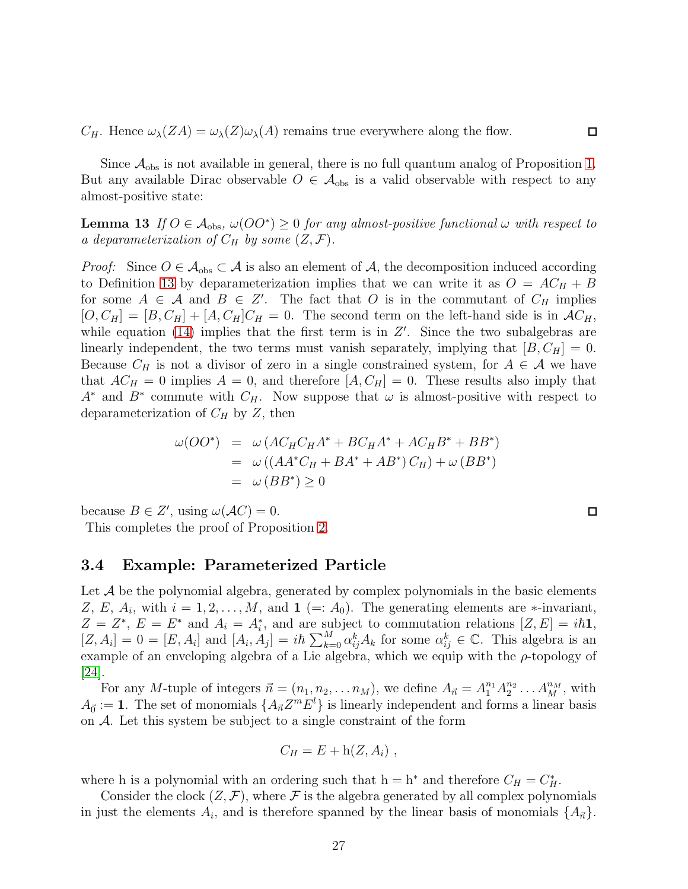$C_H$. Hence $\omega_\lambda(ZA) = \omega_\lambda(Z)\omega_\lambda(A)$ remains true everywhere along the flow. □

Since $\mathcal{A}_{\rm obs}$ is not available in general, there is no full quantum analog of Proposition 1. But any available Dirac observable $O \in \mathcal{A}_{\rm obs}$ is a valid observable with respect to any almost-positive state:

**Lemma 13** *If $O \in \mathcal{A}_{\rm obs}$, $\omega(OO^*) \geq 0$ for any almost-positive functional $\omega$ with respect to a deparameterization of $C_H$ by some $(Z, \mathcal{F})$.*

*Proof:* Since $O \in \mathcal{A}_{\rm obs} \subset \mathcal{A}$ is also an element of $\mathcal{A}$, the decomposition induced according to Definition 13 by deparameterization implies that we can write it as $O = AC_H + B$ for some $A \in \mathcal{A}$ and $B \in Z'$. The fact that $O$ is in the commutant of $C_H$ implies $[O, C_H] = [B, C_H] + [A, C_H]C_H = 0$. The second term on the left-hand side is in $\mathcal{A}C_H$, while equation (14) implies that the first term is in $Z'$. Since the two subalgebras are linearly independent, the two terms must vanish separately, implying that $[B, C_H] = 0$. Because $C_H$ is not a divisor of zero in a single constrained system, for $A \in \mathcal{A}$ we have that $AC_H = 0$ implies $A = 0$, and therefore $[A, C_H] = 0$. These results also imply that $A^*$ and $B^*$ commute with $C_H$. Now suppose that $\omega$ is almost-positive with respect to deparameterization of $C_H$ by $Z$, then

$$
\begin{aligned}
\omega(OO^*) &= \omega\left(AC_HC_HA^* + BC_HA^* + AC_HB^* + BB^*\right) \\
&= \omega\left(\left(AA^*C_H + BA^* + AB^*\right)C_H\right) + \omega\left(BB^*\right) \\
&= \omega\left(BB^*\right) \geq 0
\end{aligned}
$$

because $B \in Z'$, using $\omega(\mathcal{A}C) = 0$. □

This completes the proof of Proposition 2.

### 3.4 Example: Parameterized Particle

Let $\mathcal{A}$ be the polynomial algebra, generated by complex polynomials in the basic elements $Z$, $E$, $A_i$, with $i = 1, 2, \ldots, M$, and $\mathbf{1}$ $(=: A_0)$. The generating elements are $*$-invariant, $Z = Z^*$, $E = E^*$ and $A_i = A_i^*$, and are subject to commutation relations $[Z, E] = i\hbar\mathbf{1}$, $[Z, A_i] = 0 = [E, A_i]$ and $[A_i, A_j] = i\hbar\sum_{k=0}^{M}\alpha_{ij}^k A_k$ for some $\alpha_{ij}^k \in \mathbb{C}$. This algebra is an example of an enveloping algebra of a Lie algebra, which we equip with the $\rho$-topology of [24].

For any $M$-tuple of integers $\vec{n} = (n_1, n_2, \ldots n_M)$, we define $A_{\vec{n}} = A_1^{n_1}A_2^{n_2}\ldots A_M^{n_M}$, with $A_{\vec{0}} := \mathbf{1}$. The set of monomials $\{A_{\vec{n}}Z^mE^l\}$ is linearly independent and forms a linear basis on $\mathcal{A}$. Let this system be subject to a single constraint of the form

$$
C_H = E + \mathrm{h}(Z, A_i) \ ,
$$

where h is a polynomial with an ordering such that $\mathrm{h} = \mathrm{h}^*$ and therefore $C_H = C_H^*$.

Consider the clock $(Z, \mathcal{F})$, where $\mathcal{F}$ is the algebra generated by all complex polynomials in just the elements $A_i$, and is therefore spanned by the linear basis of monomials $\{A_{\vec{n}}\}$.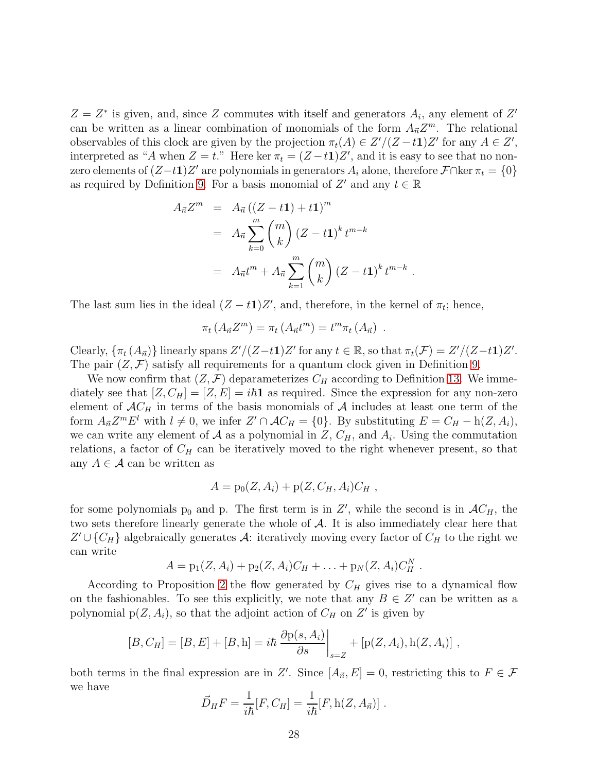$Z = Z^*$ is given, and, since $Z$ commutes with itself and generators $A_i$, any element of $Z'$ can be written as a linear combination of monomials of the form $A_{\vec{n}} Z^m$. The relational observables of this clock are given by the projection $\pi_t(A) \in Z'/(Z - t\mathbf{1})Z'$ for any $A \in Z'$, interpreted as "$A$ when $Z = t$." Here $\ker \pi_t = (Z - t\mathbf{1})Z'$, and it is easy to see that no non-zero elements of $(Z - t\mathbf{1})Z'$ are polynomials in generators $A_i$ alone, therefore $\mathcal{F} \cap \ker \pi_t = \{0\}$ as required by Definition 9. For a basis monomial of $Z'$ and any $t \in \mathbb{R}$

$$
\begin{aligned}
A_{\vec{n}} Z^m &= A_{\vec{n}} \left( (Z - t\mathbf{1}) + t\mathbf{1} \right)^m \\
&= A_{\vec{n}} \sum_{k=0}^{m} \binom{m}{k} (Z - t\mathbf{1})^k \, t^{m-k} \\
&= A_{\vec{n}} t^m + A_{\vec{n}} \sum_{k=1}^{m} \binom{m}{k} (Z - t\mathbf{1})^k \, t^{m-k} \; .
\end{aligned}
$$

The last sum lies in the ideal $(Z - t\mathbf{1})Z'$, and, therefore, in the kernel of $\pi_t$; hence,

$$
\pi_t \left( A_{\vec{n}} Z^m \right) = \pi_t \left( A_{\vec{n}} t^m \right) = t^m \pi_t \left( A_{\vec{n}} \right) \; .
$$

Clearly, $\{\pi_t(A_{\vec{n}})\}$ linearly spans $Z'/(Z - t\mathbf{1})Z'$ for any $t \in \mathbb{R}$, so that $\pi_t(\mathcal{F}) = Z'/(Z - t\mathbf{1})Z'$. The pair $(Z, \mathcal{F})$ satisfy all requirements for a quantum clock given in Definition 9.

We now confirm that $(Z, \mathcal{F})$ deparameterizes $C_H$ according to Definition 13. We immediately see that $[Z, C_H] = [Z, E] = i\hbar\mathbf{1}$ as required. Since the expression for any non-zero element of $\mathcal{A}C_H$ in terms of the basis monomials of $\mathcal{A}$ includes at least one term of the form $A_{\vec{n}} Z^m E^l$ with $l \neq 0$, we infer $Z' \cap \mathcal{A}C_H = \{0\}$. By substituting $E = C_H - \mathrm{h}(Z, A_i)$, we can write any element of $\mathcal{A}$ as a polynomial in $Z$, $C_H$, and $A_i$. Using the commutation relations, a factor of $C_H$ can be iteratively moved to the right whenever present, so that any $A \in \mathcal{A}$ can be written as

$$
A = \mathrm{p}_0(Z, A_i) + \mathrm{p}(Z, C_H, A_i) C_H \; ,
$$

for some polynomials $\mathrm{p}_0$ and $\mathrm{p}$. The first term is in $Z'$, while the second is in $\mathcal{A}C_H$, the two sets therefore linearly generate the whole of $\mathcal{A}$. It is also immediately clear here that $Z' \cup \{C_H\}$ algebraically generates $\mathcal{A}$: iteratively moving every factor of $C_H$ to the right we can write

$$
A = \mathrm{p}_1(Z, A_i) + \mathrm{p}_2(Z, A_i) C_H + \ldots + \mathrm{p}_N(Z, A_i) C_H^N \; .
$$

According to Proposition 2 the flow generated by $C_H$ gives rise to a dynamical flow on the fashionables. To see this explicitly, we note that any $B \in Z'$ can be written as a polynomial $\mathrm{p}(Z, A_i)$, so that the adjoint action of $C_H$ on $Z'$ is given by

$$
[B, C_H] = [B, E] + [B, \mathrm{h}] = i\hbar \left. \frac{\partial \mathrm{p}(s, A_i)}{\partial s} \right|_{s=Z} + [\mathrm{p}(Z, A_i), \mathrm{h}(Z, A_i)] \; ,
$$

both terms in the final expression are in $Z'$. Since $[A_{\vec{n}}, E] = 0$, restricting this to $F \in \mathcal{F}$ we have

$$
\vec{D}_H F = \frac{1}{i\hbar}[F, C_H] = \frac{1}{i\hbar}[F, \mathrm{h}(Z, A_{\vec{n}})] \; .
$$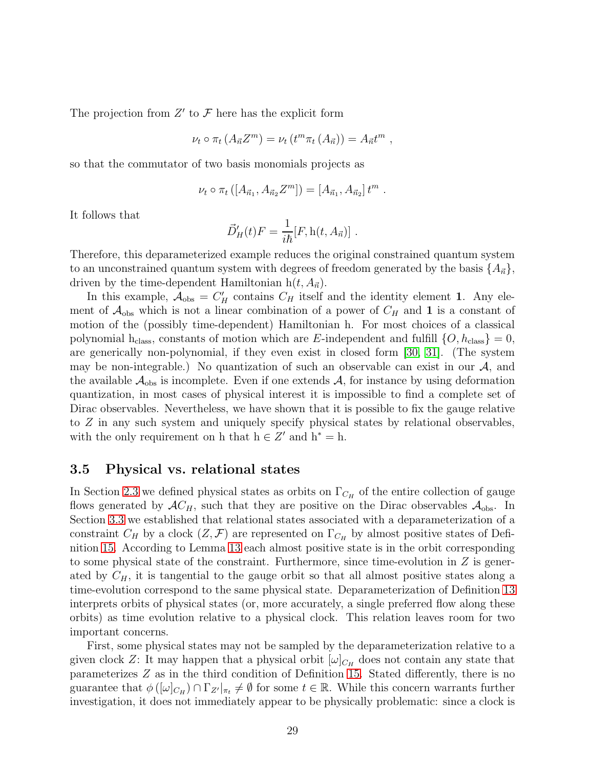The projection from $Z'$ to $\mathcal{F}$ here has the explicit form

$$\nu_t \circ \pi_t \left( A_{\vec{n}} Z^m \right) = \nu_t \left( t^m \pi_t \left( A_{\vec{n}} \right) \right) = A_{\vec{n}} t^m \ ,$$

so that the commutator of two basis monomials projects as

$$\nu_t \circ \pi_t \left( [A_{\vec{n}_1}, A_{\vec{n}_2} Z^m] \right) = [A_{\vec{n}_1}, A_{\vec{n}_2}]\, t^m \ .$$

It follows that

$$\vec{D}'_H(t) F = \frac{1}{i\hbar} [F, \mathrm{h}(t, A_{\vec{n}})] \ .$$

Therefore, this deparameterized example reduces the original constrained quantum system to an unconstrained quantum system with degrees of freedom generated by the basis $\{A_{\vec{n}}\}$, driven by the time-dependent Hamiltonian $\mathrm{h}(t, A_{\vec{n}})$.

In this example, $\mathcal{A}_{\mathrm{obs}} = C'_H$ contains $C_H$ itself and the identity element $\mathbf{1}$. Any element of $\mathcal{A}_{\mathrm{obs}}$ which is not a linear combination of a power of $C_H$ and $\mathbf{1}$ is a constant of motion of the (possibly time-dependent) Hamiltonian h. For most choices of a classical polynomial $\mathrm{h}_{\mathrm{class}}$, constants of motion which are $E$-independent and fulfill $\{O, \mathrm{h}_{\mathrm{class}}\} = 0$, are generically non-polynomial, if they even exist in closed form [30, 31]. (The system may be non-integrable.) No quantization of such an observable can exist in our $\mathcal{A}$, and the available $\mathcal{A}_{\mathrm{obs}}$ is incomplete. Even if one extends $\mathcal{A}$, for instance by using deformation quantization, in most cases of physical interest it is impossible to find a complete set of Dirac observables. Nevertheless, we have shown that it is possible to fix the gauge relative to $Z$ in any such system and uniquely specify physical states by relational observables, with the only requirement on h that $\mathrm{h} \in Z'$ and $\mathrm{h}^* = \mathrm{h}$.

### 3.5 Physical vs. relational states

In Section 2.3 we defined physical states as orbits on $\Gamma_{C_H}$ of the entire collection of gauge flows generated by $\mathcal{A}C_H$, such that they are positive on the Dirac observables $\mathcal{A}_{\mathrm{obs}}$. In Section 3.3 we established that relational states associated with a deparameterization of a constraint $C_H$ by a clock $(Z, \mathcal{F})$ are represented on $\Gamma_{C_H}$ by almost positive states of Definition 15. According to Lemma 13 each almost positive state is in the orbit corresponding to some physical state of the constraint. Furthermore, since time-evolution in $Z$ is generated by $C_H$, it is tangential to the gauge orbit so that all almost positive states along a time-evolution correspond to the same physical state. Deparameterization of Definition 13 interprets orbits of physical states (or, more accurately, a single preferred flow along these orbits) as time evolution relative to a physical clock. This relation leaves room for two important concerns.

First, some physical states may not be sampled by the deparameterization relative to a given clock $Z$: It may happen that a physical orbit $[\omega]_{C_H}$ does not contain any state that parameterizes $Z$ as in the third condition of Definition 15. Stated differently, there is no guarantee that $\phi\left([\omega]_{C_H}\right) \cap \Gamma_{Z'}|_{\pi_t} \neq \emptyset$ for some $t \in \mathbb{R}$. While this concern warrants further investigation, it does not immediately appear to be physically problematic: since a clock is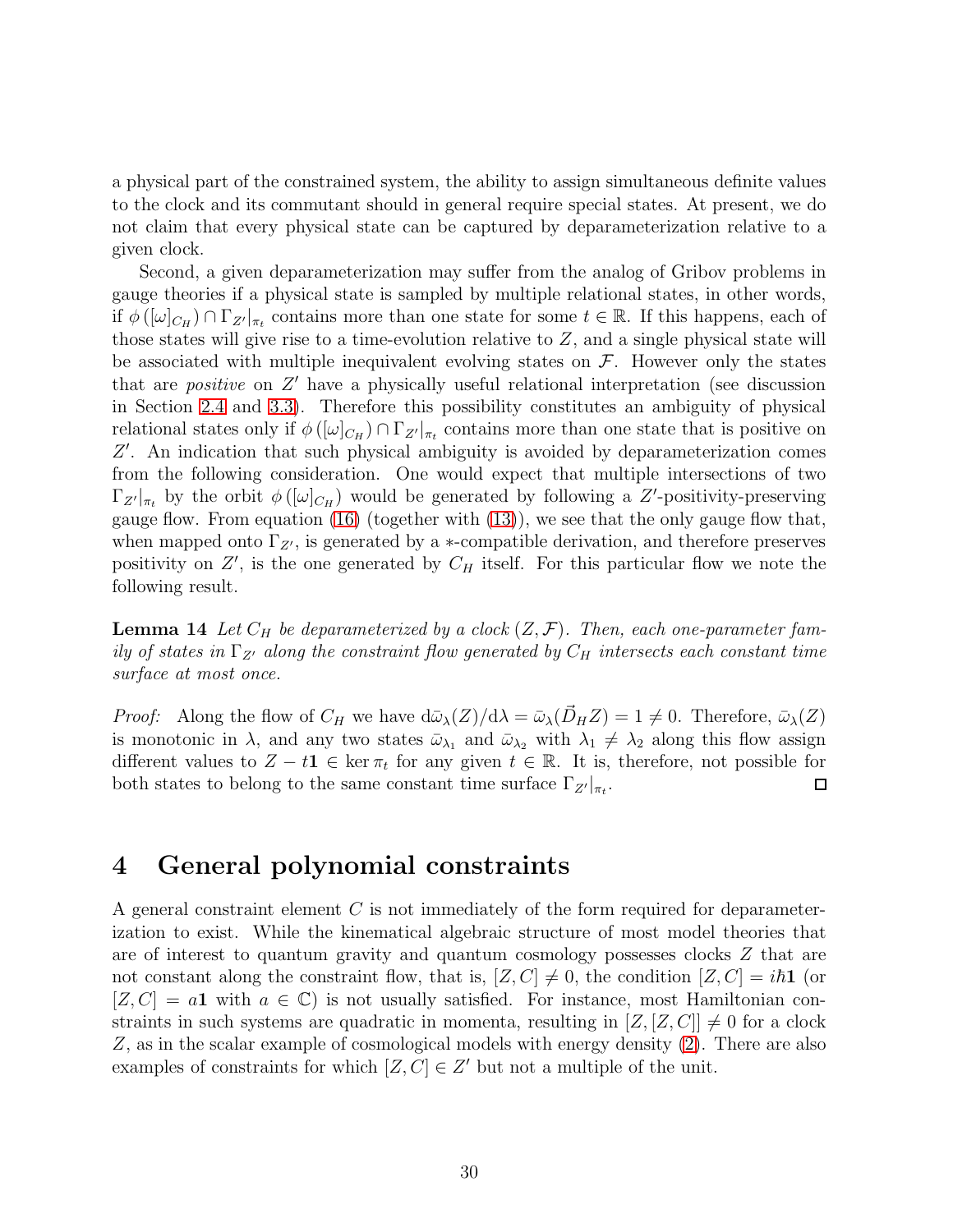a physical part of the constrained system, the ability to assign simultaneous definite values to the clock and its commutant should in general require special states. At present, we do not claim that every physical state can be captured by deparameterization relative to a given clock.

Second, a given deparameterization may suffer from the analog of Gribov problems in gauge theories if a physical state is sampled by multiple relational states, in other words, if $\phi\left([\omega]_{C_H}\right) \cap \Gamma_{Z'}|_{\pi_t}$ contains more than one state for some $t \in \mathbb{R}$. If this happens, each of those states will give rise to a time-evolution relative to $Z$, and a single physical state will be associated with multiple inequivalent evolving states on $\mathcal{F}$. However only the states that are *positive* on $Z'$ have a physically useful relational interpretation (see discussion in Section 2.4 and 3.3). Therefore this possibility constitutes an ambiguity of physical relational states only if $\phi\left([\omega]_{C_H}\right) \cap \Gamma_{Z'}|_{\pi_t}$ contains more than one state that is positive on $Z'$. An indication that such physical ambiguity is avoided by deparameterization comes from the following consideration. One would expect that multiple intersections of two $\Gamma_{Z'}|_{\pi_t}$ by the orbit $\phi\left([\omega]_{C_H}\right)$ would be generated by following a $Z'$-positivity-preserving gauge flow. From equation (16) (together with (13)), we see that the only gauge flow that, when mapped onto $\Gamma_{Z'}$, is generated by a $*$-compatible derivation, and therefore preserves positivity on $Z'$, is the one generated by $C_H$ itself. For this particular flow we note the following result.

**Lemma 14** *Let $C_H$ be deparameterized by a clock $(Z, \mathcal{F})$. Then, each one-parameter family of states in $\Gamma_{Z'}$ along the constraint flow generated by $C_H$ intersects each constant time surface at most once.*

*Proof:* Along the flow of $C_H$ we have $\mathrm{d}\bar{\omega}_\lambda(Z)/\mathrm{d}\lambda = \bar{\omega}_\lambda(\vec{D}_H Z) = 1 \neq 0$. Therefore, $\bar{\omega}_\lambda(Z)$ is monotonic in $\lambda$, and any two states $\bar{\omega}_{\lambda_1}$ and $\bar{\omega}_{\lambda_2}$ with $\lambda_1 \neq \lambda_2$ along this flow assign different values to $Z - t\mathbf{1} \in \ker \pi_t$ for any given $t \in \mathbb{R}$. It is, therefore, not possible for both states to belong to the same constant time surface $\Gamma_{Z'}|_{\pi_t}$. $\square$

# 4 General polynomial constraints

A general constraint element $C$ is not immediately of the form required for deparameterization to exist. While the kinematical algebraic structure of most model theories that are of interest to quantum gravity and quantum cosmology possesses clocks $Z$ that are not constant along the constraint flow, that is, $[Z, C] \neq 0$, the condition $[Z, C] = i\hbar\mathbf{1}$ (or $[Z, C] = a\mathbf{1}$ with $a \in \mathbb{C}$) is not usually satisfied. For instance, most Hamiltonian constraints in such systems are quadratic in momenta, resulting in $[Z, [Z, C]] \neq 0$ for a clock $Z$, as in the scalar example of cosmological models with energy density (2). There are also examples of constraints for which $[Z, C] \in Z'$ but not a multiple of the unit.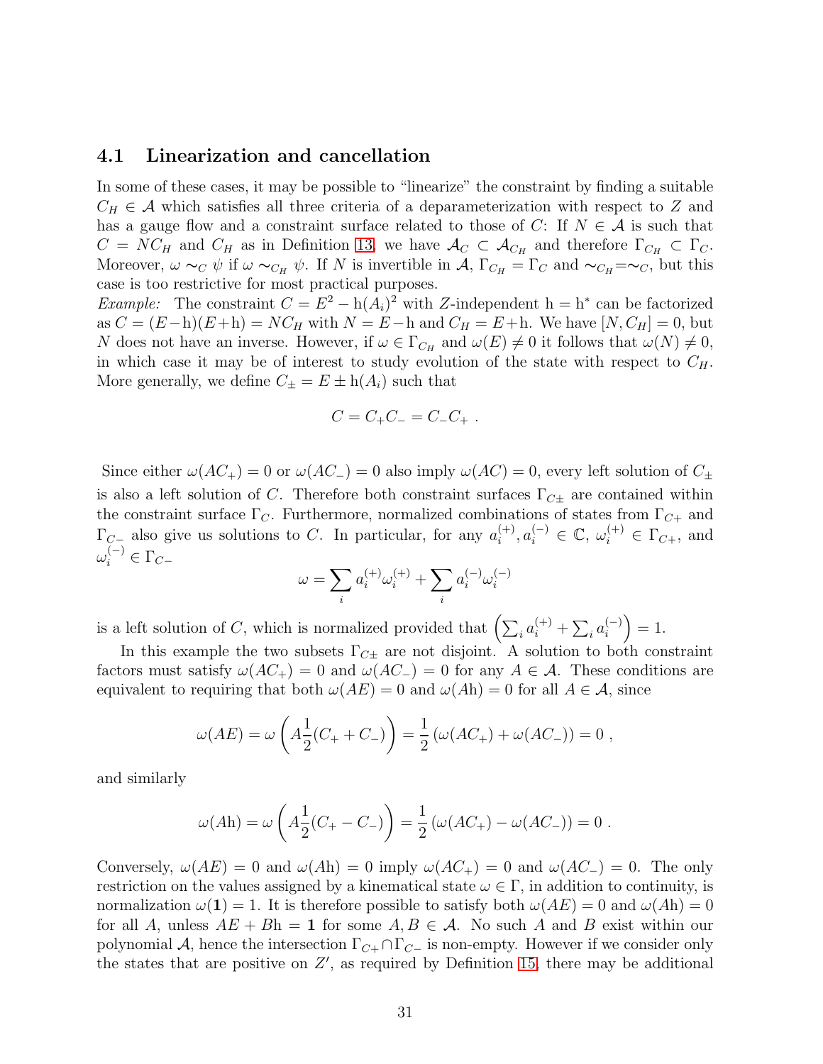### 4.1 Linearization and cancellation

In some of these cases, it may be possible to "linearize" the constraint by finding a suitable $C_H \in \mathcal{A}$ which satisfies all three criteria of a deparameterization with respect to $Z$ and has a gauge flow and a constraint surface related to those of $C$: If $N \in \mathcal{A}$ is such that $C = NC_H$ and $C_H$ as in Definition 13, we have $\mathcal{A}_C \subset \mathcal{A}_{C_H}$ and therefore $\Gamma_{C_H} \subset \Gamma_C$. Moreover, $\omega \sim_C \psi$ if $\omega \sim_{C_H} \psi$. If $N$ is invertible in $\mathcal{A}$, $\Gamma_{C_H} = \Gamma_C$ and $\sim_{C_H} = \sim_C$, but this case is too restrictive for most practical purposes.

*Example:* The constraint $C = E^2 - \mathrm{h}(A_i)^2$ with $Z$-independent $\mathrm{h} = \mathrm{h}^*$ can be factorized as $C = (E - \mathrm{h})(E + \mathrm{h}) = NC_H$ with $N = E - \mathrm{h}$ and $C_H = E + \mathrm{h}$. We have $[N, C_H] = 0$, but $N$ does not have an inverse. However, if $\omega \in \Gamma_{C_H}$ and $\omega(E) \neq 0$ it follows that $\omega(N) \neq 0$, in which case it may be of interest to study evolution of the state with respect to $C_H$. More generally, we define $C_\pm = E \pm \mathrm{h}(A_i)$ such that

$$C = C_+ C_- = C_- C_+ \, .$$

Since either $\omega(AC_+) = 0$ or $\omega(AC_-) = 0$ also imply $\omega(AC) = 0$, every left solution of $C_\pm$ is also a left solution of $C$. Therefore both constraint surfaces $\Gamma_{C\pm}$ are contained within the constraint surface $\Gamma_C$. Furthermore, normalized combinations of states from $\Gamma_{C+}$ and $\Gamma_{C-}$ also give us solutions to $C$. In particular, for any $a_i^{(+)}, a_i^{(-)} \in \mathbb{C}$, $\omega_i^{(+)} \in \Gamma_{C+}$, and $\omega_i^{(-)} \in \Gamma_{C-}$

$$\omega = \sum_i a_i^{(+)} \omega_i^{(+)} + \sum_i a_i^{(-)} \omega_i^{(-)}$$

is a left solution of $C$, which is normalized provided that $\left(\sum_i a_i^{(+)} + \sum_i a_i^{(-)}\right) = 1$.

In this example the two subsets $\Gamma_{C\pm}$ are not disjoint. A solution to both constraint factors must satisfy $\omega(AC_+) = 0$ and $\omega(AC_-) = 0$ for any $A \in \mathcal{A}$. These conditions are equivalent to requiring that both $\omega(AE) = 0$ and $\omega(A\mathrm{h}) = 0$ for all $A \in \mathcal{A}$, since

$$\omega(AE) = \omega\left(A \frac{1}{2}(C_+ + C_-)\right) = \frac{1}{2}\left(\omega(AC_+) + \omega(AC_-)\right) = 0 \, ,$$

and similarly

$$\omega(A\mathrm{h}) = \omega\left(A \frac{1}{2}(C_+ - C_-)\right) = \frac{1}{2}\left(\omega(AC_+) - \omega(AC_-)\right) = 0 \, .$$

Conversely, $\omega(AE) = 0$ and $\omega(A\mathrm{h}) = 0$ imply $\omega(AC_+) = 0$ and $\omega(AC_-) = 0$. The only restriction on the values assigned by a kinematical state $\omega \in \Gamma$, in addition to continuity, is normalization $\omega(\mathbf{1}) = 1$. It is therefore possible to satisfy both $\omega(AE) = 0$ and $\omega(A\mathrm{h}) = 0$ for all $A$, unless $AE + B\mathrm{h} = \mathbf{1}$ for some $A, B \in \mathcal{A}$. No such $A$ and $B$ exist within our polynomial $\mathcal{A}$, hence the intersection $\Gamma_{C+} \cap \Gamma_{C-}$ is non-empty. However if we consider only the states that are positive on $Z'$, as required by Definition 15, there may be additional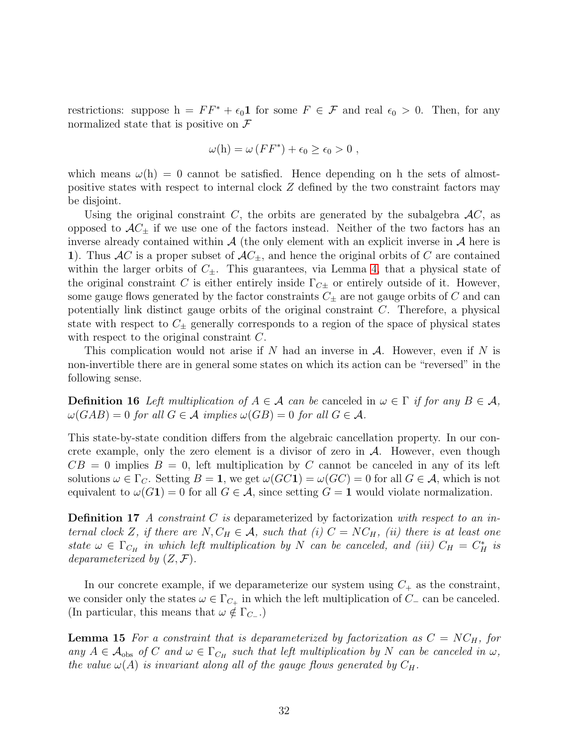restrictions: suppose $\mathrm{h} = FF^* + \epsilon_0 \mathbf{1}$ for some $F \in \mathcal{F}$ and real $\epsilon_0 > 0$. Then, for any normalized state that is positive on $\mathcal{F}$

$$\omega(\mathrm{h}) = \omega\left(FF^*\right) + \epsilon_0 \geq \epsilon_0 > 0 \ ,$$

which means $\omega(\mathrm{h}) = 0$ cannot be satisfied. Hence depending on h the sets of almost-positive states with respect to internal clock $Z$ defined by the two constraint factors may be disjoint.

Using the original constraint $C$, the orbits are generated by the subalgebra $\mathcal{A}C$, as opposed to $\mathcal{A}C_\pm$ if we use one of the factors instead. Neither of the two factors has an inverse already contained within $\mathcal{A}$ (the only element with an explicit inverse in $\mathcal{A}$ here is $\mathbf{1}$). Thus $\mathcal{A}C$ is a proper subset of $\mathcal{A}C_\pm$, and hence the original orbits of $C$ are contained within the larger orbits of $C_\pm$. This guarantees, via Lemma 4, that a physical state of the original constraint $C$ is either entirely inside $\Gamma_{C\pm}$ or entirely outside of it. However, some gauge flows generated by the factor constraints $C_\pm$ are not gauge orbits of $C$ and can potentially link distinct gauge orbits of the original constraint $C$. Therefore, a physical state with respect to $C_\pm$ generally corresponds to a region of the space of physical states with respect to the original constraint $C$.

This complication would not arise if $N$ had an inverse in $\mathcal{A}$. However, even if $N$ is non-invertible there are in general some states on which its action can be "reversed" in the following sense.

**Definition 16** *Left multiplication of $A \in \mathcal{A}$ can be* canceled *in $\omega \in \Gamma$ if for any $B \in \mathcal{A}$, $\omega(GAB) = 0$ for all $G \in \mathcal{A}$ implies $\omega(GB) = 0$ for all $G \in \mathcal{A}$.*

This state-by-state condition differs from the algebraic cancellation property. In our concrete example, only the zero element is a divisor of zero in $\mathcal{A}$. However, even though $CB = 0$ implies $B = 0$, left multiplication by $C$ cannot be canceled in any of its left solutions $\omega \in \Gamma_C$. Setting $B = \mathbf{1}$, we get $\omega(GC\mathbf{1}) = \omega(GC) = 0$ for all $G \in \mathcal{A}$, which is not equivalent to $\omega(G\mathbf{1}) = 0$ for all $G \in \mathcal{A}$, since setting $G = \mathbf{1}$ would violate normalization.

**Definition 17** *A constraint $C$ is* deparameterized by factorization *with respect to an internal clock $Z$, if there are $N, C_H \in \mathcal{A}$, such that (i) $C = NC_H$, (ii) there is at least one state $\omega \in \Gamma_{C_H}$ in which left multiplication by $N$ can be canceled, and (iii) $C_H = C_H^*$ is deparameterized by $(Z, \mathcal{F})$.*

In our concrete example, if we deparameterize our system using $C_+$ as the constraint, we consider only the states $\omega \in \Gamma_{C_+}$ in which the left multiplication of $C_-$ can be canceled. (In particular, this means that $\omega \notin \Gamma_{C_-}$.)

**Lemma 15** *For a constraint that is deparameterized by factorization as $C = NC_H$, for any $A \in \mathcal{A}_{\rm obs}$ of $C$ and $\omega \in \Gamma_{C_H}$ such that left multiplication by $N$ can be canceled in $\omega$, the value $\omega(A)$ is invariant along all of the gauge flows generated by $C_H$.*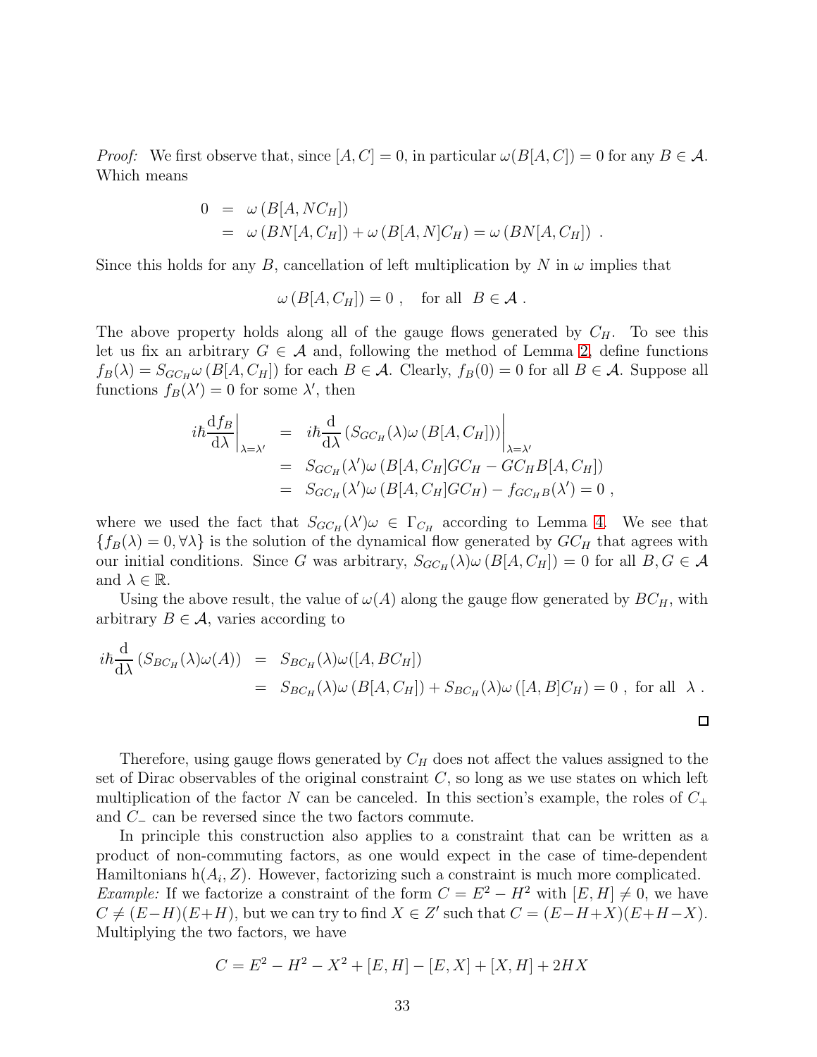*Proof:* We first observe that, since $[A, C] = 0$, in particular $\omega(B[A, C]) = 0$ for any $B \in \mathcal{A}$. Which means

$$
\begin{aligned}
0 &= \omega\left(B[A, NC_H]\right) \\
&= \omega\left(BN[A, C_H]\right) + \omega\left(B[A, N]C_H\right) = \omega\left(BN[A, C_H]\right) \ .
\end{aligned}
$$

Since this holds for any $B$, cancellation of left multiplication by $N$ in $\omega$ implies that

$$
\omega\left(B[A, C_H]\right) = 0 \ , \quad \text{for all} \ \ B \in \mathcal{A} \ .
$$

The above property holds along all of the gauge flows generated by $C_H$. To see this let us fix an arbitrary $G \in \mathcal{A}$ and, following the method of Lemma 2, define functions $f_B(\lambda) = S_{GC_H}\omega\left(B[A, C_H]\right)$ for each $B \in \mathcal{A}$. Clearly, $f_B(0) = 0$ for all $B \in \mathcal{A}$. Suppose all functions $f_B(\lambda') = 0$ for some $\lambda'$, then

$$
\begin{aligned}
i\hbar \left.\frac{\mathrm{d}f_B}{\mathrm{d}\lambda}\right|_{\lambda=\lambda'} &= i\hbar \frac{\mathrm{d}}{\mathrm{d}\lambda}\left(S_{GC_H}(\lambda)\omega\left(B[A, C_H]\right)\right)\Big|_{\lambda=\lambda'} \\
&= S_{GC_H}(\lambda')\omega\left(B[A, C_H]GC_H - GC_H B[A, C_H]\right) \\
&= S_{GC_H}(\lambda')\omega\left(B[A, C_H]GC_H\right) - f_{GC_H B}(\lambda') = 0 \ ,
\end{aligned}
$$

where we used the fact that $S_{GC_H}(\lambda')\omega \in \Gamma_{C_H}$ according to Lemma 4. We see that $\{f_B(\lambda) = 0, \forall \lambda\}$ is the solution of the dynamical flow generated by $GC_H$ that agrees with our initial conditions. Since $G$ was arbitrary, $S_{GC_H}(\lambda)\omega\left(B[A, C_H]\right) = 0$ for all $B, G \in \mathcal{A}$ and $\lambda \in \mathbb{R}$.

Using the above result, the value of $\omega(A)$ along the gauge flow generated by $BC_H$, with arbitrary $B \in \mathcal{A}$, varies according to

$$
\begin{aligned}
i\hbar \frac{\mathrm{d}}{\mathrm{d}\lambda}\left(S_{BC_H}(\lambda)\omega(A)\right) &= S_{BC_H}(\lambda)\omega([A, BC_H]) \\
&= S_{BC_H}(\lambda)\omega\left(B[A, C_H]\right) + S_{BC_H}(\lambda)\omega\left([A, B]C_H\right) = 0 \ , \ \text{for all} \ \ \lambda \ .
\end{aligned}
$$

□

Therefore, using gauge flows generated by $C_H$ does not affect the values assigned to the set of Dirac observables of the original constraint $C$, so long as we use states on which left multiplication of the factor $N$ can be canceled. In this section's example, the roles of $C_+$ and $C_-$ can be reversed since the two factors commute.

In principle this construction also applies to a constraint that can be written as a product of non-commuting factors, as one would expect in the case of time-dependent Hamiltonians $\mathrm{h}(A_i, Z)$. However, factorizing such a constraint is much more complicated.
*Example:* If we factorize a constraint of the form $C = E^2 - H^2$ with $[E, H] \neq 0$, we have $C \neq (E-H)(E+H)$, but we can try to find $X \in Z'$ such that $C = (E-H+X)(E+H-X)$. Multiplying the two factors, we have

$$
C = E^2 - H^2 - X^2 + [E, H] - [E, X] + [X, H] + 2HX
$$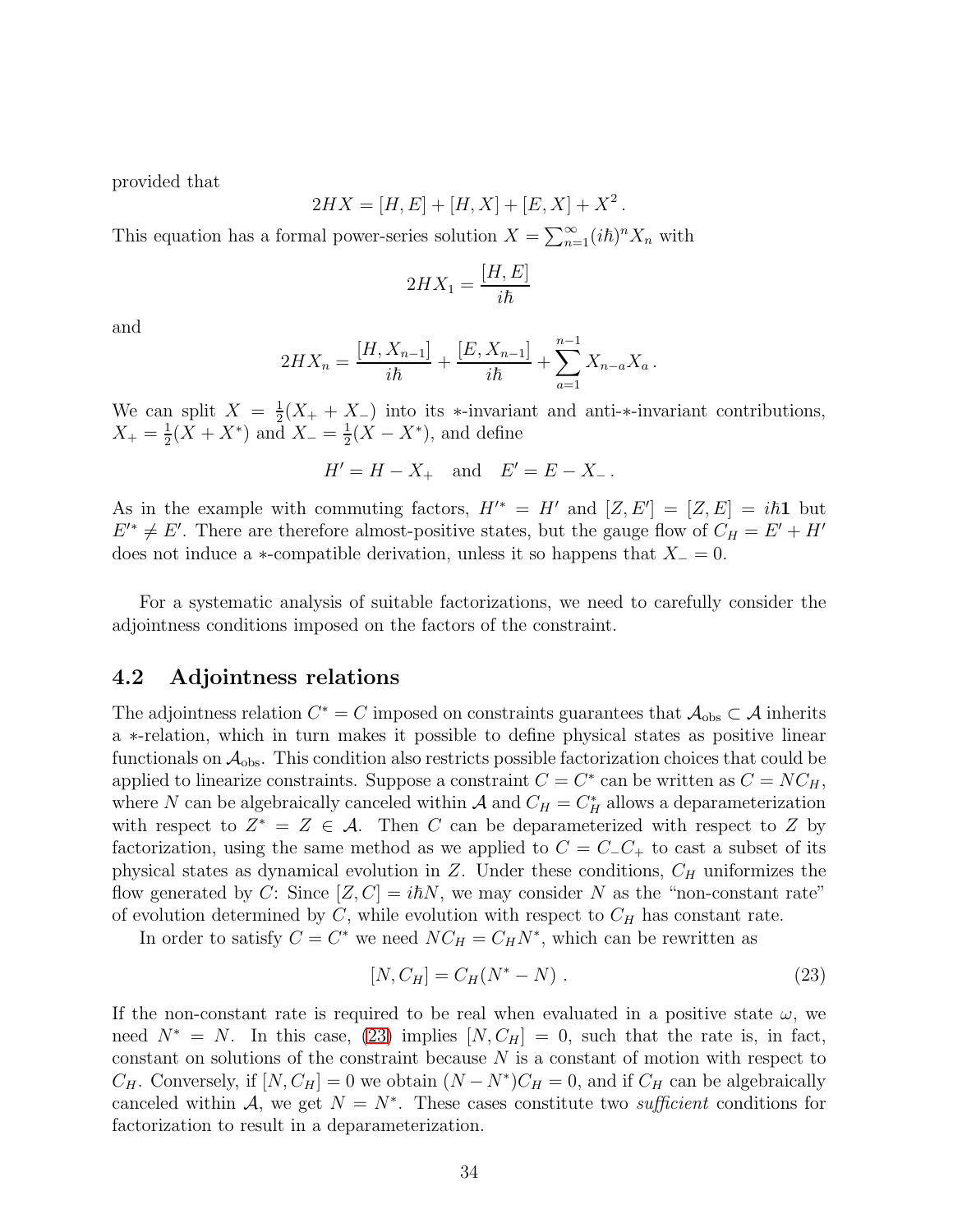provided that

$$2HX = [H,E] + [H,X] + [E,X] + X^2 \,.$$

This equation has a formal power-series solution $X = \sum_{n=1}^{\infty} (i\hbar)^n X_n$ with

$$2HX_1 = \frac{[H,E]}{i\hbar}$$

and

$$2HX_n = \frac{[H,X_{n-1}]}{i\hbar} + \frac{[E,X_{n-1}]}{i\hbar} + \sum_{a=1}^{n-1} X_{n-a}X_a \,.$$

We can split $X = \frac{1}{2}(X_+ + X_-)$ into its $*$-invariant and anti-$*$-invariant contributions, $X_+ = \frac{1}{2}(X + X^*)$ and $X_- = \frac{1}{2}(X - X^*)$, and define

$$H' = H - X_+ \quad \text{and} \quad E' = E - X_- \,.$$

As in the example with commuting factors, $H'^* = H'$ and $[Z, E'] = [Z, E] = i\hbar\mathbf{1}$ but $E'^* \neq E'$. There are therefore almost-positive states, but the gauge flow of $C_H = E' + H'$ does not induce a $*$-compatible derivation, unless it so happens that $X_- = 0$.

For a systematic analysis of suitable factorizations, we need to carefully consider the adjointness conditions imposed on the factors of the constraint.

## 4.2 Adjointness relations

The adjointness relation $C^* = C$ imposed on constraints guarantees that $\mathcal{A}_{\rm obs} \subset \mathcal{A}$ inherits a $*$-relation, which in turn makes it possible to define physical states as positive linear functionals on $\mathcal{A}_{\rm obs}$. This condition also restricts possible factorization choices that could be applied to linearize constraints. Suppose a constraint $C = C^*$ can be written as $C = NC_H$, where $N$ can be algebraically canceled within $\mathcal{A}$ and $C_H = C_H^*$ allows a deparameterization with respect to $Z^* = Z \in \mathcal{A}$. Then $C$ can be deparameterized with respect to $Z$ by factorization, using the same method as we applied to $C = C_-C_+$ to cast a subset of its physical states as dynamical evolution in $Z$. Under these conditions, $C_H$ uniformizes the flow generated by $C$: Since $[Z, C] = i\hbar N$, we may consider $N$ as the "non-constant rate" of evolution determined by $C$, while evolution with respect to $C_H$ has constant rate.

In order to satisfy $C = C^*$ we need $NC_H = C_H N^*$, which can be rewritten as

$$[N, C_H] = C_H(N^* - N) \,. \tag{23}$$

If the non-constant rate is required to be real when evaluated in a positive state $\omega$, we need $N^* = N$. In this case, (23) implies $[N, C_H] = 0$, such that the rate is, in fact, constant on solutions of the constraint because $N$ is a constant of motion with respect to $C_H$. Conversely, if $[N, C_H] = 0$ we obtain $(N - N^*)C_H = 0$, and if $C_H$ can be algebraically canceled within $\mathcal{A}$, we get $N = N^*$. These cases constitute two *sufficient* conditions for factorization to result in a deparameterization.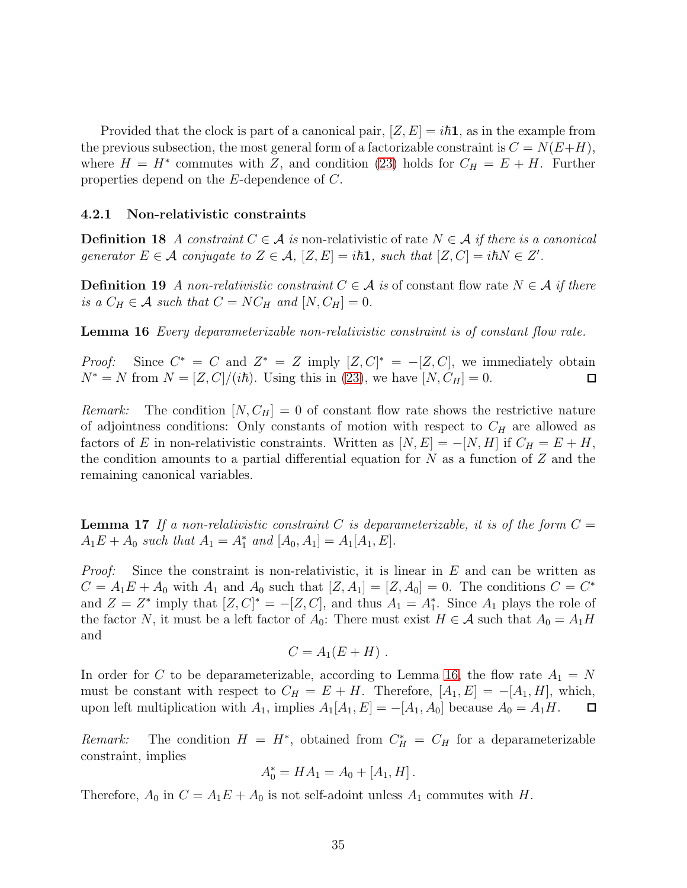Provided that the clock is part of a canonical pair, $[Z, E] = i\hbar\mathbf{1}$, as in the example from the previous subsection, the most general form of a factorizable constraint is $C = N(E+H)$, where $H = H^*$ commutes with $Z$, and condition (23) holds for $C_H = E + H$. Further properties depend on the $E$-dependence of $C$.

#### 4.2.1 Non-relativistic constraints

**Definition 18** *A constraint $C \in \mathcal{A}$ is* non-relativistic of rate $N \in \mathcal{A}$ *if there is a canonical generator $E \in \mathcal{A}$ conjugate to $Z \in \mathcal{A}$, $[Z, E] = i\hbar\mathbf{1}$, such that $[Z, C] = i\hbar N \in Z'$.*

**Definition 19** *A non-relativistic constraint $C \in \mathcal{A}$ is* of constant flow rate $N \in \mathcal{A}$ *if there is a $C_H \in \mathcal{A}$ such that $C = NC_H$ and $[N, C_H] = 0$.*

**Lemma 16** *Every deparameterizable non-relativistic constraint is of constant flow rate.*

*Proof:* Since $C^* = C$ and $Z^* = Z$ imply $[Z, C]^* = -[Z, C]$, we immediately obtain $N^* = N$ from $N = [Z, C]/(i\hbar)$. Using this in (23), we have $[N, C_H] = 0$. $\square$

*Remark:* The condition $[N, C_H] = 0$ of constant flow rate shows the restrictive nature of adjointness conditions: Only constants of motion with respect to $C_H$ are allowed as factors of $E$ in non-relativistic constraints. Written as $[N, E] = -[N, H]$ if $C_H = E + H$, the condition amounts to a partial differential equation for $N$ as a function of $Z$ and the remaining canonical variables.

**Lemma 17** *If a non-relativistic constraint $C$ is deparameterizable, it is of the form $C = A_1E + A_0$ such that $A_1 = A_1^*$ and $[A_0, A_1] = A_1[A_1, E]$.*

*Proof:* Since the constraint is non-relativistic, it is linear in $E$ and can be written as $C = A_1E + A_0$ with $A_1$ and $A_0$ such that $[Z, A_1] = [Z, A_0] = 0$. The conditions $C = C^*$ and $Z = Z^*$ imply that $[Z, C]^* = -[Z, C]$, and thus $A_1 = A_1^*$. Since $A_1$ plays the role of the factor $N$, it must be a left factor of $A_0$: There must exist $H \in \mathcal{A}$ such that $A_0 = A_1H$ and

$$C = A_1(E + H) .$$

In order for $C$ to be deparameterizable, according to Lemma 16, the flow rate $A_1 = N$ must be constant with respect to $C_H = E + H$. Therefore, $[A_1, E] = -[A_1, H]$, which, upon left multiplication with $A_1$, implies $A_1[A_1, E] = -[A_1, A_0]$ because $A_0 = A_1H$. $\square$

*Remark:* The condition $H = H^*$, obtained from $C_H^* = C_H$ for a deparameterizable constraint, implies

$$A_0^* = HA_1 = A_0 + [A_1, H] .$$

Therefore, $A_0$ in $C = A_1E + A_0$ is not self-adoint unless $A_1$ commutes with $H$.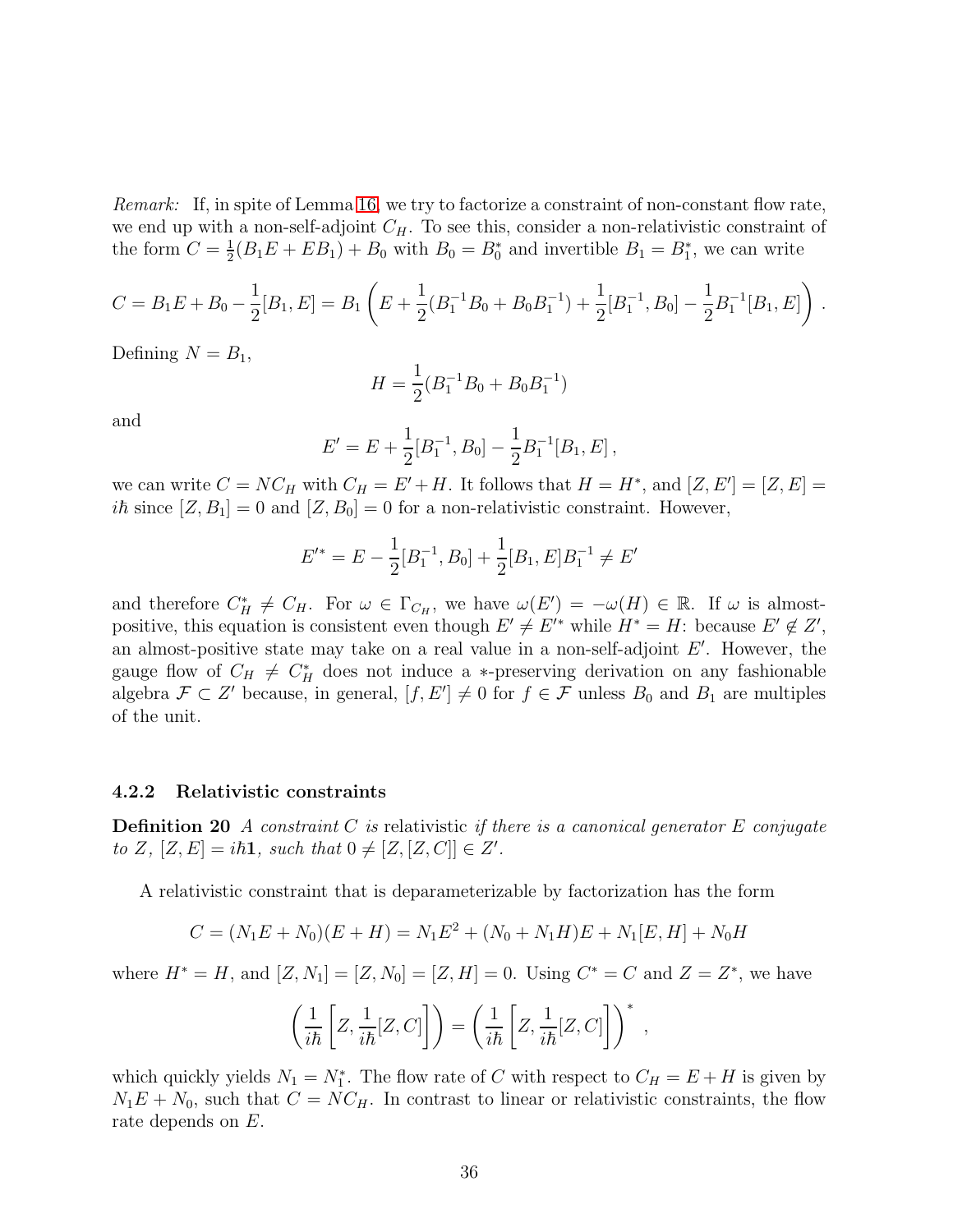*Remark:* If, in spite of Lemma 16, we try to factorize a constraint of non-constant flow rate, we end up with a non-self-adjoint $C_H$. To see this, consider a non-relativistic constraint of the form $C = \frac{1}{2}(B_1E + EB_1) + B_0$ with $B_0 = B_0^*$ and invertible $B_1 = B_1^*$, we can write

$$C = B_1E + B_0 - \frac{1}{2}[B_1, E] = B_1\left(E + \frac{1}{2}(B_1^{-1}B_0 + B_0B_1^{-1}) + \frac{1}{2}[B_1^{-1}, B_0] - \frac{1}{2}B_1^{-1}[B_1, E]\right).$$

Defining $N = B_1$,

$$H = \frac{1}{2}(B_1^{-1}B_0 + B_0B_1^{-1})$$

and

$$E' = E + \frac{1}{2}[B_1^{-1}, B_0] - \frac{1}{2}B_1^{-1}[B_1, E]\,,$$

we can write $C = NC_H$ with $C_H = E' + H$. It follows that $H = H^*$, and $[Z, E'] = [Z, E] = i\hbar$ since $[Z, B_1] = 0$ and $[Z, B_0] = 0$ for a non-relativistic constraint. However,

$$E'^* = E - \frac{1}{2}[B_1^{-1}, B_0] + \frac{1}{2}[B_1, E]B_1^{-1} \neq E'$$

and therefore $C_H^* \neq C_H$. For $\omega \in \Gamma_{C_H}$, we have $\omega(E') = -\omega(H) \in \mathbb{R}$. If $\omega$ is almost-positive, this equation is consistent even though $E' \neq E'^*$ while $H^* = H$: because $E' \notin Z'$, an almost-positive state may take on a real value in a non-self-adjoint $E'$. However, the gauge flow of $C_H \neq C_H^*$ does not induce a $*$-preserving derivation on any fashionable algebra $\mathcal{F} \subset Z'$ because, in general, $[f, E'] \neq 0$ for $f \in \mathcal{F}$ unless $B_0$ and $B_1$ are multiples of the unit.

#### 4.2.2 Relativistic constraints

**Definition 20** *A constraint $C$ is* relativistic *if there is a canonical generator $E$ conjugate to $Z$, $[Z, E] = i\hbar\mathbf{1}$, such that $0 \neq [Z, [Z, C]] \in Z'$.*

A relativistic constraint that is deparameterizable by factorization has the form

$$C = (N_1E + N_0)(E + H) = N_1E^2 + (N_0 + N_1H)E + N_1[E, H] + N_0H$$

where $H^* = H$, and $[Z, N_1] = [Z, N_0] = [Z, H] = 0$. Using $C^* = C$ and $Z = Z^*$, we have

$$\left(\frac{1}{i\hbar}\left[Z, \frac{1}{i\hbar}[Z, C]\right]\right) = \left(\frac{1}{i\hbar}\left[Z, \frac{1}{i\hbar}[Z, C]\right]\right)^*,$$

which quickly yields $N_1 = N_1^*$. The flow rate of $C$ with respect to $C_H = E + H$ is given by $N_1E + N_0$, such that $C = NC_H$. In contrast to linear or relativistic constraints, the flow rate depends on $E$.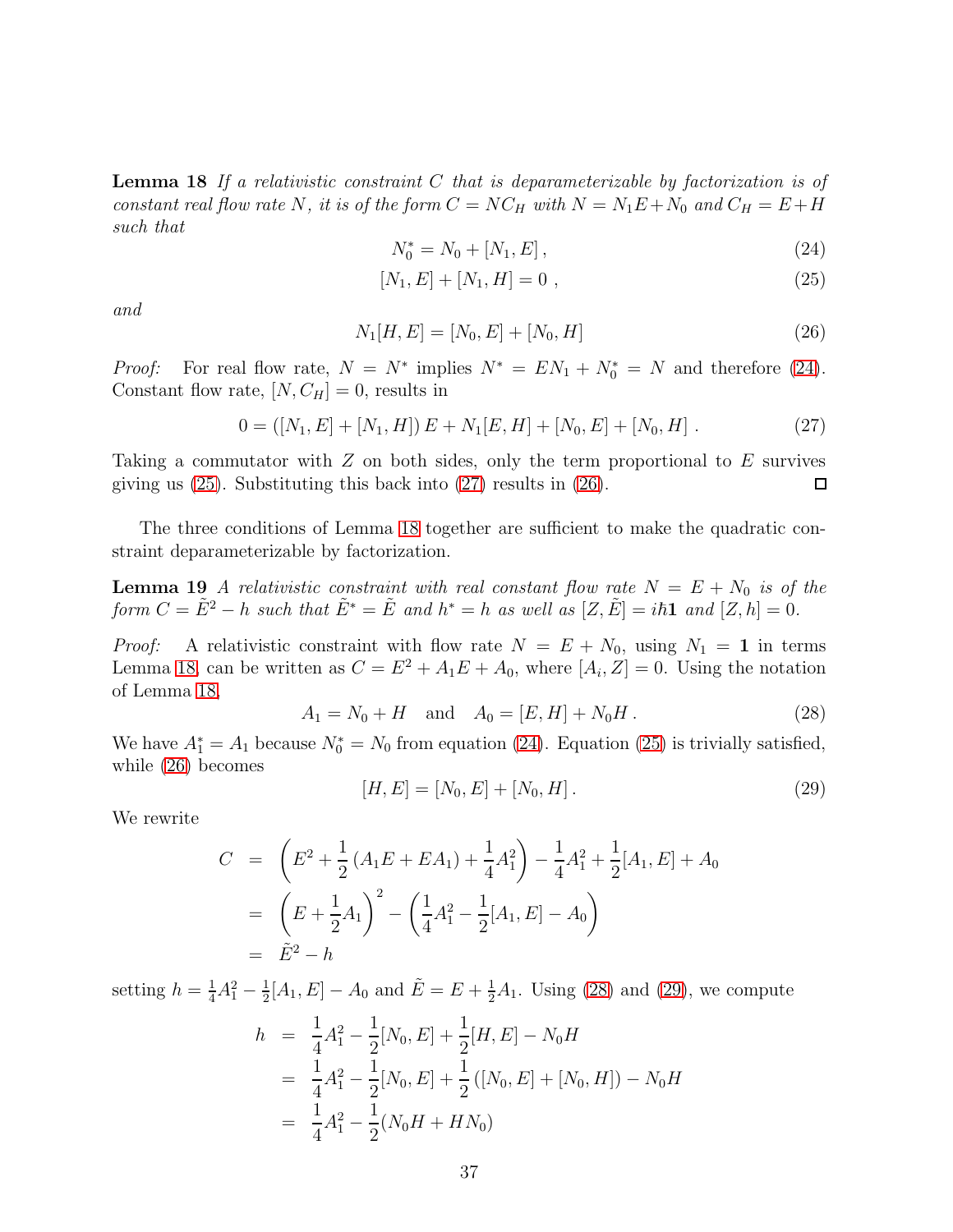**Lemma 18** *If a relativistic constraint $C$ that is deparameterizable by factorization is of constant real flow rate $N$, it is of the form $C = NC_H$ with $N = N_1E + N_0$ and $C_H = E + H$ such that*

$$N_0^* = N_0 + [N_1, E]\,, \tag{24}$$

$$[N_1, E] + [N_1, H] = 0\ , \tag{25}$$

*and*

$$N_1[H, E] = [N_0, E] + [N_0, H] \tag{26}$$

*Proof:* For real flow rate, $N = N^*$ implies $N^* = EN_1 + N_0^* = N$ and therefore (24). Constant flow rate, $[N, C_H] = 0$, results in

$$0 = ([N_1, E] + [N_1, H])\, E + N_1[E, H] + [N_0, E] + [N_0, H]\ . \tag{27}$$

Taking a commutator with $Z$ on both sides, only the term proportional to $E$ survives giving us (25). Substituting this back into (27) results in (26). □

The three conditions of Lemma 18 together are sufficient to make the quadratic constraint deparameterizable by factorization.

**Lemma 19** *A relativistic constraint with real constant flow rate $N = E + N_0$ is of the form $C = \tilde{E}^2 - h$ such that $\tilde{E}^* = \tilde{E}$ and $h^* = h$ as well as $[Z, \tilde{E}] = i\hbar\mathbf{1}$ and $[Z, h] = 0$.*

*Proof:* A relativistic constraint with flow rate $N = E + N_0$, using $N_1 = \mathbf{1}$ in terms Lemma 18, can be written as $C = E^2 + A_1E + A_0$, where $[A_i, Z] = 0$. Using the notation of Lemma 18,

$$A_1 = N_0 + H \quad \text{and} \quad A_0 = [E, H] + N_0 H\,. \tag{28}$$

We have $A_1^* = A_1$ because $N_0^* = N_0$ from equation (24). Equation (25) is trivially satisfied, while (26) becomes

$$[H, E] = [N_0, E] + [N_0, H]\,. \tag{29}$$

We rewrite

$$\begin{aligned}
C &= \left(E^2 + \frac{1}{2}\left(A_1E + EA_1\right) + \frac{1}{4}A_1^2\right) - \frac{1}{4}A_1^2 + \frac{1}{2}[A_1, E] + A_0 \\
&= \left(E + \frac{1}{2}A_1\right)^2 - \left(\frac{1}{4}A_1^2 - \frac{1}{2}[A_1, E] - A_0\right) \\
&= \tilde{E}^2 - h
\end{aligned}$$

setting $h = \frac{1}{4}A_1^2 - \frac{1}{2}[A_1, E] - A_0$ and $\tilde{E} = E + \frac{1}{2}A_1$. Using (28) and (29), we compute

$$\begin{aligned}
h &= \frac{1}{4}A_1^2 - \frac{1}{2}[N_0, E] + \frac{1}{2}[H, E] - N_0 H \\
&= \frac{1}{4}A_1^2 - \frac{1}{2}[N_0, E] + \frac{1}{2}\left([N_0, E] + [N_0, H]\right) - N_0 H \\
&= \frac{1}{4}A_1^2 - \frac{1}{2}(N_0 H + H N_0)
\end{aligned}$$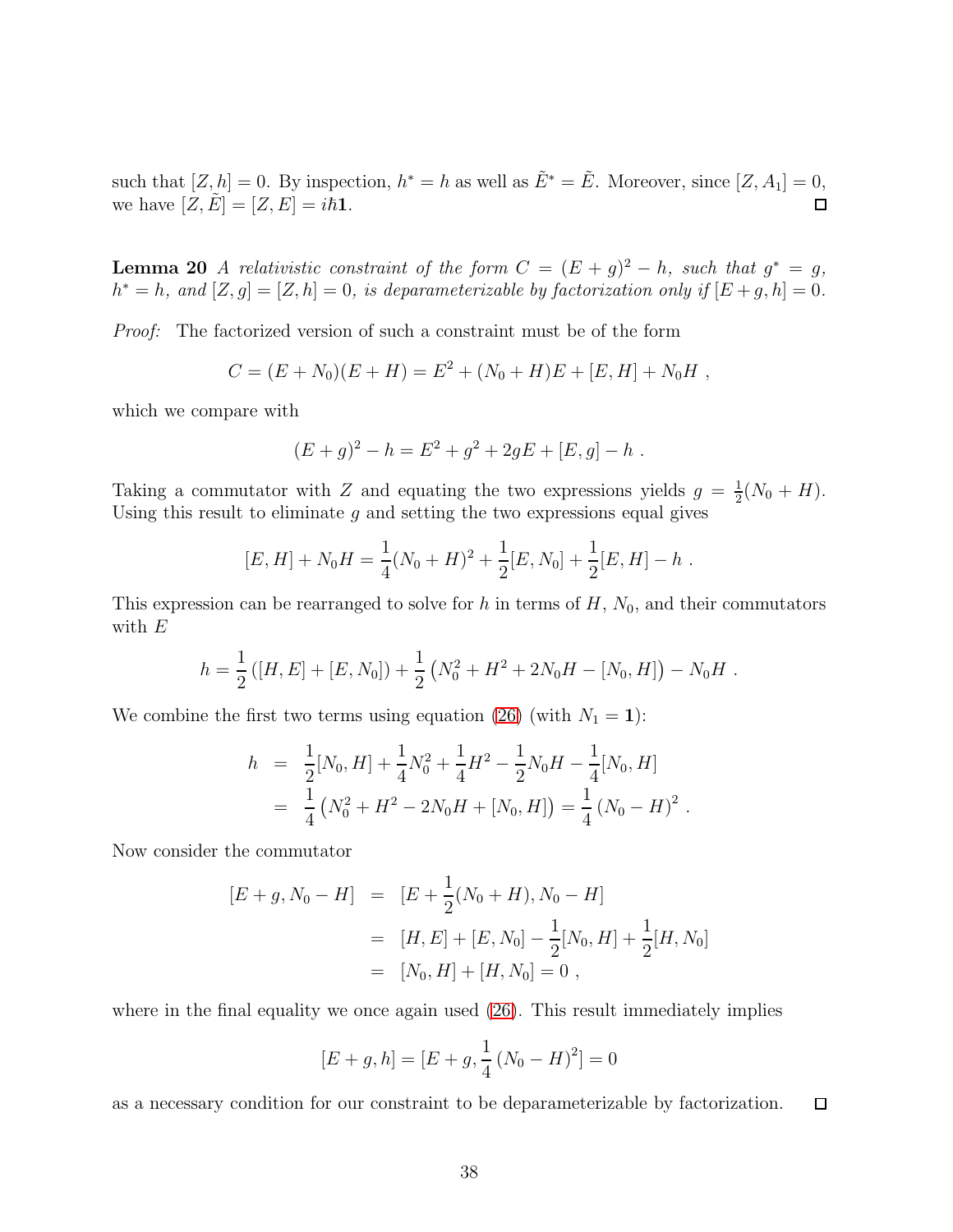such that $[Z, h] = 0$. By inspection, $h^* = h$ as well as $\tilde{E}^* = \tilde{E}$. Moreover, since $[Z, A_1] = 0$, we have $[Z, \tilde{E}] = [Z, E] = i\hbar\mathbf{1}$. □

**Lemma 20** *A relativistic constraint of the form $C = (E + g)^2 - h$, such that $g^* = g$, $h^* = h$, and $[Z, g] = [Z, h] = 0$, is deparameterizable by factorization only if $[E + g, h] = 0$.*

*Proof:* The factorized version of such a constraint must be of the form

$$C = (E + N_0)(E + H) = E^2 + (N_0 + H)E + [E, H] + N_0 H \ ,$$

which we compare with

$$(E + g)^2 - h = E^2 + g^2 + 2gE + [E, g] - h \ .$$

Taking a commutator with $Z$ and equating the two expressions yields $g = \frac{1}{2}(N_0 + H)$. Using this result to eliminate $g$ and setting the two expressions equal gives

$$[E, H] + N_0 H = \frac{1}{4}(N_0 + H)^2 + \frac{1}{2}[E, N_0] + \frac{1}{2}[E, H] - h \ .$$

This expression can be rearranged to solve for $h$ in terms of $H$, $N_0$, and their commutators with $E$

$$h = \frac{1}{2}\left([H, E] + [E, N_0]\right) + \frac{1}{2}\left(N_0^2 + H^2 + 2N_0 H - [N_0, H]\right) - N_0 H \ .$$

We combine the first two terms using equation (26) (with $N_1 = \mathbf{1}$):

$$\begin{aligned} h &= \frac{1}{2}[N_0, H] + \frac{1}{4}N_0^2 + \frac{1}{4}H^2 - \frac{1}{2}N_0 H - \frac{1}{4}[N_0, H] \\ &= \frac{1}{4}\left(N_0^2 + H^2 - 2N_0 H + [N_0, H]\right) = \frac{1}{4}\left(N_0 - H\right)^2 \ . \end{aligned}$$

Now consider the commutator

$$\begin{aligned} [E + g, N_0 - H] &= [E + \frac{1}{2}(N_0 + H), N_0 - H] \\ &= [H, E] + [E, N_0] - \frac{1}{2}[N_0, H] + \frac{1}{2}[H, N_0] \\ &= [N_0, H] + [H, N_0] = 0 \ , \end{aligned}$$

where in the final equality we once again used (26). This result immediately implies

$$[E + g, h] = [E + g, \frac{1}{4}\left(N_0 - H\right)^2] = 0$$

as a necessary condition for our constraint to be deparameterizable by factorization. □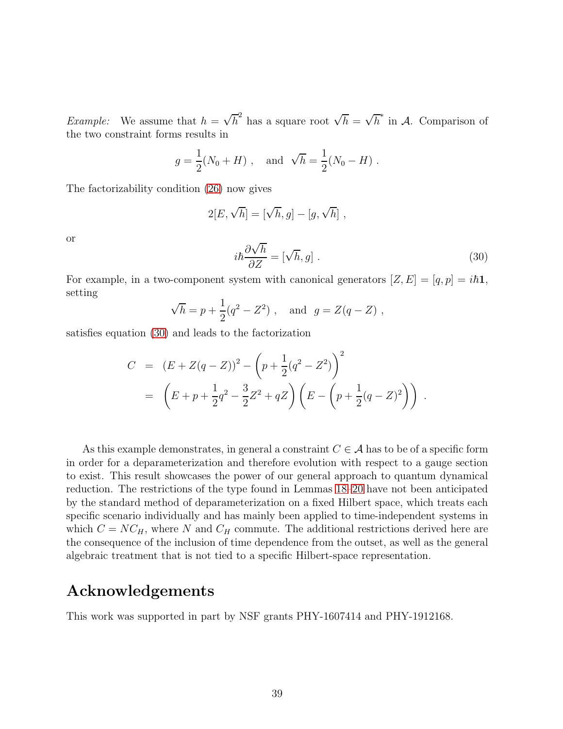*Example:* We assume that $h = \sqrt{h}^2$ has a square root $\sqrt{h} = \sqrt{h}^*$ in $\mathcal{A}$. Comparison of the two constraint forms results in

$$g = \frac{1}{2}(N_0 + H) \ , \quad \text{and} \ \ \sqrt{h} = \frac{1}{2}(N_0 - H) \ .$$

The factorizability condition (26) now gives

$$2[E, \sqrt{h}] = [\sqrt{h}, g] - [g, \sqrt{h}] \ ,$$

or

$$i\hbar \frac{\partial \sqrt{h}}{\partial Z} = [\sqrt{h}, g] \ . \tag{30}$$

For example, in a two-component system with canonical generators $[Z, E] = [q, p] = i\hbar \mathbf{1}$, setting

$$\sqrt{h} = p + \frac{1}{2}(q^2 - Z^2) \ , \quad \text{and} \ \ g = Z(q - Z) \ ,$$

satisfies equation (30) and leads to the factorization

$$\begin{aligned} C &= (E + Z(q - Z))^2 - \left(p + \frac{1}{2}(q^2 - Z^2)\right)^2 \\ &= \left(E + p + \frac{1}{2}q^2 - \frac{3}{2}Z^2 + qZ\right)\left(E - \left(p + \frac{1}{2}(q - Z)^2\right)\right) \ . \end{aligned}$$

As this example demonstrates, in general a constraint $C \in \mathcal{A}$ has to be of a specific form in order for a deparameterization and therefore evolution with respect to a gauge section to exist. This result showcases the power of our general approach to quantum dynamical reduction. The restrictions of the type found in Lemmas 18–20 have not been anticipated by the standard method of deparameterization on a fixed Hilbert space, which treats each specific scenario individually and has mainly been applied to time-independent systems in which $C = NC_H$, where $N$ and $C_H$ commute. The additional restrictions derived here are the consequence of the inclusion of time dependence from the outset, as well as the general algebraic treatment that is not tied to a specific Hilbert-space representation.

## Acknowledgements

This work was supported in part by NSF grants PHY-1607414 and PHY-1912168.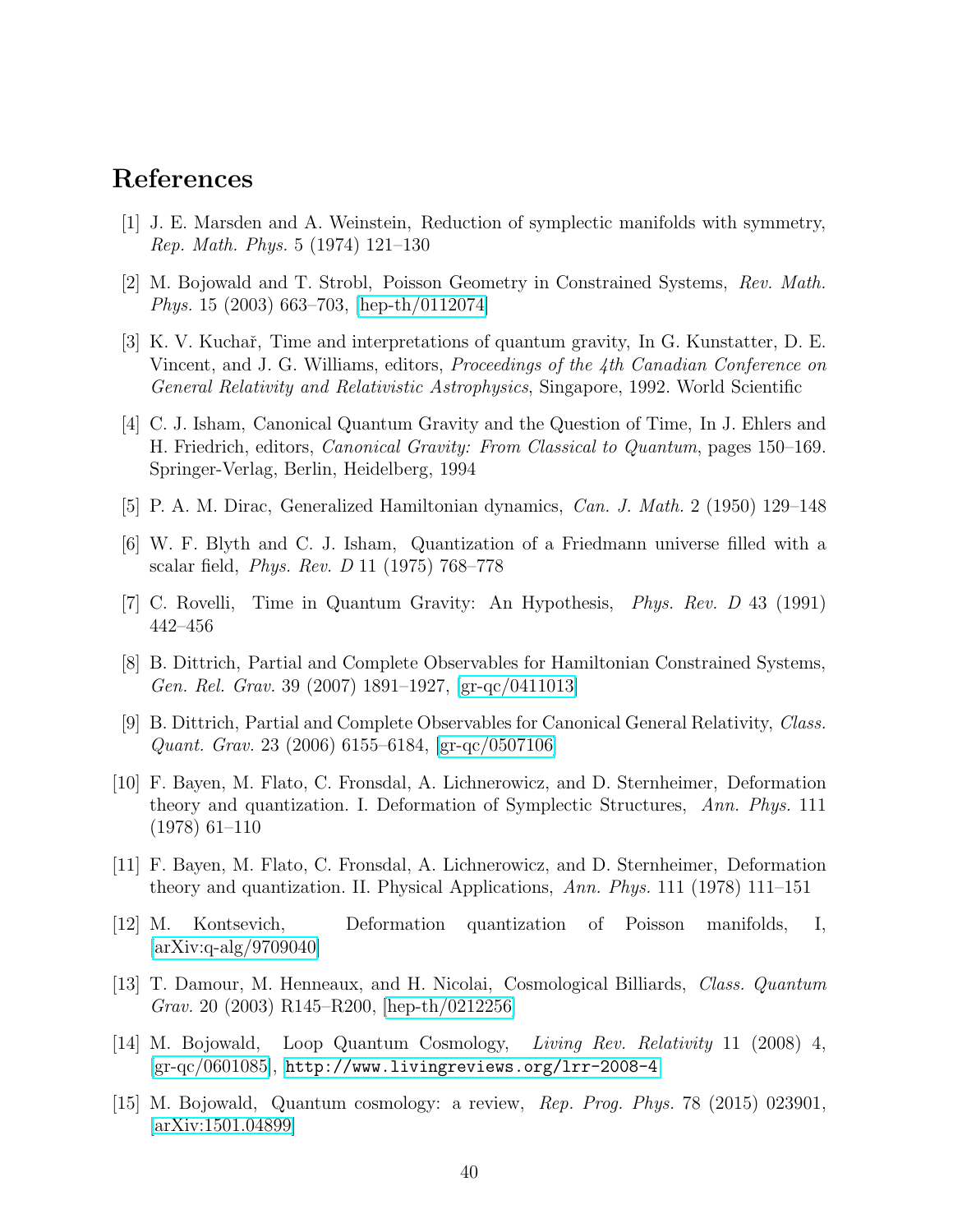# References

[1] J. E. Marsden and A. Weinstein, Reduction of symplectic manifolds with symmetry, *Rep. Math. Phys.* 5 (1974) 121–130

[2] M. Bojowald and T. Strobl, Poisson Geometry in Constrained Systems, *Rev. Math. Phys.* 15 (2003) 663–703, [hep-th/0112074]

[3] K. V. Kuchař, Time and interpretations of quantum gravity, In G. Kunstatter, D. E. Vincent, and J. G. Williams, editors, *Proceedings of the 4th Canadian Conference on General Relativity and Relativistic Astrophysics*, Singapore, 1992. World Scientific

[4] C. J. Isham, Canonical Quantum Gravity and the Question of Time, In J. Ehlers and H. Friedrich, editors, *Canonical Gravity: From Classical to Quantum*, pages 150–169. Springer-Verlag, Berlin, Heidelberg, 1994

[5] P. A. M. Dirac, Generalized Hamiltonian dynamics, *Can. J. Math.* 2 (1950) 129–148

[6] W. F. Blyth and C. J. Isham, Quantization of a Friedmann universe filled with a scalar field, *Phys. Rev. D* 11 (1975) 768–778

[7] C. Rovelli, Time in Quantum Gravity: An Hypothesis, *Phys. Rev. D* 43 (1991) 442–456

[8] B. Dittrich, Partial and Complete Observables for Hamiltonian Constrained Systems, *Gen. Rel. Grav.* 39 (2007) 1891–1927, [gr-qc/0411013]

[9] B. Dittrich, Partial and Complete Observables for Canonical General Relativity, *Class. Quant. Grav.* 23 (2006) 6155–6184, [gr-qc/0507106]

[10] F. Bayen, M. Flato, C. Fronsdal, A. Lichnerowicz, and D. Sternheimer, Deformation theory and quantization. I. Deformation of Symplectic Structures, *Ann. Phys.* 111 (1978) 61–110

[11] F. Bayen, M. Flato, C. Fronsdal, A. Lichnerowicz, and D. Sternheimer, Deformation theory and quantization. II. Physical Applications, *Ann. Phys.* 111 (1978) 111–151

[12] M. Kontsevich, Deformation quantization of Poisson manifolds, I, [arXiv:q-alg/9709040]

[13] T. Damour, M. Henneaux, and H. Nicolai, Cosmological Billiards, *Class. Quantum Grav.* 20 (2003) R145–R200, [hep-th/0212256]

[14] M. Bojowald, Loop Quantum Cosmology, *Living Rev. Relativity* 11 (2008) 4, [gr-qc/0601085], `http://www.livingreviews.org/lrr-2008-4`

[15] M. Bojowald, Quantum cosmology: a review, *Rep. Prog. Phys.* 78 (2015) 023901, [arXiv:1501.04899]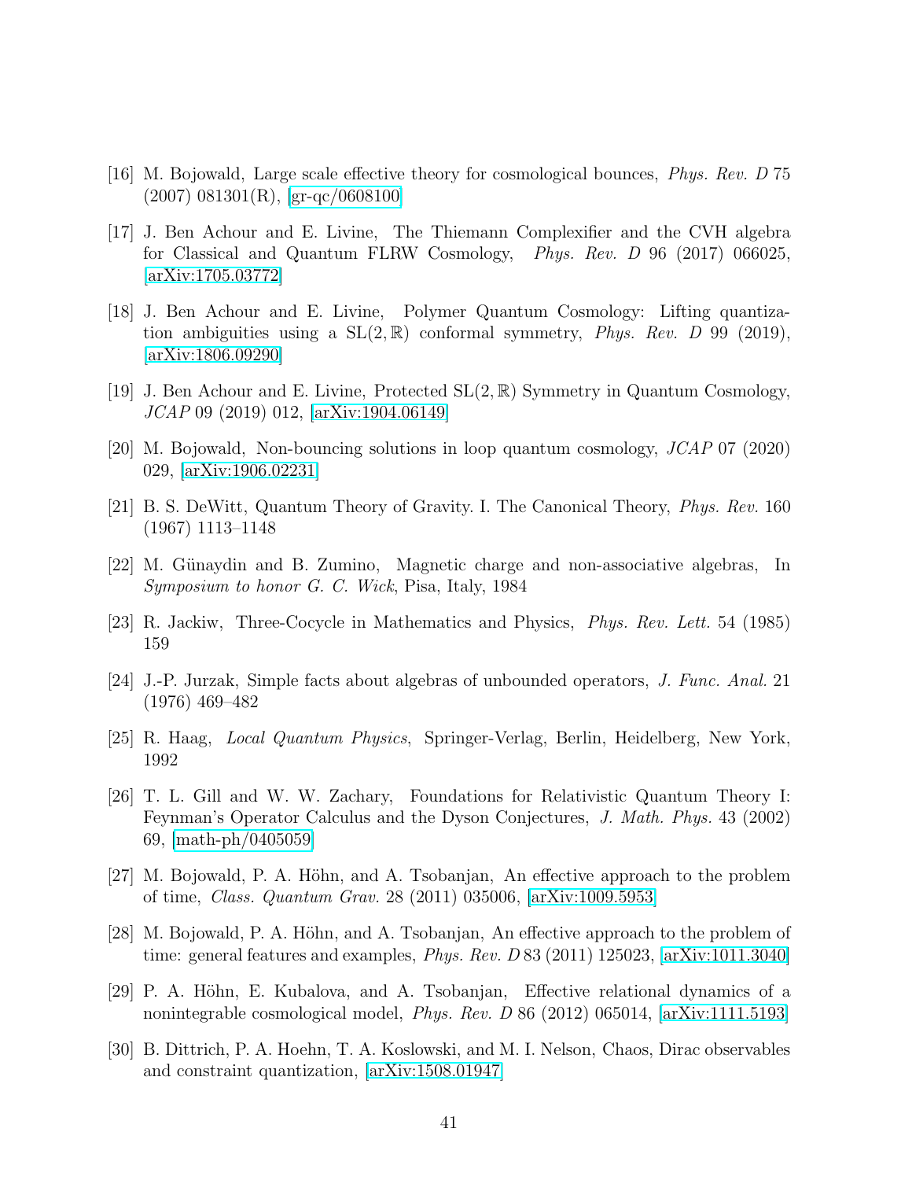[16] M. Bojowald, Large scale effective theory for cosmological bounces, *Phys. Rev. D* 75 (2007) 081301(R), [gr-qc/0608100]

[17] J. Ben Achour and E. Livine, The Thiemann Complexifier and the CVH algebra for Classical and Quantum FLRW Cosmology, *Phys. Rev. D* 96 (2017) 066025, [arXiv:1705.03772]

[18] J. Ben Achour and E. Livine, Polymer Quantum Cosmology: Lifting quantization ambiguities using a $\mathrm{SL}(2,\mathbb{R})$ conformal symmetry, *Phys. Rev. D* 99 (2019), [arXiv:1806.09290]

[19] J. Ben Achour and E. Livine, Protected $\mathrm{SL}(2,\mathbb{R})$ Symmetry in Quantum Cosmology, *JCAP* 09 (2019) 012, [arXiv:1904.06149]

[20] M. Bojowald, Non-bouncing solutions in loop quantum cosmology, *JCAP* 07 (2020) 029, [arXiv:1906.02231]

[21] B. S. DeWitt, Quantum Theory of Gravity. I. The Canonical Theory, *Phys. Rev.* 160 (1967) 1113–1148

[22] M. Günaydin and B. Zumino, Magnetic charge and non-associative algebras, In *Symposium to honor G. C. Wick*, Pisa, Italy, 1984

[23] R. Jackiw, Three-Cocycle in Mathematics and Physics, *Phys. Rev. Lett.* 54 (1985) 159

[24] J.-P. Jurzak, Simple facts about algebras of unbounded operators, *J. Func. Anal.* 21 (1976) 469–482

[25] R. Haag, *Local Quantum Physics*, Springer-Verlag, Berlin, Heidelberg, New York, 1992

[26] T. L. Gill and W. W. Zachary, Foundations for Relativistic Quantum Theory I: Feynman's Operator Calculus and the Dyson Conjectures, *J. Math. Phys.* 43 (2002) 69, [math-ph/0405059]

[27] M. Bojowald, P. A. Höhn, and A. Tsobanjan, An effective approach to the problem of time, *Class. Quantum Grav.* 28 (2011) 035006, [arXiv:1009.5953]

[28] M. Bojowald, P. A. Höhn, and A. Tsobanjan, An effective approach to the problem of time: general features and examples, *Phys. Rev. D* 83 (2011) 125023, [arXiv:1011.3040]

[29] P. A. Höhn, E. Kubalova, and A. Tsobanjan, Effective relational dynamics of a nonintegrable cosmological model, *Phys. Rev. D* 86 (2012) 065014, [arXiv:1111.5193]

[30] B. Dittrich, P. A. Hoehn, T. A. Koslowski, and M. I. Nelson, Chaos, Dirac observables and constraint quantization, [arXiv:1508.01947]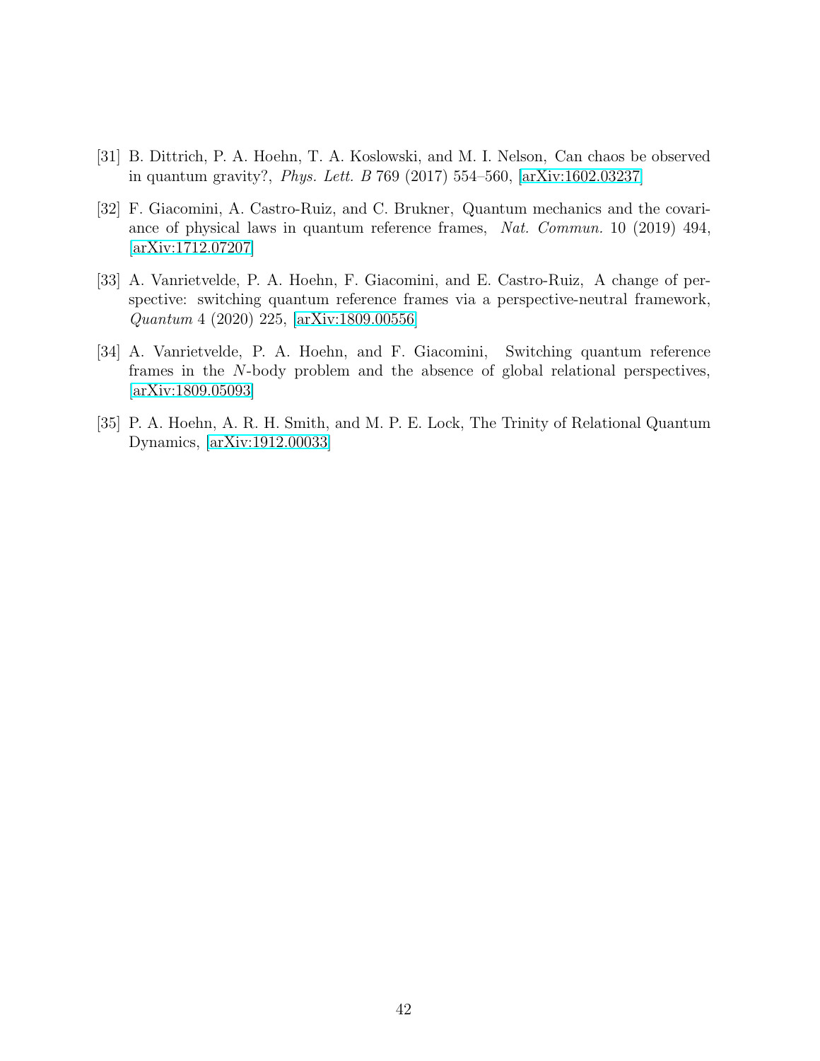[31] B. Dittrich, P. A. Hoehn, T. A. Koslowski, and M. I. Nelson, Can chaos be observed in quantum gravity?, *Phys. Lett. B* 769 (2017) 554–560, [arXiv:1602.03237]

[32] F. Giacomini, A. Castro-Ruiz, and C. Brukner, Quantum mechanics and the covariance of physical laws in quantum reference frames, *Nat. Commun.* 10 (2019) 494, [arXiv:1712.07207]

[33] A. Vanrietvelde, P. A. Hoehn, F. Giacomini, and E. Castro-Ruiz, A change of perspective: switching quantum reference frames via a perspective-neutral framework, *Quantum* 4 (2020) 225, [arXiv:1809.00556]

[34] A. Vanrietvelde, P. A. Hoehn, and F. Giacomini, Switching quantum reference frames in the $N$-body problem and the absence of global relational perspectives, [arXiv:1809.05093]

[35] P. A. Hoehn, A. R. H. Smith, and M. P. E. Lock, The Trinity of Relational Quantum Dynamics, [arXiv:1912.00033]